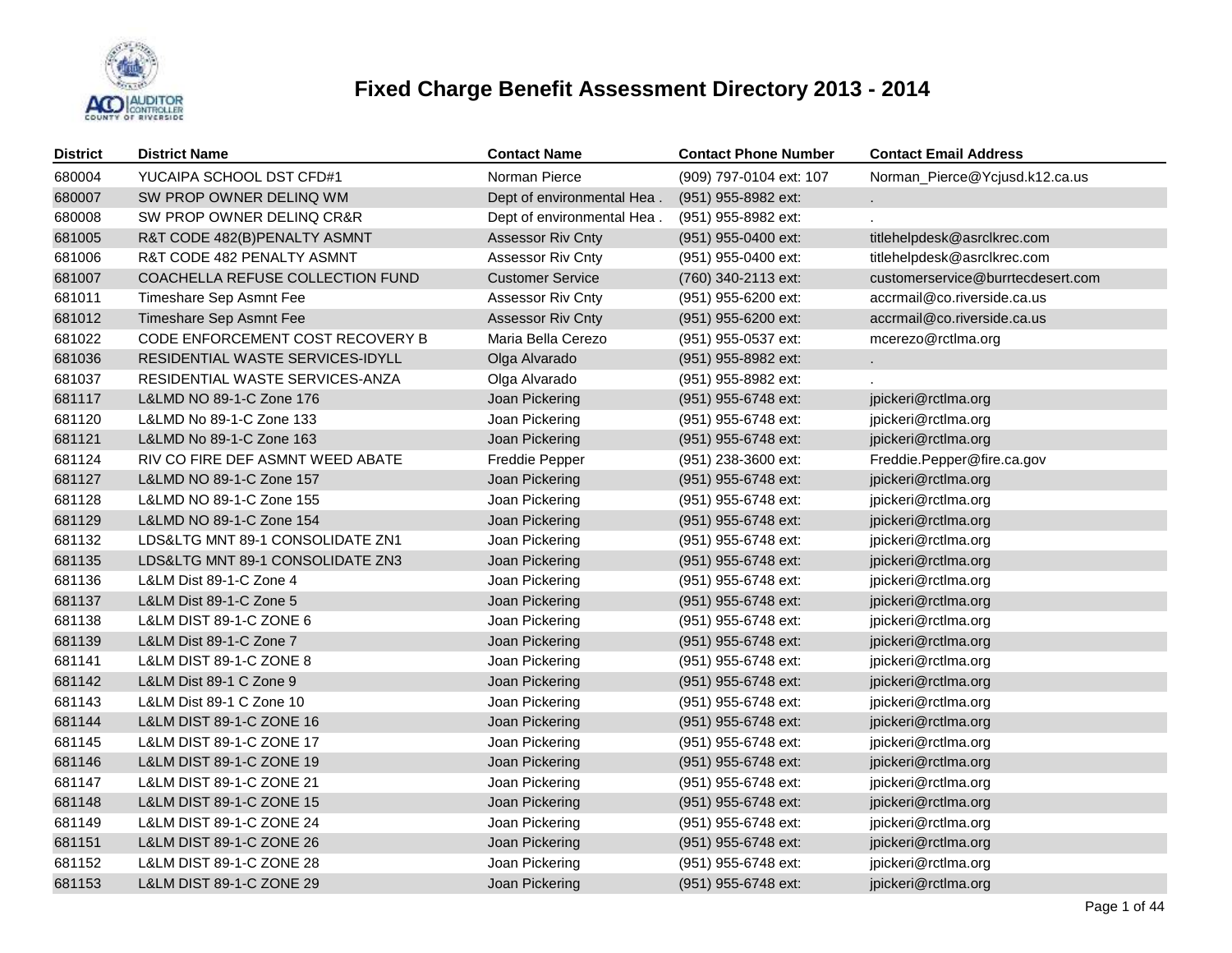# Fixed Charge Benefit Assessment Directory 2013 - 2014

| District | District Name | Contact Name | Contact Phone Number | Contact Email Address |
|---|---|---|---|---|
| 680004 | YUCAIPA SCHOOL DST CFD#1 | Norman Pierce | (909) 797-0104 ext: 107 | Norman_Pierce@Ycjusd.k12.ca.us |
| 680007 | SW PROP OWNER DELINQ WM | Dept of environmental Hea . | (951) 955-8982 ext: | . |
| 680008 | SW PROP OWNER DELINQ CR&R | Dept of environmental Hea . | (951) 955-8982 ext: | . |
| 681005 | R&T CODE 482(B)PENALTY ASMNT | Assessor Riv Cnty | (951) 955-0400 ext: | titlehelpdesk@asrclkrec.com |
| 681006 | R&T CODE 482 PENALTY ASMNT | Assessor Riv Cnty | (951) 955-0400 ext: | titlehelpdesk@asrclkrec.com |
| 681007 | COACHELLA REFUSE COLLECTION FUND | Customer Service | (760) 340-2113 ext: | customerservice@burrtecdesert.com |
| 681011 | Timeshare Sep Asmnt Fee | Assessor Riv Cnty | (951) 955-6200 ext: | accrmail@co.riverside.ca.us |
| 681012 | Timeshare Sep Asmnt Fee | Assessor Riv Cnty | (951) 955-6200 ext: | accrmail@co.riverside.ca.us |
| 681022 | CODE ENFORCEMENT COST RECOVERY B | Maria Bella Cerezo | (951) 955-0537 ext: | mcerezo@rctlma.org |
| 681036 | RESIDENTIAL WASTE SERVICES-IDYLL | Olga Alvarado | (951) 955-8982 ext: | . |
| 681037 | RESIDENTIAL WASTE SERVICES-ANZA | Olga Alvarado | (951) 955-8982 ext: | . |
| 681117 | L&LMD NO 89-1-C Zone 176 | Joan Pickering | (951) 955-6748 ext: | jpickeri@rctlma.org |
| 681120 | L&LMD No 89-1-C Zone 133 | Joan Pickering | (951) 955-6748 ext: | jpickeri@rctlma.org |
| 681121 | L&LMD No 89-1-C Zone 163 | Joan Pickering | (951) 955-6748 ext: | jpickeri@rctlma.org |
| 681124 | RIV CO FIRE DEF ASMNT WEED ABATE | Freddie Pepper | (951) 238-3600 ext: | Freddie.Pepper@fire.ca.gov |
| 681127 | L&LMD NO 89-1-C Zone 157 | Joan Pickering | (951) 955-6748 ext: | jpickeri@rctlma.org |
| 681128 | L&LMD NO 89-1-C Zone 155 | Joan Pickering | (951) 955-6748 ext: | jpickeri@rctlma.org |
| 681129 | L&LMD NO 89-1-C Zone 154 | Joan Pickering | (951) 955-6748 ext: | jpickeri@rctlma.org |
| 681132 | LDS&LTG MNT 89-1 CONSOLIDATE ZN1 | Joan Pickering | (951) 955-6748 ext: | jpickeri@rctlma.org |
| 681135 | LDS&LTG MNT 89-1 CONSOLIDATE ZN3 | Joan Pickering | (951) 955-6748 ext: | jpickeri@rctlma.org |
| 681136 | L&LM Dist 89-1-C Zone 4 | Joan Pickering | (951) 955-6748 ext: | jpickeri@rctlma.org |
| 681137 | L&LM Dist 89-1-C Zone 5 | Joan Pickering | (951) 955-6748 ext: | jpickeri@rctlma.org |
| 681138 | L&LM DIST 89-1-C ZONE 6 | Joan Pickering | (951) 955-6748 ext: | jpickeri@rctlma.org |
| 681139 | L&LM Dist 89-1-C Zone 7 | Joan Pickering | (951) 955-6748 ext: | jpickeri@rctlma.org |
| 681141 | L&LM DIST 89-1-C ZONE 8 | Joan Pickering | (951) 955-6748 ext: | jpickeri@rctlma.org |
| 681142 | L&LM Dist 89-1 C Zone 9 | Joan Pickering | (951) 955-6748 ext: | jpickeri@rctlma.org |
| 681143 | L&LM Dist 89-1 C Zone 10 | Joan Pickering | (951) 955-6748 ext: | jpickeri@rctlma.org |
| 681144 | L&LM DIST 89-1-C ZONE 16 | Joan Pickering | (951) 955-6748 ext: | jpickeri@rctlma.org |
| 681145 | L&LM DIST 89-1-C ZONE 17 | Joan Pickering | (951) 955-6748 ext: | jpickeri@rctlma.org |
| 681146 | L&LM DIST 89-1-C ZONE 19 | Joan Pickering | (951) 955-6748 ext: | jpickeri@rctlma.org |
| 681147 | L&LM DIST 89-1-C ZONE 21 | Joan Pickering | (951) 955-6748 ext: | jpickeri@rctlma.org |
| 681148 | L&LM DIST 89-1-C ZONE 15 | Joan Pickering | (951) 955-6748 ext: | jpickeri@rctlma.org |
| 681149 | L&LM DIST 89-1-C ZONE 24 | Joan Pickering | (951) 955-6748 ext: | jpickeri@rctlma.org |
| 681151 | L&LM DIST 89-1-C ZONE 26 | Joan Pickering | (951) 955-6748 ext: | jpickeri@rctlma.org |
| 681152 | L&LM DIST 89-1-C ZONE 28 | Joan Pickering | (951) 955-6748 ext: | jpickeri@rctlma.org |
| 681153 | L&LM DIST 89-1-C ZONE 29 | Joan Pickering | (951) 955-6748 ext: | jpickeri@rctlma.org |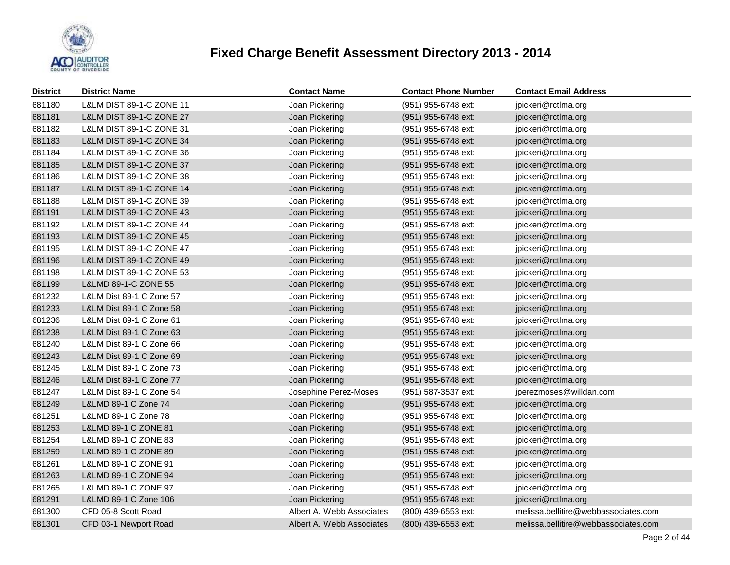# Fixed Charge Benefit Assessment Directory 2013 - 2014

| District | District Name | Contact Name | Contact Phone Number | Contact Email Address |
|---|---|---|---|---|
| 681180 | L&LM DIST 89-1-C ZONE 11 | Joan Pickering | (951) 955-6748 ext: | jpickeri@rctlma.org |
| 681181 | L&LM DIST 89-1-C ZONE 27 | Joan Pickering | (951) 955-6748 ext: | jpickeri@rctlma.org |
| 681182 | L&LM DIST 89-1-C ZONE 31 | Joan Pickering | (951) 955-6748 ext: | jpickeri@rctlma.org |
| 681183 | L&LM DIST 89-1-C ZONE 34 | Joan Pickering | (951) 955-6748 ext: | jpickeri@rctlma.org |
| 681184 | L&LM DIST 89-1-C ZONE 36 | Joan Pickering | (951) 955-6748 ext: | jpickeri@rctlma.org |
| 681185 | L&LM DIST 89-1-C ZONE 37 | Joan Pickering | (951) 955-6748 ext: | jpickeri@rctlma.org |
| 681186 | L&LM DIST 89-1-C ZONE 38 | Joan Pickering | (951) 955-6748 ext: | jpickeri@rctlma.org |
| 681187 | L&LM DIST 89-1-C ZONE 14 | Joan Pickering | (951) 955-6748 ext: | jpickeri@rctlma.org |
| 681188 | L&LM DIST 89-1-C ZONE 39 | Joan Pickering | (951) 955-6748 ext: | jpickeri@rctlma.org |
| 681191 | L&LM DIST 89-1-C ZONE 43 | Joan Pickering | (951) 955-6748 ext: | jpickeri@rctlma.org |
| 681192 | L&LM DIST 89-1-C ZONE 44 | Joan Pickering | (951) 955-6748 ext: | jpickeri@rctlma.org |
| 681193 | L&LM DIST 89-1-C ZONE 45 | Joan Pickering | (951) 955-6748 ext: | jpickeri@rctlma.org |
| 681195 | L&LM DIST 89-1-C ZONE 47 | Joan Pickering | (951) 955-6748 ext: | jpickeri@rctlma.org |
| 681196 | L&LM DIST 89-1-C ZONE 49 | Joan Pickering | (951) 955-6748 ext: | jpickeri@rctlma.org |
| 681198 | L&LM DIST 89-1-C ZONE 53 | Joan Pickering | (951) 955-6748 ext: | jpickeri@rctlma.org |
| 681199 | L&LMD 89-1-C ZONE 55 | Joan Pickering | (951) 955-6748 ext: | jpickeri@rctlma.org |
| 681232 | L&LM Dist 89-1 C Zone 57 | Joan Pickering | (951) 955-6748 ext: | jpickeri@rctlma.org |
| 681233 | L&LM Dist 89-1 C Zone 58 | Joan Pickering | (951) 955-6748 ext: | jpickeri@rctlma.org |
| 681236 | L&LM Dist 89-1 C Zone 61 | Joan Pickering | (951) 955-6748 ext: | jpickeri@rctlma.org |
| 681238 | L&LM Dist 89-1 C Zone 63 | Joan Pickering | (951) 955-6748 ext: | jpickeri@rctlma.org |
| 681240 | L&LM Dist 89-1 C Zone 66 | Joan Pickering | (951) 955-6748 ext: | jpickeri@rctlma.org |
| 681243 | L&LM Dist 89-1 C Zone 69 | Joan Pickering | (951) 955-6748 ext: | jpickeri@rctlma.org |
| 681245 | L&LM Dist 89-1 C Zone 73 | Joan Pickering | (951) 955-6748 ext: | jpickeri@rctlma.org |
| 681246 | L&LM Dist 89-1 C Zone 77 | Joan Pickering | (951) 955-6748 ext: | jpickeri@rctlma.org |
| 681247 | L&LM Dist 89-1 C Zone 54 | Josephine Perez-Moses | (951) 587-3537 ext: | jperezmoses@willdan.com |
| 681249 | L&LMD 89-1 C Zone 74 | Joan Pickering | (951) 955-6748 ext: | jpickeri@rctlma.org |
| 681251 | L&LMD 89-1 C Zone 78 | Joan Pickering | (951) 955-6748 ext: | jpickeri@rctlma.org |
| 681253 | L&LMD 89-1 C ZONE 81 | Joan Pickering | (951) 955-6748 ext: | jpickeri@rctlma.org |
| 681254 | L&LMD 89-1 C ZONE 83 | Joan Pickering | (951) 955-6748 ext: | jpickeri@rctlma.org |
| 681259 | L&LMD 89-1 C ZONE 89 | Joan Pickering | (951) 955-6748 ext: | jpickeri@rctlma.org |
| 681261 | L&LMD 89-1 C ZONE 91 | Joan Pickering | (951) 955-6748 ext: | jpickeri@rctlma.org |
| 681263 | L&LMD 89-1 C ZONE 94 | Joan Pickering | (951) 955-6748 ext: | jpickeri@rctlma.org |
| 681265 | L&LMD 89-1 C ZONE 97 | Joan Pickering | (951) 955-6748 ext: | jpickeri@rctlma.org |
| 681291 | L&LMD 89-1 C Zone 106 | Joan Pickering | (951) 955-6748 ext: | jpickeri@rctlma.org |
| 681300 | CFD 05-8 Scott Road | Albert A. Webb Associates | (800) 439-6553 ext: | melissa.bellitire@webbassociates.com |
| 681301 | CFD 03-1 Newport Road | Albert A. Webb Associates | (800) 439-6553 ext: | melissa.bellitire@webbassociates.com |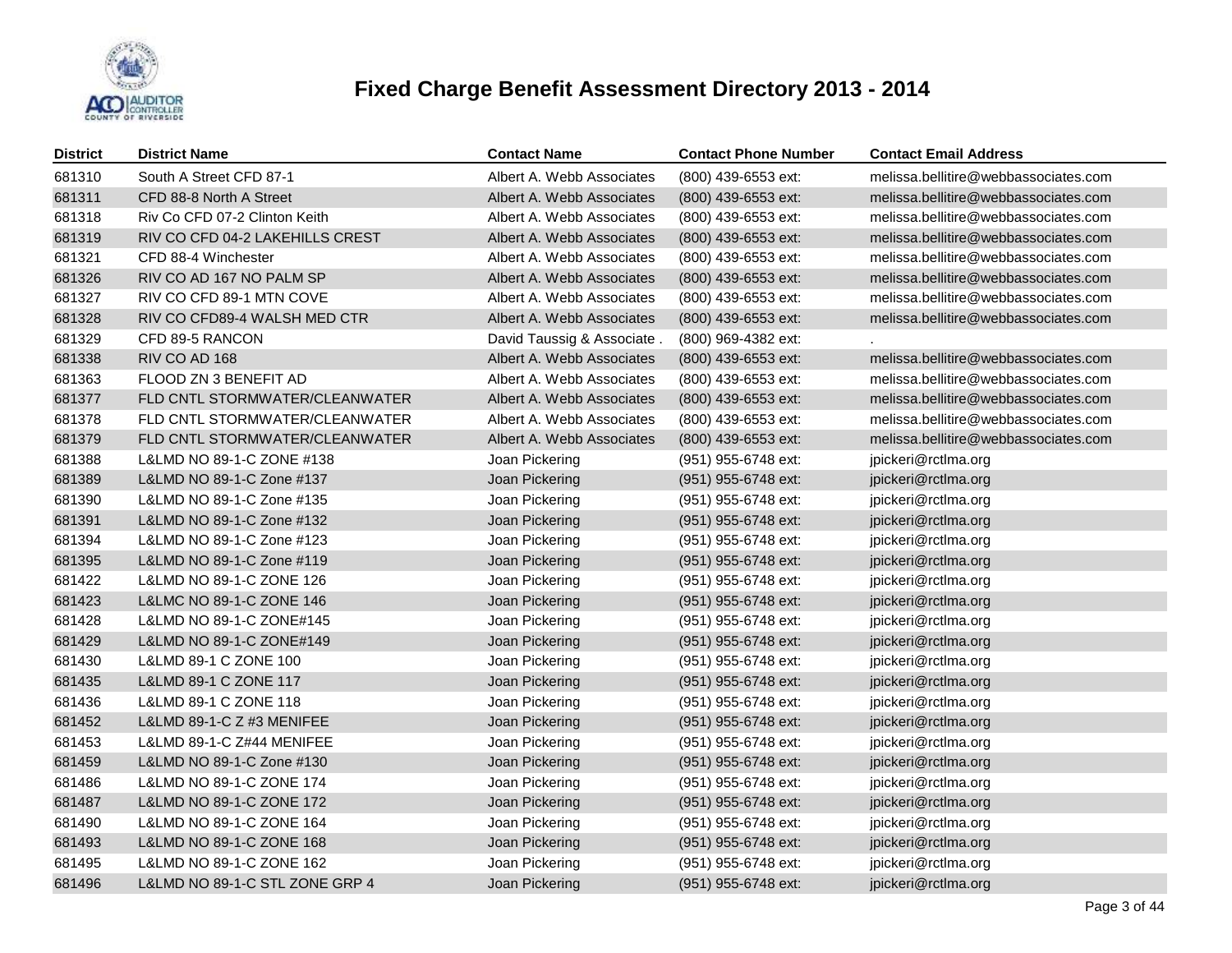# Fixed Charge Benefit Assessment Directory 2013 - 2014

| District | District Name | Contact Name | Contact Phone Number | Contact Email Address |
|---|---|---|---|---|
| 681310 | South A Street CFD 87-1 | Albert A. Webb Associates | (800) 439-6553 ext: | melissa.bellitire@webbassociates.com |
| 681311 | CFD 88-8 North A Street | Albert A. Webb Associates | (800) 439-6553 ext: | melissa.bellitire@webbassociates.com |
| 681318 | Riv Co CFD 07-2 Clinton Keith | Albert A. Webb Associates | (800) 439-6553 ext: | melissa.bellitire@webbassociates.com |
| 681319 | RIV CO CFD 04-2 LAKEHILLS CREST | Albert A. Webb Associates | (800) 439-6553 ext: | melissa.bellitire@webbassociates.com |
| 681321 | CFD 88-4 Winchester | Albert A. Webb Associates | (800) 439-6553 ext: | melissa.bellitire@webbassociates.com |
| 681326 | RIV CO AD 167 NO PALM SP | Albert A. Webb Associates | (800) 439-6553 ext: | melissa.bellitire@webbassociates.com |
| 681327 | RIV CO CFD 89-1 MTN COVE | Albert A. Webb Associates | (800) 439-6553 ext: | melissa.bellitire@webbassociates.com |
| 681328 | RIV CO CFD89-4 WALSH MED CTR | Albert A. Webb Associates | (800) 439-6553 ext: | melissa.bellitire@webbassociates.com |
| 681329 | CFD 89-5 RANCON | David Taussig & Associate . | (800) 969-4382 ext: | . |
| 681338 | RIV CO AD 168 | Albert A. Webb Associates | (800) 439-6553 ext: | melissa.bellitire@webbassociates.com |
| 681363 | FLOOD ZN 3 BENEFIT AD | Albert A. Webb Associates | (800) 439-6553 ext: | melissa.bellitire@webbassociates.com |
| 681377 | FLD CNTL STORMWATER/CLEANWATER | Albert A. Webb Associates | (800) 439-6553 ext: | melissa.bellitire@webbassociates.com |
| 681378 | FLD CNTL STORMWATER/CLEANWATER | Albert A. Webb Associates | (800) 439-6553 ext: | melissa.bellitire@webbassociates.com |
| 681379 | FLD CNTL STORMWATER/CLEANWATER | Albert A. Webb Associates | (800) 439-6553 ext: | melissa.bellitire@webbassociates.com |
| 681388 | L&LMD NO 89-1-C ZONE #138 | Joan Pickering | (951) 955-6748 ext: | jpickeri@rctlma.org |
| 681389 | L&LMD NO 89-1-C Zone #137 | Joan Pickering | (951) 955-6748 ext: | jpickeri@rctlma.org |
| 681390 | L&LMD NO 89-1-C Zone #135 | Joan Pickering | (951) 955-6748 ext: | jpickeri@rctlma.org |
| 681391 | L&LMD NO 89-1-C Zone #132 | Joan Pickering | (951) 955-6748 ext: | jpickeri@rctlma.org |
| 681394 | L&LMD NO 89-1-C Zone #123 | Joan Pickering | (951) 955-6748 ext: | jpickeri@rctlma.org |
| 681395 | L&LMD NO 89-1-C Zone #119 | Joan Pickering | (951) 955-6748 ext: | jpickeri@rctlma.org |
| 681422 | L&LMD NO 89-1-C ZONE 126 | Joan Pickering | (951) 955-6748 ext: | jpickeri@rctlma.org |
| 681423 | L&LMC NO 89-1-C ZONE 146 | Joan Pickering | (951) 955-6748 ext: | jpickeri@rctlma.org |
| 681428 | L&LMD NO 89-1-C ZONE#145 | Joan Pickering | (951) 955-6748 ext: | jpickeri@rctlma.org |
| 681429 | L&LMD NO 89-1-C ZONE#149 | Joan Pickering | (951) 955-6748 ext: | jpickeri@rctlma.org |
| 681430 | L&LMD 89-1 C ZONE 100 | Joan Pickering | (951) 955-6748 ext: | jpickeri@rctlma.org |
| 681435 | L&LMD 89-1 C ZONE 117 | Joan Pickering | (951) 955-6748 ext: | jpickeri@rctlma.org |
| 681436 | L&LMD 89-1 C ZONE 118 | Joan Pickering | (951) 955-6748 ext: | jpickeri@rctlma.org |
| 681452 | L&LMD 89-1-C Z #3 MENIFEE | Joan Pickering | (951) 955-6748 ext: | jpickeri@rctlma.org |
| 681453 | L&LMD 89-1-C Z#44 MENIFEE | Joan Pickering | (951) 955-6748 ext: | jpickeri@rctlma.org |
| 681459 | L&LMD NO 89-1-C Zone #130 | Joan Pickering | (951) 955-6748 ext: | jpickeri@rctlma.org |
| 681486 | L&LMD NO 89-1-C ZONE 174 | Joan Pickering | (951) 955-6748 ext: | jpickeri@rctlma.org |
| 681487 | L&LMD NO 89-1-C ZONE 172 | Joan Pickering | (951) 955-6748 ext: | jpickeri@rctlma.org |
| 681490 | L&LMD NO 89-1-C ZONE 164 | Joan Pickering | (951) 955-6748 ext: | jpickeri@rctlma.org |
| 681493 | L&LMD NO 89-1-C ZONE 168 | Joan Pickering | (951) 955-6748 ext: | jpickeri@rctlma.org |
| 681495 | L&LMD NO 89-1-C ZONE 162 | Joan Pickering | (951) 955-6748 ext: | jpickeri@rctlma.org |
| 681496 | L&LMD NO 89-1-C STL ZONE GRP 4 | Joan Pickering | (951) 955-6748 ext: | jpickeri@rctlma.org |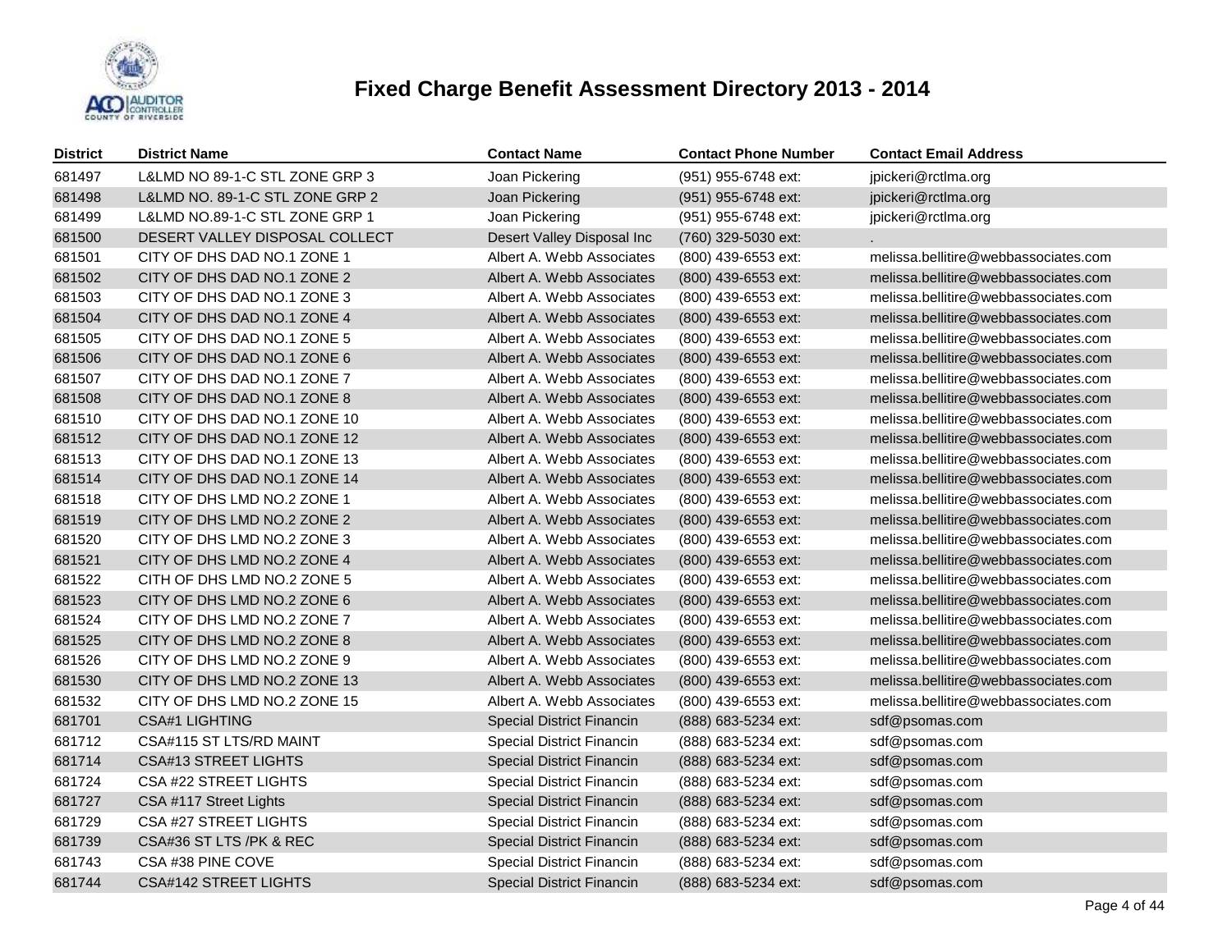# Fixed Charge Benefit Assessment Directory 2013 - 2014

| District | District Name | Contact Name | Contact Phone Number | Contact Email Address |
|---|---|---|---|---|
| 681497 | L&LMD NO 89-1-C STL ZONE GRP 3 | Joan Pickering | (951) 955-6748 ext: | jpickeri@rctlma.org |
| 681498 | L&LMD NO. 89-1-C STL ZONE GRP 2 | Joan Pickering | (951) 955-6748 ext: | jpickeri@rctlma.org |
| 681499 | L&LMD NO.89-1-C STL ZONE GRP 1 | Joan Pickering | (951) 955-6748 ext: | jpickeri@rctlma.org |
| 681500 | DESERT VALLEY DISPOSAL COLLECT | Desert Valley Disposal Inc | (760) 329-5030 ext: | . |
| 681501 | CITY OF DHS DAD NO.1 ZONE 1 | Albert A. Webb Associates | (800) 439-6553 ext: | melissa.bellitire@webbassociates.com |
| 681502 | CITY OF DHS DAD NO.1 ZONE 2 | Albert A. Webb Associates | (800) 439-6553 ext: | melissa.bellitire@webbassociates.com |
| 681503 | CITY OF DHS DAD NO.1 ZONE 3 | Albert A. Webb Associates | (800) 439-6553 ext: | melissa.bellitire@webbassociates.com |
| 681504 | CITY OF DHS DAD NO.1 ZONE 4 | Albert A. Webb Associates | (800) 439-6553 ext: | melissa.bellitire@webbassociates.com |
| 681505 | CITY OF DHS DAD NO.1 ZONE 5 | Albert A. Webb Associates | (800) 439-6553 ext: | melissa.bellitire@webbassociates.com |
| 681506 | CITY OF DHS DAD NO.1 ZONE 6 | Albert A. Webb Associates | (800) 439-6553 ext: | melissa.bellitire@webbassociates.com |
| 681507 | CITY OF DHS DAD NO.1 ZONE 7 | Albert A. Webb Associates | (800) 439-6553 ext: | melissa.bellitire@webbassociates.com |
| 681508 | CITY OF DHS DAD NO.1 ZONE 8 | Albert A. Webb Associates | (800) 439-6553 ext: | melissa.bellitire@webbassociates.com |
| 681510 | CITY OF DHS DAD NO.1 ZONE 10 | Albert A. Webb Associates | (800) 439-6553 ext: | melissa.bellitire@webbassociates.com |
| 681512 | CITY OF DHS DAD NO.1 ZONE 12 | Albert A. Webb Associates | (800) 439-6553 ext: | melissa.bellitire@webbassociates.com |
| 681513 | CITY OF DHS DAD NO.1 ZONE 13 | Albert A. Webb Associates | (800) 439-6553 ext: | melissa.bellitire@webbassociates.com |
| 681514 | CITY OF DHS DAD NO.1 ZONE 14 | Albert A. Webb Associates | (800) 439-6553 ext: | melissa.bellitire@webbassociates.com |
| 681518 | CITY OF DHS LMD NO.2 ZONE 1 | Albert A. Webb Associates | (800) 439-6553 ext: | melissa.bellitire@webbassociates.com |
| 681519 | CITY OF DHS LMD NO.2 ZONE 2 | Albert A. Webb Associates | (800) 439-6553 ext: | melissa.bellitire@webbassociates.com |
| 681520 | CITY OF DHS LMD NO.2 ZONE 3 | Albert A. Webb Associates | (800) 439-6553 ext: | melissa.bellitire@webbassociates.com |
| 681521 | CITY OF DHS LMD NO.2 ZONE 4 | Albert A. Webb Associates | (800) 439-6553 ext: | melissa.bellitire@webbassociates.com |
| 681522 | CITH OF DHS LMD NO.2 ZONE 5 | Albert A. Webb Associates | (800) 439-6553 ext: | melissa.bellitire@webbassociates.com |
| 681523 | CITY OF DHS LMD NO.2 ZONE 6 | Albert A. Webb Associates | (800) 439-6553 ext: | melissa.bellitire@webbassociates.com |
| 681524 | CITY OF DHS LMD NO.2 ZONE 7 | Albert A. Webb Associates | (800) 439-6553 ext: | melissa.bellitire@webbassociates.com |
| 681525 | CITY OF DHS LMD NO.2 ZONE 8 | Albert A. Webb Associates | (800) 439-6553 ext: | melissa.bellitire@webbassociates.com |
| 681526 | CITY OF DHS LMD NO.2 ZONE 9 | Albert A. Webb Associates | (800) 439-6553 ext: | melissa.bellitire@webbassociates.com |
| 681530 | CITY OF DHS LMD NO.2 ZONE 13 | Albert A. Webb Associates | (800) 439-6553 ext: | melissa.bellitire@webbassociates.com |
| 681532 | CITY OF DHS LMD NO.2 ZONE 15 | Albert A. Webb Associates | (800) 439-6553 ext: | melissa.bellitire@webbassociates.com |
| 681701 | CSA#1 LIGHTING | Special District Financin | (888) 683-5234 ext: | sdf@psomas.com |
| 681712 | CSA#115 ST LTS/RD MAINT | Special District Financin | (888) 683-5234 ext: | sdf@psomas.com |
| 681714 | CSA#13 STREET LIGHTS | Special District Financin | (888) 683-5234 ext: | sdf@psomas.com |
| 681724 | CSA #22 STREET LIGHTS | Special District Financin | (888) 683-5234 ext: | sdf@psomas.com |
| 681727 | CSA #117 Street Lights | Special District Financin | (888) 683-5234 ext: | sdf@psomas.com |
| 681729 | CSA #27 STREET LIGHTS | Special District Financin | (888) 683-5234 ext: | sdf@psomas.com |
| 681739 | CSA#36 ST LTS /PK & REC | Special District Financin | (888) 683-5234 ext: | sdf@psomas.com |
| 681743 | CSA #38 PINE COVE | Special District Financin | (888) 683-5234 ext: | sdf@psomas.com |
| 681744 | CSA#142 STREET LIGHTS | Special District Financin | (888) 683-5234 ext: | sdf@psomas.com |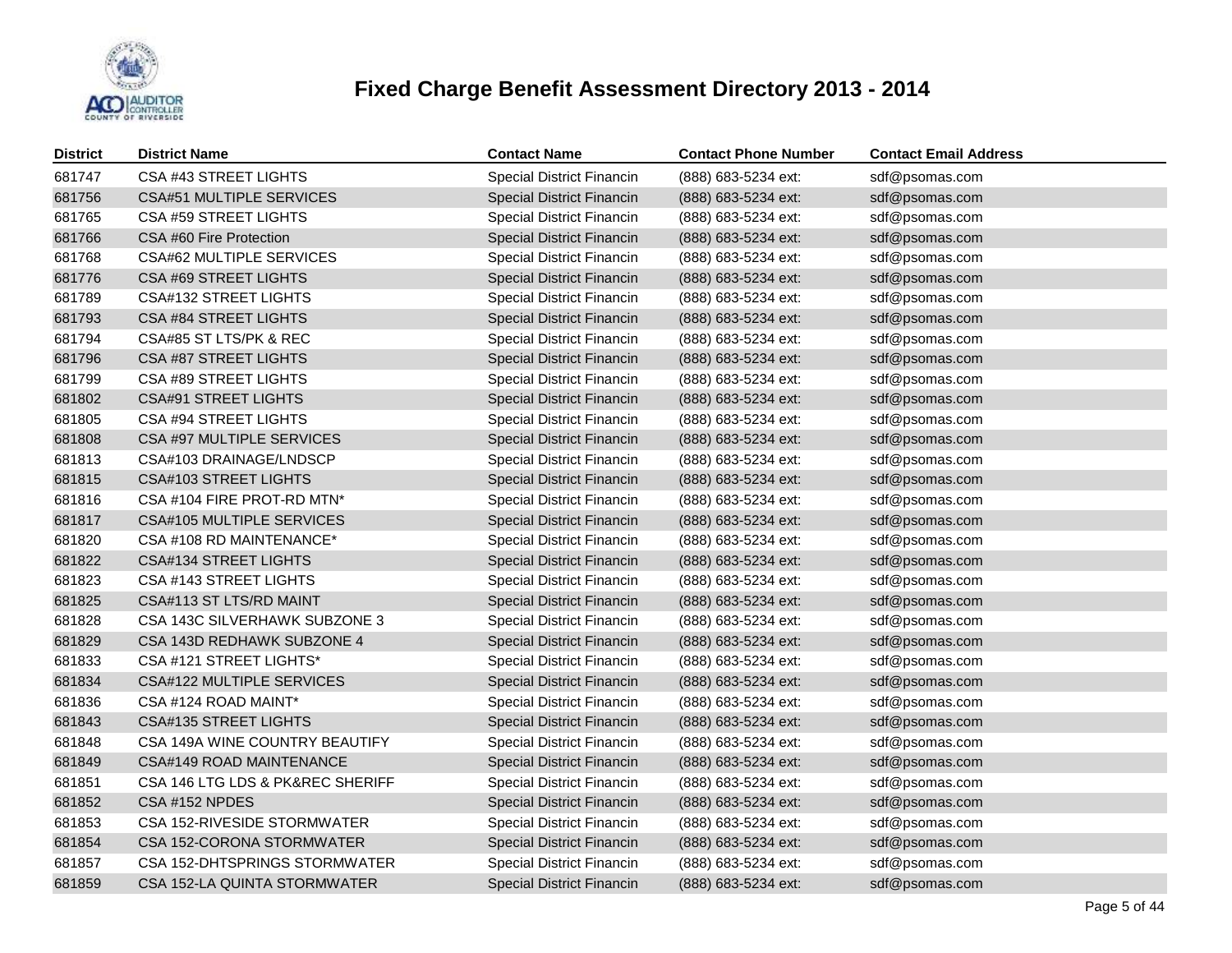# Fixed Charge Benefit Assessment Directory 2013 - 2014

| District | District Name | Contact Name | Contact Phone Number | Contact Email Address |
|---|---|---|---|---|
| 681747 | CSA #43 STREET LIGHTS | Special District Financin | (888) 683-5234 ext: | sdf@psomas.com |
| 681756 | CSA#51 MULTIPLE SERVICES | Special District Financin | (888) 683-5234 ext: | sdf@psomas.com |
| 681765 | CSA #59 STREET LIGHTS | Special District Financin | (888) 683-5234 ext: | sdf@psomas.com |
| 681766 | CSA #60 Fire Protection | Special District Financin | (888) 683-5234 ext: | sdf@psomas.com |
| 681768 | CSA#62 MULTIPLE SERVICES | Special District Financin | (888) 683-5234 ext: | sdf@psomas.com |
| 681776 | CSA #69 STREET LIGHTS | Special District Financin | (888) 683-5234 ext: | sdf@psomas.com |
| 681789 | CSA#132 STREET LIGHTS | Special District Financin | (888) 683-5234 ext: | sdf@psomas.com |
| 681793 | CSA #84 STREET LIGHTS | Special District Financin | (888) 683-5234 ext: | sdf@psomas.com |
| 681794 | CSA#85 ST LTS/PK & REC | Special District Financin | (888) 683-5234 ext: | sdf@psomas.com |
| 681796 | CSA #87 STREET LIGHTS | Special District Financin | (888) 683-5234 ext: | sdf@psomas.com |
| 681799 | CSA #89 STREET LIGHTS | Special District Financin | (888) 683-5234 ext: | sdf@psomas.com |
| 681802 | CSA#91 STREET LIGHTS | Special District Financin | (888) 683-5234 ext: | sdf@psomas.com |
| 681805 | CSA #94 STREET LIGHTS | Special District Financin | (888) 683-5234 ext: | sdf@psomas.com |
| 681808 | CSA #97 MULTIPLE SERVICES | Special District Financin | (888) 683-5234 ext: | sdf@psomas.com |
| 681813 | CSA#103 DRAINAGE/LNDSCP | Special District Financin | (888) 683-5234 ext: | sdf@psomas.com |
| 681815 | CSA#103 STREET LIGHTS | Special District Financin | (888) 683-5234 ext: | sdf@psomas.com |
| 681816 | CSA #104 FIRE PROT-RD MTN* | Special District Financin | (888) 683-5234 ext: | sdf@psomas.com |
| 681817 | CSA#105 MULTIPLE SERVICES | Special District Financin | (888) 683-5234 ext: | sdf@psomas.com |
| 681820 | CSA #108 RD MAINTENANCE* | Special District Financin | (888) 683-5234 ext: | sdf@psomas.com |
| 681822 | CSA#134 STREET LIGHTS | Special District Financin | (888) 683-5234 ext: | sdf@psomas.com |
| 681823 | CSA #143 STREET LIGHTS | Special District Financin | (888) 683-5234 ext: | sdf@psomas.com |
| 681825 | CSA#113 ST LTS/RD MAINT | Special District Financin | (888) 683-5234 ext: | sdf@psomas.com |
| 681828 | CSA 143C SILVERHAWK SUBZONE 3 | Special District Financin | (888) 683-5234 ext: | sdf@psomas.com |
| 681829 | CSA 143D REDHAWK SUBZONE 4 | Special District Financin | (888) 683-5234 ext: | sdf@psomas.com |
| 681833 | CSA #121 STREET LIGHTS* | Special District Financin | (888) 683-5234 ext: | sdf@psomas.com |
| 681834 | CSA#122 MULTIPLE SERVICES | Special District Financin | (888) 683-5234 ext: | sdf@psomas.com |
| 681836 | CSA #124 ROAD MAINT* | Special District Financin | (888) 683-5234 ext: | sdf@psomas.com |
| 681843 | CSA#135 STREET LIGHTS | Special District Financin | (888) 683-5234 ext: | sdf@psomas.com |
| 681848 | CSA 149A WINE COUNTRY BEAUTIFY | Special District Financin | (888) 683-5234 ext: | sdf@psomas.com |
| 681849 | CSA#149 ROAD MAINTENANCE | Special District Financin | (888) 683-5234 ext: | sdf@psomas.com |
| 681851 | CSA 146 LTG LDS & PK&REC SHERIFF | Special District Financin | (888) 683-5234 ext: | sdf@psomas.com |
| 681852 | CSA #152 NPDES | Special District Financin | (888) 683-5234 ext: | sdf@psomas.com |
| 681853 | CSA 152-RIVESIDE STORMWATER | Special District Financin | (888) 683-5234 ext: | sdf@psomas.com |
| 681854 | CSA 152-CORONA STORMWATER | Special District Financin | (888) 683-5234 ext: | sdf@psomas.com |
| 681857 | CSA 152-DHTSPRINGS STORMWATER | Special District Financin | (888) 683-5234 ext: | sdf@psomas.com |
| 681859 | CSA 152-LA QUINTA STORMWATER | Special District Financin | (888) 683-5234 ext: | sdf@psomas.com |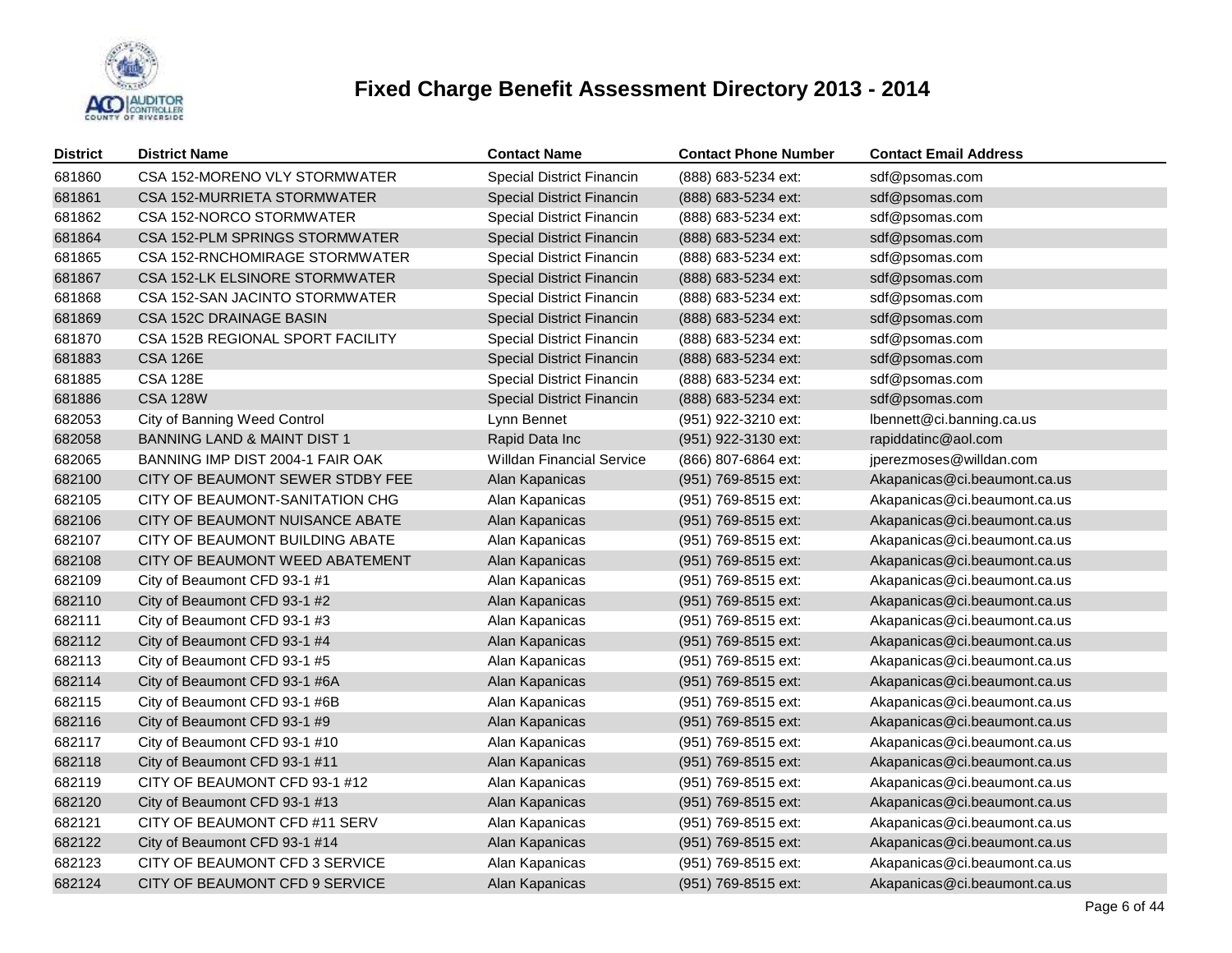# Fixed Charge Benefit Assessment Directory 2013 - 2014

| District | District Name | Contact Name | Contact Phone Number | Contact Email Address |
|---|---|---|---|---|
| 681860 | CSA 152-MORENO VLY STORMWATER | Special District Financin | (888) 683-5234 ext: | sdf@psomas.com |
| 681861 | CSA 152-MURRIETA STORMWATER | Special District Financin | (888) 683-5234 ext: | sdf@psomas.com |
| 681862 | CSA 152-NORCO STORMWATER | Special District Financin | (888) 683-5234 ext: | sdf@psomas.com |
| 681864 | CSA 152-PLM SPRINGS STORMWATER | Special District Financin | (888) 683-5234 ext: | sdf@psomas.com |
| 681865 | CSA 152-RNCHOMIRAGE STORMWATER | Special District Financin | (888) 683-5234 ext: | sdf@psomas.com |
| 681867 | CSA 152-LK ELSINORE STORMWATER | Special District Financin | (888) 683-5234 ext: | sdf@psomas.com |
| 681868 | CSA 152-SAN JACINTO STORMWATER | Special District Financin | (888) 683-5234 ext: | sdf@psomas.com |
| 681869 | CSA 152C DRAINAGE BASIN | Special District Financin | (888) 683-5234 ext: | sdf@psomas.com |
| 681870 | CSA 152B REGIONAL SPORT FACILITY | Special District Financin | (888) 683-5234 ext: | sdf@psomas.com |
| 681883 | CSA 126E | Special District Financin | (888) 683-5234 ext: | sdf@psomas.com |
| 681885 | CSA 128E | Special District Financin | (888) 683-5234 ext: | sdf@psomas.com |
| 681886 | CSA 128W | Special District Financin | (888) 683-5234 ext: | sdf@psomas.com |
| 682053 | City of Banning Weed Control | Lynn Bennet | (951) 922-3210 ext: | lbennett@ci.banning.ca.us |
| 682058 | BANNING LAND & MAINT DIST 1 | Rapid Data Inc | (951) 922-3130 ext: | rapiddatinc@aol.com |
| 682065 | BANNING IMP DIST 2004-1 FAIR OAK | Willdan Financial Service | (866) 807-6864 ext: | jperezmoses@willdan.com |
| 682100 | CITY OF BEAUMONT SEWER STDBY FEE | Alan Kapanicas | (951) 769-8515 ext: | Akapanicas@ci.beaumont.ca.us |
| 682105 | CITY OF BEAUMONT-SANITATION CHG | Alan Kapanicas | (951) 769-8515 ext: | Akapanicas@ci.beaumont.ca.us |
| 682106 | CITY OF BEAUMONT NUISANCE ABATE | Alan Kapanicas | (951) 769-8515 ext: | Akapanicas@ci.beaumont.ca.us |
| 682107 | CITY OF BEAUMONT BUILDING ABATE | Alan Kapanicas | (951) 769-8515 ext: | Akapanicas@ci.beaumont.ca.us |
| 682108 | CITY OF BEAUMONT WEED ABATEMENT | Alan Kapanicas | (951) 769-8515 ext: | Akapanicas@ci.beaumont.ca.us |
| 682109 | City of Beaumont CFD 93-1 #1 | Alan Kapanicas | (951) 769-8515 ext: | Akapanicas@ci.beaumont.ca.us |
| 682110 | City of Beaumont CFD 93-1 #2 | Alan Kapanicas | (951) 769-8515 ext: | Akapanicas@ci.beaumont.ca.us |
| 682111 | City of Beaumont CFD 93-1 #3 | Alan Kapanicas | (951) 769-8515 ext: | Akapanicas@ci.beaumont.ca.us |
| 682112 | City of Beaumont CFD 93-1 #4 | Alan Kapanicas | (951) 769-8515 ext: | Akapanicas@ci.beaumont.ca.us |
| 682113 | City of Beaumont CFD 93-1 #5 | Alan Kapanicas | (951) 769-8515 ext: | Akapanicas@ci.beaumont.ca.us |
| 682114 | City of Beaumont CFD 93-1 #6A | Alan Kapanicas | (951) 769-8515 ext: | Akapanicas@ci.beaumont.ca.us |
| 682115 | City of Beaumont CFD 93-1 #6B | Alan Kapanicas | (951) 769-8515 ext: | Akapanicas@ci.beaumont.ca.us |
| 682116 | City of Beaumont CFD 93-1 #9 | Alan Kapanicas | (951) 769-8515 ext: | Akapanicas@ci.beaumont.ca.us |
| 682117 | City of Beaumont CFD 93-1 #10 | Alan Kapanicas | (951) 769-8515 ext: | Akapanicas@ci.beaumont.ca.us |
| 682118 | City of Beaumont CFD 93-1 #11 | Alan Kapanicas | (951) 769-8515 ext: | Akapanicas@ci.beaumont.ca.us |
| 682119 | CITY OF BEAUMONT CFD 93-1 #12 | Alan Kapanicas | (951) 769-8515 ext: | Akapanicas@ci.beaumont.ca.us |
| 682120 | City of Beaumont CFD 93-1 #13 | Alan Kapanicas | (951) 769-8515 ext: | Akapanicas@ci.beaumont.ca.us |
| 682121 | CITY OF BEAUMONT CFD #11 SERV | Alan Kapanicas | (951) 769-8515 ext: | Akapanicas@ci.beaumont.ca.us |
| 682122 | City of Beaumont CFD 93-1 #14 | Alan Kapanicas | (951) 769-8515 ext: | Akapanicas@ci.beaumont.ca.us |
| 682123 | CITY OF BEAUMONT CFD 3 SERVICE | Alan Kapanicas | (951) 769-8515 ext: | Akapanicas@ci.beaumont.ca.us |
| 682124 | CITY OF BEAUMONT CFD 9 SERVICE | Alan Kapanicas | (951) 769-8515 ext: | Akapanicas@ci.beaumont.ca.us |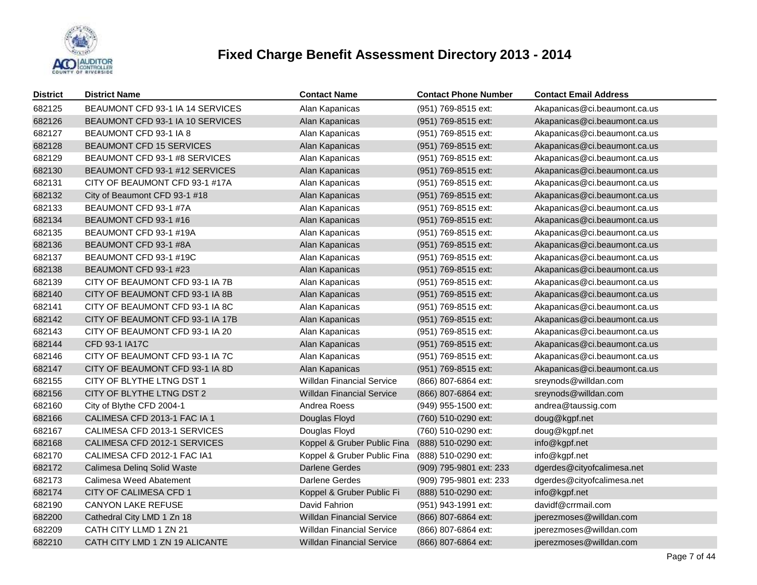# Fixed Charge Benefit Assessment Directory 2013 - 2014

| District | District Name | Contact Name | Contact Phone Number | Contact Email Address |
|---|---|---|---|---|
| 682125 | BEAUMONT CFD 93-1 IA 14 SERVICES | Alan Kapanicas | (951) 769-8515 ext: | Akapanicas@ci.beaumont.ca.us |
| 682126 | BEAUMONT CFD 93-1 IA 10 SERVICES | Alan Kapanicas | (951) 769-8515 ext: | Akapanicas@ci.beaumont.ca.us |
| 682127 | BEAUMONT CFD 93-1 IA 8 | Alan Kapanicas | (951) 769-8515 ext: | Akapanicas@ci.beaumont.ca.us |
| 682128 | BEAUMONT CFD 15 SERVICES | Alan Kapanicas | (951) 769-8515 ext: | Akapanicas@ci.beaumont.ca.us |
| 682129 | BEAUMONT CFD 93-1 #8 SERVICES | Alan Kapanicas | (951) 769-8515 ext: | Akapanicas@ci.beaumont.ca.us |
| 682130 | BEAUMONT CFD 93-1 #12 SERVICES | Alan Kapanicas | (951) 769-8515 ext: | Akapanicas@ci.beaumont.ca.us |
| 682131 | CITY OF BEAUMONT CFD 93-1 #17A | Alan Kapanicas | (951) 769-8515 ext: | Akapanicas@ci.beaumont.ca.us |
| 682132 | City of Beaumont CFD 93-1 #18 | Alan Kapanicas | (951) 769-8515 ext: | Akapanicas@ci.beaumont.ca.us |
| 682133 | BEAUMONT CFD 93-1 #7A | Alan Kapanicas | (951) 769-8515 ext: | Akapanicas@ci.beaumont.ca.us |
| 682134 | BEAUMONT CFD 93-1 #16 | Alan Kapanicas | (951) 769-8515 ext: | Akapanicas@ci.beaumont.ca.us |
| 682135 | BEAUMONT CFD 93-1 #19A | Alan Kapanicas | (951) 769-8515 ext: | Akapanicas@ci.beaumont.ca.us |
| 682136 | BEAUMONT CFD 93-1 #8A | Alan Kapanicas | (951) 769-8515 ext: | Akapanicas@ci.beaumont.ca.us |
| 682137 | BEAUMONT CFD 93-1 #19C | Alan Kapanicas | (951) 769-8515 ext: | Akapanicas@ci.beaumont.ca.us |
| 682138 | BEAUMONT CFD 93-1 #23 | Alan Kapanicas | (951) 769-8515 ext: | Akapanicas@ci.beaumont.ca.us |
| 682139 | CITY OF BEAUMONT CFD 93-1 IA 7B | Alan Kapanicas | (951) 769-8515 ext: | Akapanicas@ci.beaumont.ca.us |
| 682140 | CITY OF BEAUMONT CFD 93-1 IA 8B | Alan Kapanicas | (951) 769-8515 ext: | Akapanicas@ci.beaumont.ca.us |
| 682141 | CITY OF BEAUMONT CFD 93-1 IA 8C | Alan Kapanicas | (951) 769-8515 ext: | Akapanicas@ci.beaumont.ca.us |
| 682142 | CITY OF BEAUMONT CFD 93-1 IA 17B | Alan Kapanicas | (951) 769-8515 ext: | Akapanicas@ci.beaumont.ca.us |
| 682143 | CITY OF BEAUMONT CFD 93-1 IA 20 | Alan Kapanicas | (951) 769-8515 ext: | Akapanicas@ci.beaumont.ca.us |
| 682144 | CFD 93-1 IA17C | Alan Kapanicas | (951) 769-8515 ext: | Akapanicas@ci.beaumont.ca.us |
| 682146 | CITY OF BEAUMONT CFD 93-1 IA 7C | Alan Kapanicas | (951) 769-8515 ext: | Akapanicas@ci.beaumont.ca.us |
| 682147 | CITY OF BEAUMONT CFD 93-1 IA 8D | Alan Kapanicas | (951) 769-8515 ext: | Akapanicas@ci.beaumont.ca.us |
| 682155 | CITY OF BLYTHE LTNG DST 1 | Willdan Financial Service | (866) 807-6864 ext: | sreynods@willdan.com |
| 682156 | CITY OF BLYTHE LTNG DST 2 | Willdan Financial Service | (866) 807-6864 ext: | sreynods@willdan.com |
| 682160 | City of Blythe CFD 2004-1 | Andrea Roess | (949) 955-1500 ext: | andrea@taussig.com |
| 682166 | CALIMESA CFD 2013-1 FAC IA 1 | Douglas Floyd | (760) 510-0290 ext: | doug@kgpf.net |
| 682167 | CALIMESA CFD 2013-1 SERVICES | Douglas Floyd | (760) 510-0290 ext: | doug@kgpf.net |
| 682168 | CALIMESA CFD 2012-1 SERVICES | Koppel & Gruber Public Fina | (888) 510-0290 ext: | info@kgpf.net |
| 682170 | CALIMESA CFD 2012-1 FAC IA1 | Koppel & Gruber Public Fina | (888) 510-0290 ext: | info@kgpf.net |
| 682172 | Calimesa Delinq Solid Waste | Darlene Gerdes | (909) 795-9801 ext: 233 | dgerdes@cityofcalimesa.net |
| 682173 | Calimesa Weed Abatement | Darlene Gerdes | (909) 795-9801 ext: 233 | dgerdes@cityofcalimesa.net |
| 682174 | CITY OF CALIMESA CFD 1 | Koppel & Gruber Public Fi | (888) 510-0290 ext: | info@kgpf.net |
| 682190 | CANYON LAKE REFUSE | David Fahrion | (951) 943-1991 ext: | davidf@crrmail.com |
| 682200 | Cathedral City LMD 1 Zn 18 | Willdan Financial Service | (866) 807-6864 ext: | jperezmoses@willdan.com |
| 682209 | CATH CITY LLMD 1 ZN 21 | Willdan Financial Service | (866) 807-6864 ext: | jperezmoses@willdan.com |
| 682210 | CATH CITY LMD 1 ZN 19 ALICANTE | Willdan Financial Service | (866) 807-6864 ext: | jperezmoses@willdan.com |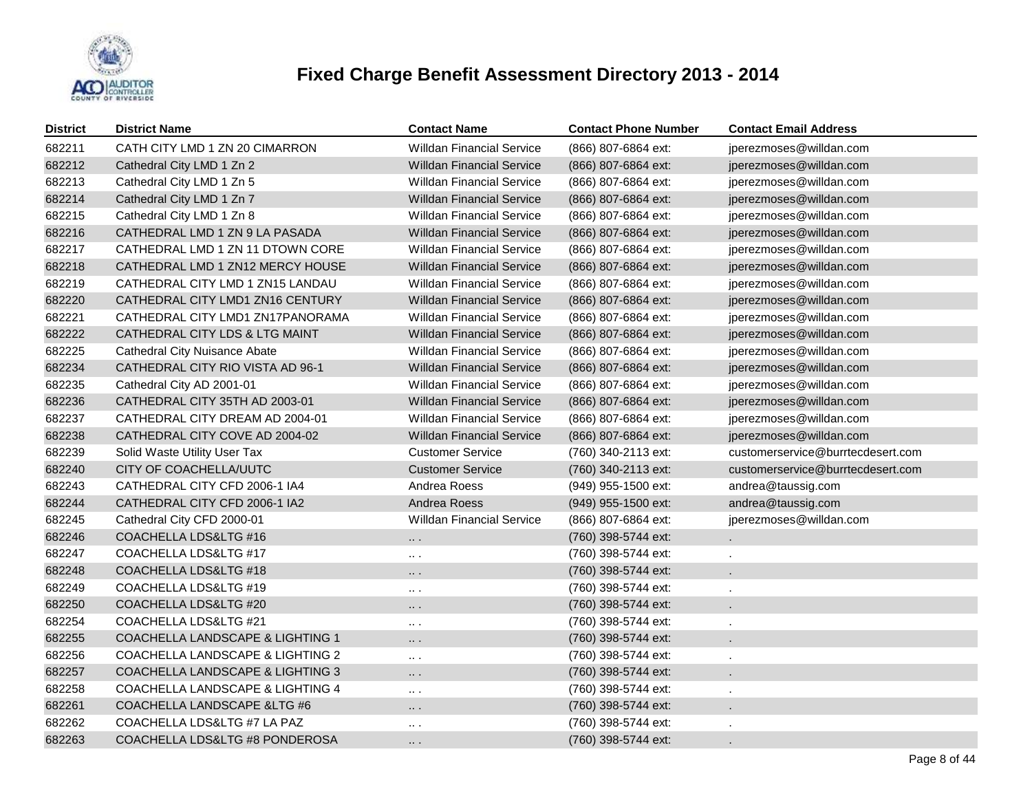# Fixed Charge Benefit Assessment Directory 2013 - 2014

| District | District Name | Contact Name | Contact Phone Number | Contact Email Address |
|---|---|---|---|---|
| 682211 | CATH CITY LMD 1 ZN 20 CIMARRON | Willdan Financial Service | (866) 807-6864 ext: | jperezmoses@willdan.com |
| 682212 | Cathedral City LMD 1 Zn 2 | Willdan Financial Service | (866) 807-6864 ext: | jperezmoses@willdan.com |
| 682213 | Cathedral City LMD 1 Zn 5 | Willdan Financial Service | (866) 807-6864 ext: | jperezmoses@willdan.com |
| 682214 | Cathedral City LMD 1 Zn 7 | Willdan Financial Service | (866) 807-6864 ext: | jperezmoses@willdan.com |
| 682215 | Cathedral City LMD 1 Zn 8 | Willdan Financial Service | (866) 807-6864 ext: | jperezmoses@willdan.com |
| 682216 | CATHEDRAL LMD 1 ZN 9 LA PASADA | Willdan Financial Service | (866) 807-6864 ext: | jperezmoses@willdan.com |
| 682217 | CATHEDRAL LMD 1 ZN 11 DTOWN CORE | Willdan Financial Service | (866) 807-6864 ext: | jperezmoses@willdan.com |
| 682218 | CATHEDRAL LMD 1 ZN12 MERCY HOUSE | Willdan Financial Service | (866) 807-6864 ext: | jperezmoses@willdan.com |
| 682219 | CATHEDRAL CITY LMD 1 ZN15 LANDAU | Willdan Financial Service | (866) 807-6864 ext: | jperezmoses@willdan.com |
| 682220 | CATHEDRAL CITY LMD1 ZN16 CENTURY | Willdan Financial Service | (866) 807-6864 ext: | jperezmoses@willdan.com |
| 682221 | CATHEDRAL CITY LMD1 ZN17PANORAMA | Willdan Financial Service | (866) 807-6864 ext: | jperezmoses@willdan.com |
| 682222 | CATHEDRAL CITY LDS & LTG MAINT | Willdan Financial Service | (866) 807-6864 ext: | jperezmoses@willdan.com |
| 682225 | Cathedral City Nuisance Abate | Willdan Financial Service | (866) 807-6864 ext: | jperezmoses@willdan.com |
| 682234 | CATHEDRAL CITY RIO VISTA AD 96-1 | Willdan Financial Service | (866) 807-6864 ext: | jperezmoses@willdan.com |
| 682235 | Cathedral City AD 2001-01 | Willdan Financial Service | (866) 807-6864 ext: | jperezmoses@willdan.com |
| 682236 | CATHEDRAL CITY 35TH AD 2003-01 | Willdan Financial Service | (866) 807-6864 ext: | jperezmoses@willdan.com |
| 682237 | CATHEDRAL CITY DREAM AD 2004-01 | Willdan Financial Service | (866) 807-6864 ext: | jperezmoses@willdan.com |
| 682238 | CATHEDRAL CITY COVE AD 2004-02 | Willdan Financial Service | (866) 807-6864 ext: | jperezmoses@willdan.com |
| 682239 | Solid Waste Utility User Tax | Customer Service | (760) 340-2113 ext: | customerservice@burrtecdesert.com |
| 682240 | CITY OF COACHELLA/UUTC | Customer Service | (760) 340-2113 ext: | customerservice@burrtecdesert.com |
| 682243 | CATHEDRAL CITY CFD 2006-1 IA4 | Andrea Roess | (949) 955-1500 ext: | andrea@taussig.com |
| 682244 | CATHEDRAL CITY CFD 2006-1 IA2 | Andrea Roess | (949) 955-1500 ext: | andrea@taussig.com |
| 682245 | Cathedral City CFD 2000-01 | Willdan Financial Service | (866) 807-6864 ext: | jperezmoses@willdan.com |
| 682246 | COACHELLA LDS&LTG #16 | .. . | (760) 398-5744 ext: | . |
| 682247 | COACHELLA LDS&LTG #17 | .. . | (760) 398-5744 ext: | . |
| 682248 | COACHELLA LDS&LTG #18 | .. . | (760) 398-5744 ext: | . |
| 682249 | COACHELLA LDS&LTG #19 | .. . | (760) 398-5744 ext: | . |
| 682250 | COACHELLA LDS&LTG #20 | .. . | (760) 398-5744 ext: | . |
| 682254 | COACHELLA LDS&LTG #21 | .. . | (760) 398-5744 ext: | . |
| 682255 | COACHELLA LANDSCAPE & LIGHTING 1 | .. . | (760) 398-5744 ext: | . |
| 682256 | COACHELLA LANDSCAPE & LIGHTING 2 | .. . | (760) 398-5744 ext: | . |
| 682257 | COACHELLA LANDSCAPE & LIGHTING 3 | .. . | (760) 398-5744 ext: | . |
| 682258 | COACHELLA LANDSCAPE & LIGHTING 4 | .. . | (760) 398-5744 ext: | . |
| 682261 | COACHELLA LANDSCAPE &LTG #6 | .. . | (760) 398-5744 ext: | . |
| 682262 | COACHELLA LDS&LTG #7 LA PAZ | .. . | (760) 398-5744 ext: | . |
| 682263 | COACHELLA LDS&LTG #8 PONDEROSA | .. . | (760) 398-5744 ext: | . |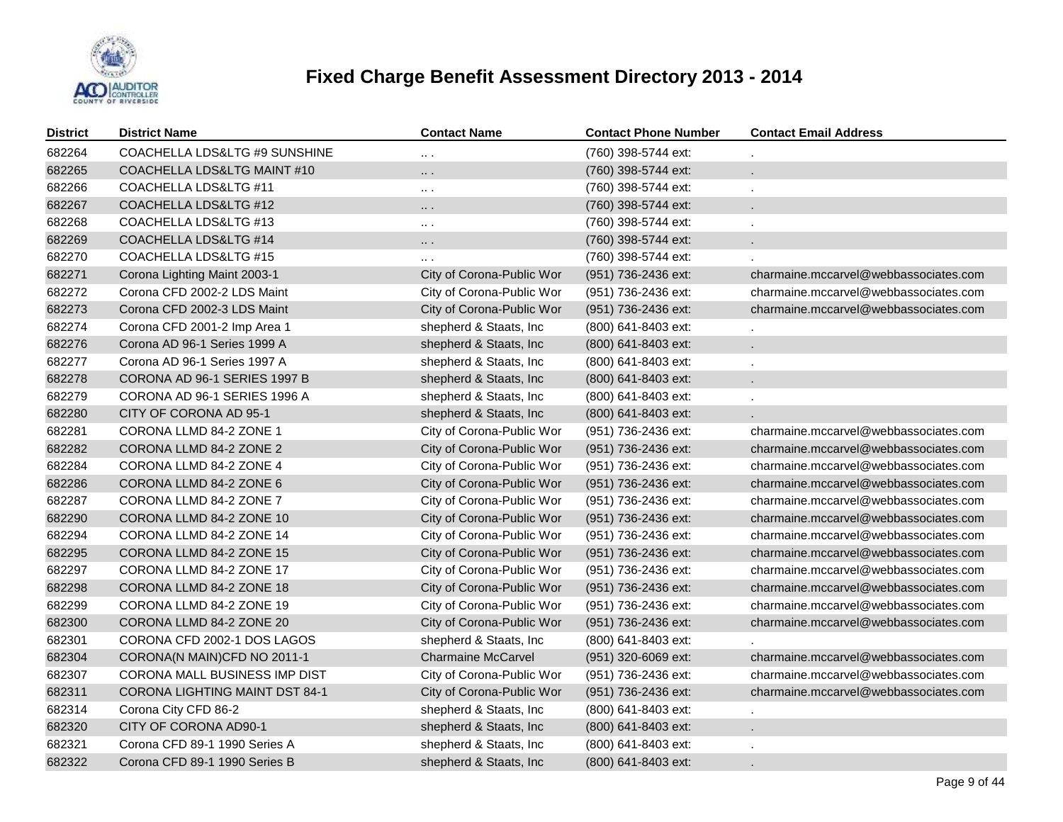# Fixed Charge Benefit Assessment Directory 2013 - 2014

| District | District Name | Contact Name | Contact Phone Number | Contact Email Address |
|---|---|---|---|---|
| 682264 | COACHELLA LDS&LTG #9 SUNSHINE | .. . | (760) 398-5744 ext: | . |
| 682265 | COACHELLA LDS&LTG MAINT #10 | .. . | (760) 398-5744 ext: | . |
| 682266 | COACHELLA LDS&LTG #11 | .. . | (760) 398-5744 ext: | . |
| 682267 | COACHELLA LDS&LTG #12 | .. . | (760) 398-5744 ext: | . |
| 682268 | COACHELLA LDS&LTG #13 | .. . | (760) 398-5744 ext: | . |
| 682269 | COACHELLA LDS&LTG #14 | .. . | (760) 398-5744 ext: | . |
| 682270 | COACHELLA LDS&LTG #15 | .. . | (760) 398-5744 ext: | . |
| 682271 | Corona Lighting Maint 2003-1 | City of Corona-Public Wor | (951) 736-2436 ext: | charmaine.mccarvel@webbassociates.com |
| 682272 | Corona CFD 2002-2 LDS Maint | City of Corona-Public Wor | (951) 736-2436 ext: | charmaine.mccarvel@webbassociates.com |
| 682273 | Corona CFD 2002-3 LDS Maint | City of Corona-Public Wor | (951) 736-2436 ext: | charmaine.mccarvel@webbassociates.com |
| 682274 | Corona CFD 2001-2 Imp Area 1 | shepherd & Staats, Inc | (800) 641-8403 ext: | . |
| 682276 | Corona AD 96-1 Series 1999 A | shepherd & Staats, Inc | (800) 641-8403 ext: | . |
| 682277 | Corona AD 96-1 Series 1997 A | shepherd & Staats, Inc | (800) 641-8403 ext: | . |
| 682278 | CORONA AD 96-1 SERIES 1997 B | shepherd & Staats, Inc | (800) 641-8403 ext: | . |
| 682279 | CORONA AD 96-1 SERIES 1996 A | shepherd & Staats, Inc | (800) 641-8403 ext: | . |
| 682280 | CITY OF CORONA AD 95-1 | shepherd & Staats, Inc | (800) 641-8403 ext: | . |
| 682281 | CORONA LLMD 84-2 ZONE 1 | City of Corona-Public Wor | (951) 736-2436 ext: | charmaine.mccarvel@webbassociates.com |
| 682282 | CORONA LLMD 84-2 ZONE 2 | City of Corona-Public Wor | (951) 736-2436 ext: | charmaine.mccarvel@webbassociates.com |
| 682284 | CORONA LLMD 84-2 ZONE 4 | City of Corona-Public Wor | (951) 736-2436 ext: | charmaine.mccarvel@webbassociates.com |
| 682286 | CORONA LLMD 84-2 ZONE 6 | City of Corona-Public Wor | (951) 736-2436 ext: | charmaine.mccarvel@webbassociates.com |
| 682287 | CORONA LLMD 84-2 ZONE 7 | City of Corona-Public Wor | (951) 736-2436 ext: | charmaine.mccarvel@webbassociates.com |
| 682290 | CORONA LLMD 84-2 ZONE 10 | City of Corona-Public Wor | (951) 736-2436 ext: | charmaine.mccarvel@webbassociates.com |
| 682294 | CORONA LLMD 84-2 ZONE 14 | City of Corona-Public Wor | (951) 736-2436 ext: | charmaine.mccarvel@webbassociates.com |
| 682295 | CORONA LLMD 84-2 ZONE 15 | City of Corona-Public Wor | (951) 736-2436 ext: | charmaine.mccarvel@webbassociates.com |
| 682297 | CORONA LLMD 84-2 ZONE 17 | City of Corona-Public Wor | (951) 736-2436 ext: | charmaine.mccarvel@webbassociates.com |
| 682298 | CORONA LLMD 84-2 ZONE 18 | City of Corona-Public Wor | (951) 736-2436 ext: | charmaine.mccarvel@webbassociates.com |
| 682299 | CORONA LLMD 84-2 ZONE 19 | City of Corona-Public Wor | (951) 736-2436 ext: | charmaine.mccarvel@webbassociates.com |
| 682300 | CORONA LLMD 84-2 ZONE 20 | City of Corona-Public Wor | (951) 736-2436 ext: | charmaine.mccarvel@webbassociates.com |
| 682301 | CORONA CFD 2002-1 DOS LAGOS | shepherd & Staats, Inc | (800) 641-8403 ext: | . |
| 682304 | CORONA(N MAIN)CFD NO 2011-1 | Charmaine McCarvel | (951) 320-6069 ext: | charmaine.mccarvel@webbassociates.com |
| 682307 | CORONA MALL BUSINESS IMP DIST | City of Corona-Public Wor | (951) 736-2436 ext: | charmaine.mccarvel@webbassociates.com |
| 682311 | CORONA LIGHTING MAINT DST 84-1 | City of Corona-Public Wor | (951) 736-2436 ext: | charmaine.mccarvel@webbassociates.com |
| 682314 | Corona City CFD 86-2 | shepherd & Staats, Inc | (800) 641-8403 ext: | . |
| 682320 | CITY OF CORONA AD90-1 | shepherd & Staats, Inc | (800) 641-8403 ext: | . |
| 682321 | Corona CFD 89-1 1990 Series A | shepherd & Staats, Inc | (800) 641-8403 ext: | . |
| 682322 | Corona CFD 89-1 1990 Series B | shepherd & Staats, Inc | (800) 641-8403 ext: | . |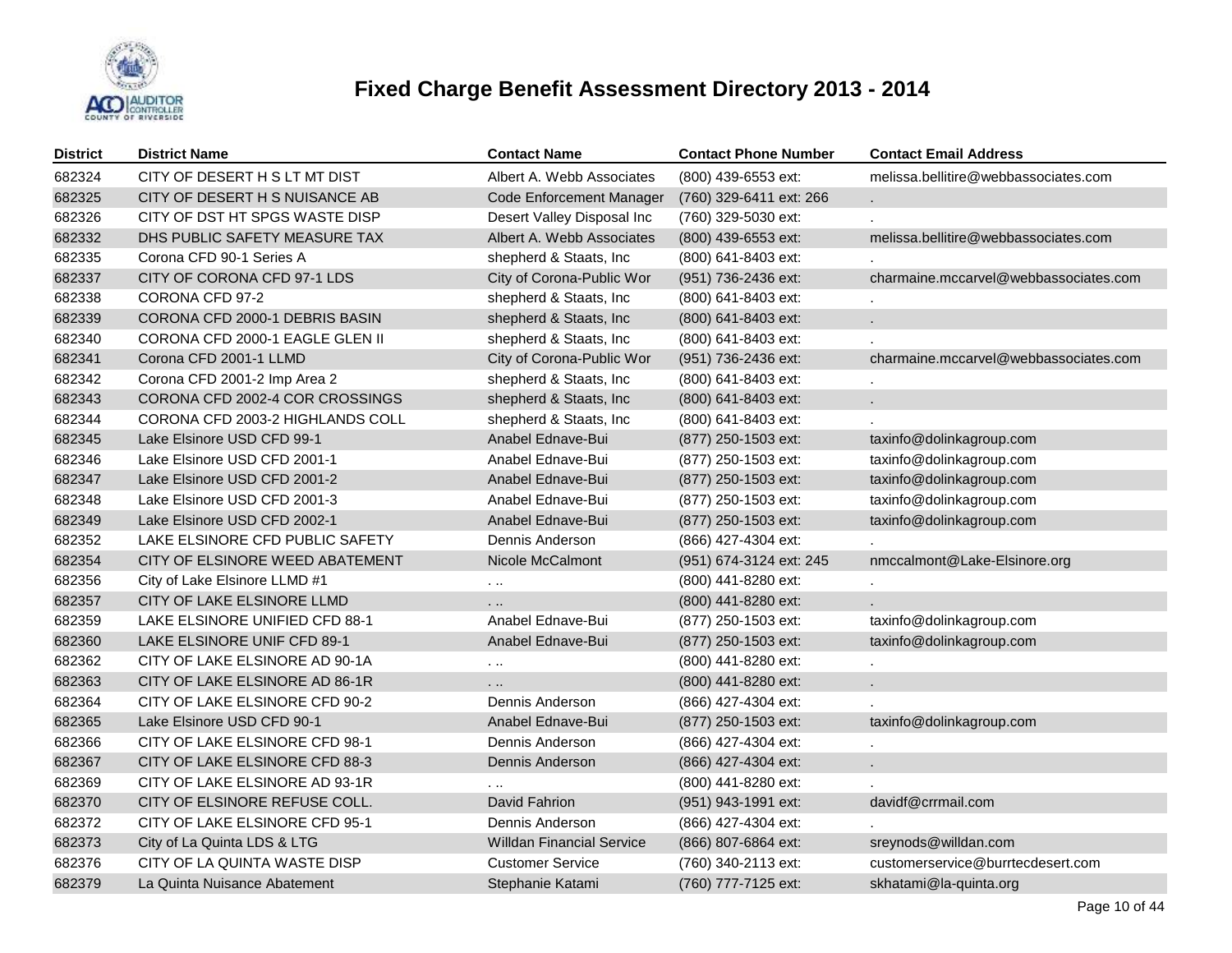# Fixed Charge Benefit Assessment Directory 2013 - 2014

| District | District Name | Contact Name | Contact Phone Number | Contact Email Address |
|---|---|---|---|---|
| 682324 | CITY OF DESERT H S LT MT DIST | Albert A. Webb Associates | (800) 439-6553 ext: | melissa.bellitire@webbassociates.com |
| 682325 | CITY OF DESERT H S NUISANCE AB | Code Enforcement Manager | (760) 329-6411 ext: 266 | . |
| 682326 | CITY OF DST HT SPGS WASTE DISP | Desert Valley Disposal Inc | (760) 329-5030 ext: | . |
| 682332 | DHS PUBLIC SAFETY MEASURE TAX | Albert A. Webb Associates | (800) 439-6553 ext: | melissa.bellitire@webbassociates.com |
| 682335 | Corona CFD 90-1 Series A | shepherd & Staats, Inc | (800) 641-8403 ext: | . |
| 682337 | CITY OF CORONA CFD 97-1 LDS | City of Corona-Public Wor | (951) 736-2436 ext: | charmaine.mccarvel@webbassociates.com |
| 682338 | CORONA CFD 97-2 | shepherd & Staats, Inc | (800) 641-8403 ext: | . |
| 682339 | CORONA CFD 2000-1 DEBRIS BASIN | shepherd & Staats, Inc | (800) 641-8403 ext: | . |
| 682340 | CORONA CFD 2000-1 EAGLE GLEN II | shepherd & Staats, Inc | (800) 641-8403 ext: | . |
| 682341 | Corona CFD 2001-1 LLMD | City of Corona-Public Wor | (951) 736-2436 ext: | charmaine.mccarvel@webbassociates.com |
| 682342 | Corona CFD 2001-2 Imp Area 2 | shepherd & Staats, Inc | (800) 641-8403 ext: | . |
| 682343 | CORONA CFD 2002-4 COR CROSSINGS | shepherd & Staats, Inc | (800) 641-8403 ext: | . |
| 682344 | CORONA CFD 2003-2 HIGHLANDS COLL | shepherd & Staats, Inc | (800) 641-8403 ext: | . |
| 682345 | Lake Elsinore USD CFD 99-1 | Anabel Ednave-Bui | (877) 250-1503 ext: | taxinfo@dolinkagroup.com |
| 682346 | Lake Elsinore USD CFD 2001-1 | Anabel Ednave-Bui | (877) 250-1503 ext: | taxinfo@dolinkagroup.com |
| 682347 | Lake Elsinore USD CFD 2001-2 | Anabel Ednave-Bui | (877) 250-1503 ext: | taxinfo@dolinkagroup.com |
| 682348 | Lake Elsinore USD CFD 2001-3 | Anabel Ednave-Bui | (877) 250-1503 ext: | taxinfo@dolinkagroup.com |
| 682349 | Lake Elsinore USD CFD 2002-1 | Anabel Ednave-Bui | (877) 250-1503 ext: | taxinfo@dolinkagroup.com |
| 682352 | LAKE ELSINORE CFD PUBLIC SAFETY | Dennis Anderson | (866) 427-4304 ext: | . |
| 682354 | CITY OF ELSINORE WEED ABATEMENT | Nicole McCalmont | (951) 674-3124 ext: 245 | nmccalmont@Lake-Elsinore.org |
| 682356 | City of Lake Elsinore LLMD #1 | . .. | (800) 441-8280 ext: | . |
| 682357 | CITY OF LAKE ELSINORE LLMD | . .. | (800) 441-8280 ext: | . |
| 682359 | LAKE ELSINORE UNIFIED CFD 88-1 | Anabel Ednave-Bui | (877) 250-1503 ext: | taxinfo@dolinkagroup.com |
| 682360 | LAKE ELSINORE UNIF CFD 89-1 | Anabel Ednave-Bui | (877) 250-1503 ext: | taxinfo@dolinkagroup.com |
| 682362 | CITY OF LAKE ELSINORE AD 90-1A | . .. | (800) 441-8280 ext: | . |
| 682363 | CITY OF LAKE ELSINORE AD 86-1R | . .. | (800) 441-8280 ext: | . |
| 682364 | CITY OF LAKE ELSINORE CFD 90-2 | Dennis Anderson | (866) 427-4304 ext: | . |
| 682365 | Lake Elsinore USD CFD 90-1 | Anabel Ednave-Bui | (877) 250-1503 ext: | taxinfo@dolinkagroup.com |
| 682366 | CITY OF LAKE ELSINORE CFD 98-1 | Dennis Anderson | (866) 427-4304 ext: | . |
| 682367 | CITY OF LAKE ELSINORE CFD 88-3 | Dennis Anderson | (866) 427-4304 ext: | . |
| 682369 | CITY OF LAKE ELSINORE AD 93-1R | . .. | (800) 441-8280 ext: | . |
| 682370 | CITY OF ELSINORE REFUSE COLL. | David Fahrion | (951) 943-1991 ext: | davidf@crrmail.com |
| 682372 | CITY OF LAKE ELSINORE CFD 95-1 | Dennis Anderson | (866) 427-4304 ext: | . |
| 682373 | City of La Quinta LDS & LTG | Willdan Financial Service | (866) 807-6864 ext: | sreynods@willdan.com |
| 682376 | CITY OF LA QUINTA WASTE DISP | Customer Service | (760) 340-2113 ext: | customerservice@burrtecdesert.com |
| 682379 | La Quinta Nuisance Abatement | Stephanie Katami | (760) 777-7125 ext: | skhatami@la-quinta.org |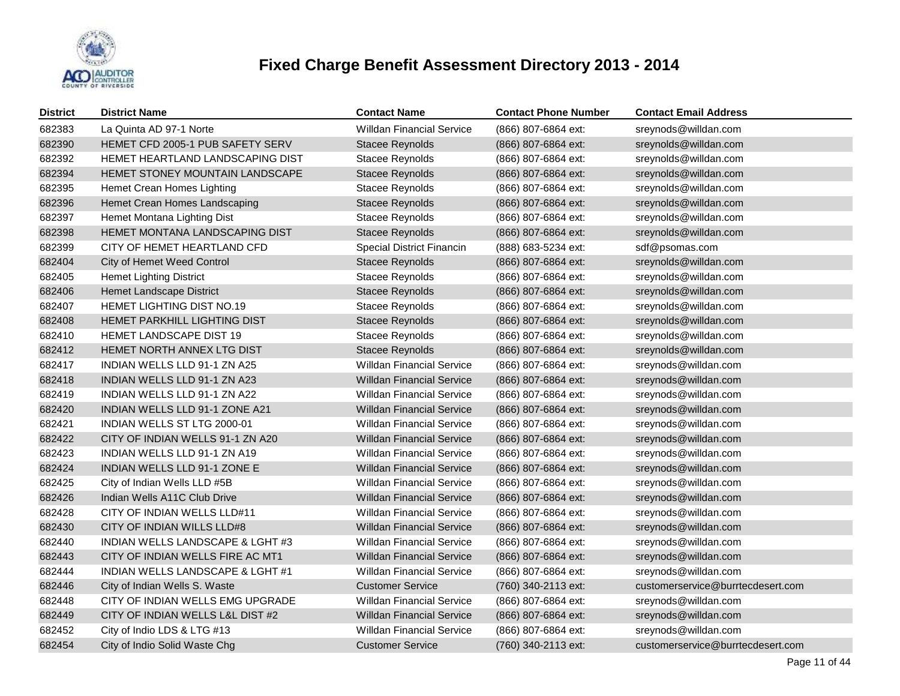# Fixed Charge Benefit Assessment Directory 2013 - 2014

| District | District Name | Contact Name | Contact Phone Number | Contact Email Address |
|---|---|---|---|---|
| 682383 | La Quinta AD 97-1 Norte | Willdan Financial Service | (866) 807-6864 ext: | sreynods@willdan.com |
| 682390 | HEMET CFD 2005-1 PUB SAFETY SERV | Stacee Reynolds | (866) 807-6864 ext: | sreynolds@willdan.com |
| 682392 | HEMET HEARTLAND LANDSCAPING DIST | Stacee Reynolds | (866) 807-6864 ext: | sreynolds@willdan.com |
| 682394 | HEMET STONEY MOUNTAIN LANDSCAPE | Stacee Reynolds | (866) 807-6864 ext: | sreynolds@willdan.com |
| 682395 | Hemet Crean Homes Lighting | Stacee Reynolds | (866) 807-6864 ext: | sreynolds@willdan.com |
| 682396 | Hemet Crean Homes Landscaping | Stacee Reynolds | (866) 807-6864 ext: | sreynolds@willdan.com |
| 682397 | Hemet Montana Lighting Dist | Stacee Reynolds | (866) 807-6864 ext: | sreynolds@willdan.com |
| 682398 | HEMET MONTANA LANDSCAPING DIST | Stacee Reynolds | (866) 807-6864 ext: | sreynolds@willdan.com |
| 682399 | CITY OF HEMET HEARTLAND CFD | Special District Financin | (888) 683-5234 ext: | sdf@psomas.com |
| 682404 | City of Hemet Weed Control | Stacee Reynolds | (866) 807-6864 ext: | sreynolds@willdan.com |
| 682405 | Hemet Lighting District | Stacee Reynolds | (866) 807-6864 ext: | sreynolds@willdan.com |
| 682406 | Hemet Landscape District | Stacee Reynolds | (866) 807-6864 ext: | sreynolds@willdan.com |
| 682407 | HEMET LIGHTING DIST NO.19 | Stacee Reynolds | (866) 807-6864 ext: | sreynolds@willdan.com |
| 682408 | HEMET PARKHILL LIGHTING DIST | Stacee Reynolds | (866) 807-6864 ext: | sreynolds@willdan.com |
| 682410 | HEMET LANDSCAPE DIST 19 | Stacee Reynolds | (866) 807-6864 ext: | sreynolds@willdan.com |
| 682412 | HEMET NORTH ANNEX LTG DIST | Stacee Reynolds | (866) 807-6864 ext: | sreynolds@willdan.com |
| 682417 | INDIAN WELLS LLD 91-1 ZN A25 | Willdan Financial Service | (866) 807-6864 ext: | sreynods@willdan.com |
| 682418 | INDIAN WELLS LLD 91-1 ZN A23 | Willdan Financial Service | (866) 807-6864 ext: | sreynods@willdan.com |
| 682419 | INDIAN WELLS LLD 91-1 ZN A22 | Willdan Financial Service | (866) 807-6864 ext: | sreynods@willdan.com |
| 682420 | INDIAN WELLS LLD 91-1 ZONE A21 | Willdan Financial Service | (866) 807-6864 ext: | sreynods@willdan.com |
| 682421 | INDIAN WELLS ST LTG 2000-01 | Willdan Financial Service | (866) 807-6864 ext: | sreynods@willdan.com |
| 682422 | CITY OF INDIAN WELLS 91-1 ZN A20 | Willdan Financial Service | (866) 807-6864 ext: | sreynods@willdan.com |
| 682423 | INDIAN WELLS LLD 91-1 ZN A19 | Willdan Financial Service | (866) 807-6864 ext: | sreynods@willdan.com |
| 682424 | INDIAN WELLS LLD 91-1 ZONE E | Willdan Financial Service | (866) 807-6864 ext: | sreynods@willdan.com |
| 682425 | City of Indian Wells LLD #5B | Willdan Financial Service | (866) 807-6864 ext: | sreynods@willdan.com |
| 682426 | Indian Wells A11C Club Drive | Willdan Financial Service | (866) 807-6864 ext: | sreynods@willdan.com |
| 682428 | CITY OF INDIAN WELLS LLD#11 | Willdan Financial Service | (866) 807-6864 ext: | sreynods@willdan.com |
| 682430 | CITY OF INDIAN WILLS LLD#8 | Willdan Financial Service | (866) 807-6864 ext: | sreynods@willdan.com |
| 682440 | INDIAN WELLS LANDSCAPE & LGHT #3 | Willdan Financial Service | (866) 807-6864 ext: | sreynods@willdan.com |
| 682443 | CITY OF INDIAN WELLS FIRE AC MT1 | Willdan Financial Service | (866) 807-6864 ext: | sreynods@willdan.com |
| 682444 | INDIAN WELLS LANDSCAPE & LGHT #1 | Willdan Financial Service | (866) 807-6864 ext: | sreynods@willdan.com |
| 682446 | City of Indian Wells S. Waste | Customer Service | (760) 340-2113 ext: | customerservice@burrtecdesert.com |
| 682448 | CITY OF INDIAN WELLS EMG UPGRADE | Willdan Financial Service | (866) 807-6864 ext: | sreynods@willdan.com |
| 682449 | CITY OF INDIAN WELLS L&L DIST #2 | Willdan Financial Service | (866) 807-6864 ext: | sreynods@willdan.com |
| 682452 | City of Indio LDS & LTG #13 | Willdan Financial Service | (866) 807-6864 ext: | sreynods@willdan.com |
| 682454 | City of Indio Solid Waste Chg | Customer Service | (760) 340-2113 ext: | customerservice@burrtecdesert.com |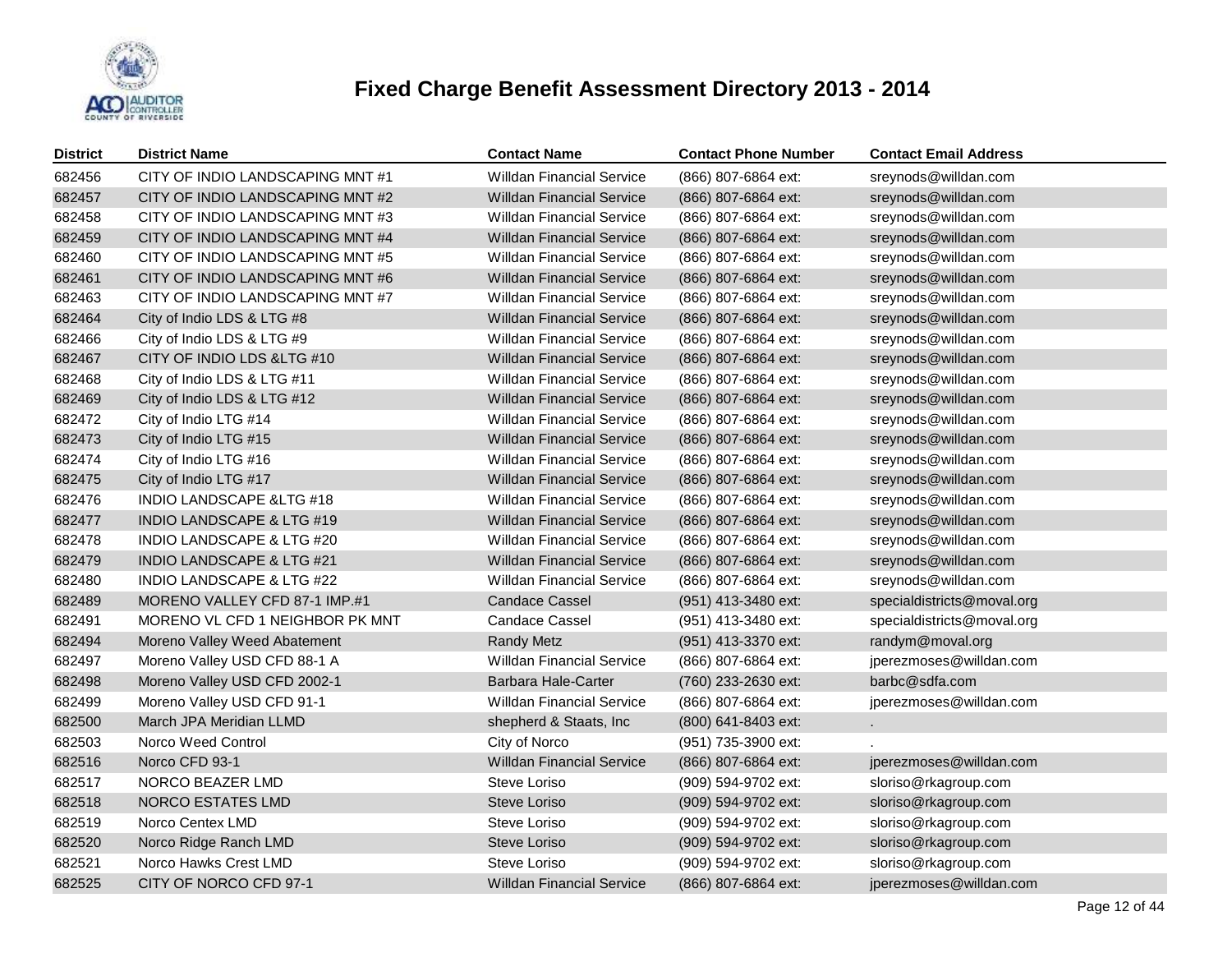# Fixed Charge Benefit Assessment Directory 2013 - 2014

| District | District Name | Contact Name | Contact Phone Number | Contact Email Address |
|---|---|---|---|---|
| 682456 | CITY OF INDIO LANDSCAPING MNT #1 | Willdan Financial Service | (866) 807-6864 ext: | sreynods@willdan.com |
| 682457 | CITY OF INDIO LANDSCAPING MNT #2 | Willdan Financial Service | (866) 807-6864 ext: | sreynods@willdan.com |
| 682458 | CITY OF INDIO LANDSCAPING MNT #3 | Willdan Financial Service | (866) 807-6864 ext: | sreynods@willdan.com |
| 682459 | CITY OF INDIO LANDSCAPING MNT #4 | Willdan Financial Service | (866) 807-6864 ext: | sreynods@willdan.com |
| 682460 | CITY OF INDIO LANDSCAPING MNT #5 | Willdan Financial Service | (866) 807-6864 ext: | sreynods@willdan.com |
| 682461 | CITY OF INDIO LANDSCAPING MNT #6 | Willdan Financial Service | (866) 807-6864 ext: | sreynods@willdan.com |
| 682463 | CITY OF INDIO LANDSCAPING MNT #7 | Willdan Financial Service | (866) 807-6864 ext: | sreynods@willdan.com |
| 682464 | City of Indio LDS & LTG #8 | Willdan Financial Service | (866) 807-6864 ext: | sreynods@willdan.com |
| 682466 | City of Indio LDS & LTG #9 | Willdan Financial Service | (866) 807-6864 ext: | sreynods@willdan.com |
| 682467 | CITY OF INDIO LDS &LTG #10 | Willdan Financial Service | (866) 807-6864 ext: | sreynods@willdan.com |
| 682468 | City of Indio LDS & LTG #11 | Willdan Financial Service | (866) 807-6864 ext: | sreynods@willdan.com |
| 682469 | City of Indio LDS & LTG #12 | Willdan Financial Service | (866) 807-6864 ext: | sreynods@willdan.com |
| 682472 | City of Indio LTG #14 | Willdan Financial Service | (866) 807-6864 ext: | sreynods@willdan.com |
| 682473 | City of Indio LTG #15 | Willdan Financial Service | (866) 807-6864 ext: | sreynods@willdan.com |
| 682474 | City of Indio LTG #16 | Willdan Financial Service | (866) 807-6864 ext: | sreynods@willdan.com |
| 682475 | City of Indio LTG #17 | Willdan Financial Service | (866) 807-6864 ext: | sreynods@willdan.com |
| 682476 | INDIO LANDSCAPE &LTG #18 | Willdan Financial Service | (866) 807-6864 ext: | sreynods@willdan.com |
| 682477 | INDIO LANDSCAPE & LTG #19 | Willdan Financial Service | (866) 807-6864 ext: | sreynods@willdan.com |
| 682478 | INDIO LANDSCAPE & LTG #20 | Willdan Financial Service | (866) 807-6864 ext: | sreynods@willdan.com |
| 682479 | INDIO LANDSCAPE & LTG #21 | Willdan Financial Service | (866) 807-6864 ext: | sreynods@willdan.com |
| 682480 | INDIO LANDSCAPE & LTG #22 | Willdan Financial Service | (866) 807-6864 ext: | sreynods@willdan.com |
| 682489 | MORENO VALLEY CFD 87-1 IMP.#1 | Candace Cassel | (951) 413-3480 ext: | specialdistricts@moval.org |
| 682491 | MORENO VL CFD 1 NEIGHBOR PK MNT | Candace Cassel | (951) 413-3480 ext: | specialdistricts@moval.org |
| 682494 | Moreno Valley Weed Abatement | Randy Metz | (951) 413-3370 ext: | randym@moval.org |
| 682497 | Moreno Valley USD CFD 88-1 A | Willdan Financial Service | (866) 807-6864 ext: | jperezmoses@willdan.com |
| 682498 | Moreno Valley USD CFD 2002-1 | Barbara Hale-Carter | (760) 233-2630 ext: | barbc@sdfa.com |
| 682499 | Moreno Valley USD CFD 91-1 | Willdan Financial Service | (866) 807-6864 ext: | jperezmoses@willdan.com |
| 682500 | March JPA Meridian LLMD | shepherd & Staats, Inc | (800) 641-8403 ext: | . |
| 682503 | Norco Weed Control | City of Norco | (951) 735-3900 ext: | . |
| 682516 | Norco CFD 93-1 | Willdan Financial Service | (866) 807-6864 ext: | jperezmoses@willdan.com |
| 682517 | NORCO BEAZER LMD | Steve Loriso | (909) 594-9702 ext: | sloriso@rkagroup.com |
| 682518 | NORCO ESTATES LMD | Steve Loriso | (909) 594-9702 ext: | sloriso@rkagroup.com |
| 682519 | Norco Centex LMD | Steve Loriso | (909) 594-9702 ext: | sloriso@rkagroup.com |
| 682520 | Norco Ridge Ranch LMD | Steve Loriso | (909) 594-9702 ext: | sloriso@rkagroup.com |
| 682521 | Norco Hawks Crest LMD | Steve Loriso | (909) 594-9702 ext: | sloriso@rkagroup.com |
| 682525 | CITY OF NORCO CFD 97-1 | Willdan Financial Service | (866) 807-6864 ext: | jperezmoses@willdan.com |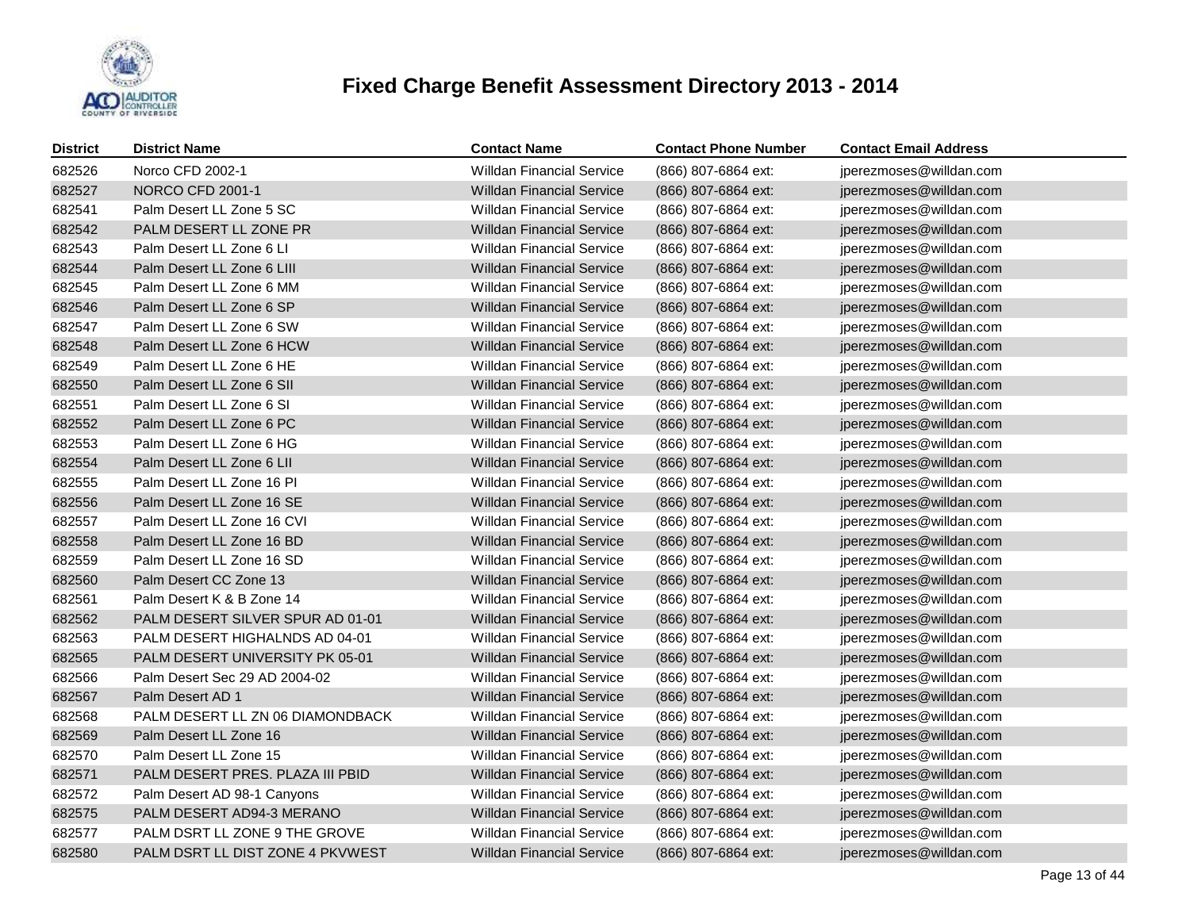# Fixed Charge Benefit Assessment Directory 2013 - 2014

| District | District Name | Contact Name | Contact Phone Number | Contact Email Address |
|---|---|---|---|---|
| 682526 | Norco CFD 2002-1 | Willdan Financial Service | (866) 807-6864 ext: | jperezmoses@willdan.com |
| 682527 | NORCO CFD 2001-1 | Willdan Financial Service | (866) 807-6864 ext: | jperezmoses@willdan.com |
| 682541 | Palm Desert LL Zone 5 SC | Willdan Financial Service | (866) 807-6864 ext: | jperezmoses@willdan.com |
| 682542 | PALM DESERT LL ZONE PR | Willdan Financial Service | (866) 807-6864 ext: | jperezmoses@willdan.com |
| 682543 | Palm Desert LL Zone 6 LI | Willdan Financial Service | (866) 807-6864 ext: | jperezmoses@willdan.com |
| 682544 | Palm Desert LL Zone 6 LIII | Willdan Financial Service | (866) 807-6864 ext: | jperezmoses@willdan.com |
| 682545 | Palm Desert LL Zone 6 MM | Willdan Financial Service | (866) 807-6864 ext: | jperezmoses@willdan.com |
| 682546 | Palm Desert LL Zone 6 SP | Willdan Financial Service | (866) 807-6864 ext: | jperezmoses@willdan.com |
| 682547 | Palm Desert LL Zone 6 SW | Willdan Financial Service | (866) 807-6864 ext: | jperezmoses@willdan.com |
| 682548 | Palm Desert LL Zone 6 HCW | Willdan Financial Service | (866) 807-6864 ext: | jperezmoses@willdan.com |
| 682549 | Palm Desert LL Zone 6 HE | Willdan Financial Service | (866) 807-6864 ext: | jperezmoses@willdan.com |
| 682550 | Palm Desert LL Zone 6 SII | Willdan Financial Service | (866) 807-6864 ext: | jperezmoses@willdan.com |
| 682551 | Palm Desert LL Zone 6 SI | Willdan Financial Service | (866) 807-6864 ext: | jperezmoses@willdan.com |
| 682552 | Palm Desert LL Zone 6 PC | Willdan Financial Service | (866) 807-6864 ext: | jperezmoses@willdan.com |
| 682553 | Palm Desert LL Zone 6 HG | Willdan Financial Service | (866) 807-6864 ext: | jperezmoses@willdan.com |
| 682554 | Palm Desert LL Zone 6 LII | Willdan Financial Service | (866) 807-6864 ext: | jperezmoses@willdan.com |
| 682555 | Palm Desert LL Zone 16 PI | Willdan Financial Service | (866) 807-6864 ext: | jperezmoses@willdan.com |
| 682556 | Palm Desert LL Zone 16 SE | Willdan Financial Service | (866) 807-6864 ext: | jperezmoses@willdan.com |
| 682557 | Palm Desert LL Zone 16 CVI | Willdan Financial Service | (866) 807-6864 ext: | jperezmoses@willdan.com |
| 682558 | Palm Desert LL Zone 16 BD | Willdan Financial Service | (866) 807-6864 ext: | jperezmoses@willdan.com |
| 682559 | Palm Desert LL Zone 16 SD | Willdan Financial Service | (866) 807-6864 ext: | jperezmoses@willdan.com |
| 682560 | Palm Desert CC Zone 13 | Willdan Financial Service | (866) 807-6864 ext: | jperezmoses@willdan.com |
| 682561 | Palm Desert K & B Zone 14 | Willdan Financial Service | (866) 807-6864 ext: | jperezmoses@willdan.com |
| 682562 | PALM DESERT SILVER SPUR AD 01-01 | Willdan Financial Service | (866) 807-6864 ext: | jperezmoses@willdan.com |
| 682563 | PALM DESERT HIGHALNDS AD 04-01 | Willdan Financial Service | (866) 807-6864 ext: | jperezmoses@willdan.com |
| 682565 | PALM DESERT UNIVERSITY PK 05-01 | Willdan Financial Service | (866) 807-6864 ext: | jperezmoses@willdan.com |
| 682566 | Palm Desert Sec 29 AD 2004-02 | Willdan Financial Service | (866) 807-6864 ext: | jperezmoses@willdan.com |
| 682567 | Palm Desert AD 1 | Willdan Financial Service | (866) 807-6864 ext: | jperezmoses@willdan.com |
| 682568 | PALM DESERT LL ZN 06 DIAMONDBACK | Willdan Financial Service | (866) 807-6864 ext: | jperezmoses@willdan.com |
| 682569 | Palm Desert LL Zone 16 | Willdan Financial Service | (866) 807-6864 ext: | jperezmoses@willdan.com |
| 682570 | Palm Desert LL Zone 15 | Willdan Financial Service | (866) 807-6864 ext: | jperezmoses@willdan.com |
| 682571 | PALM DESERT PRES. PLAZA III PBID | Willdan Financial Service | (866) 807-6864 ext: | jperezmoses@willdan.com |
| 682572 | Palm Desert AD 98-1 Canyons | Willdan Financial Service | (866) 807-6864 ext: | jperezmoses@willdan.com |
| 682575 | PALM DESERT AD94-3 MERANO | Willdan Financial Service | (866) 807-6864 ext: | jperezmoses@willdan.com |
| 682577 | PALM DSRT LL ZONE 9 THE GROVE | Willdan Financial Service | (866) 807-6864 ext: | jperezmoses@willdan.com |
| 682580 | PALM DSRT LL DIST ZONE 4 PKVWEST | Willdan Financial Service | (866) 807-6864 ext: | jperezmoses@willdan.com |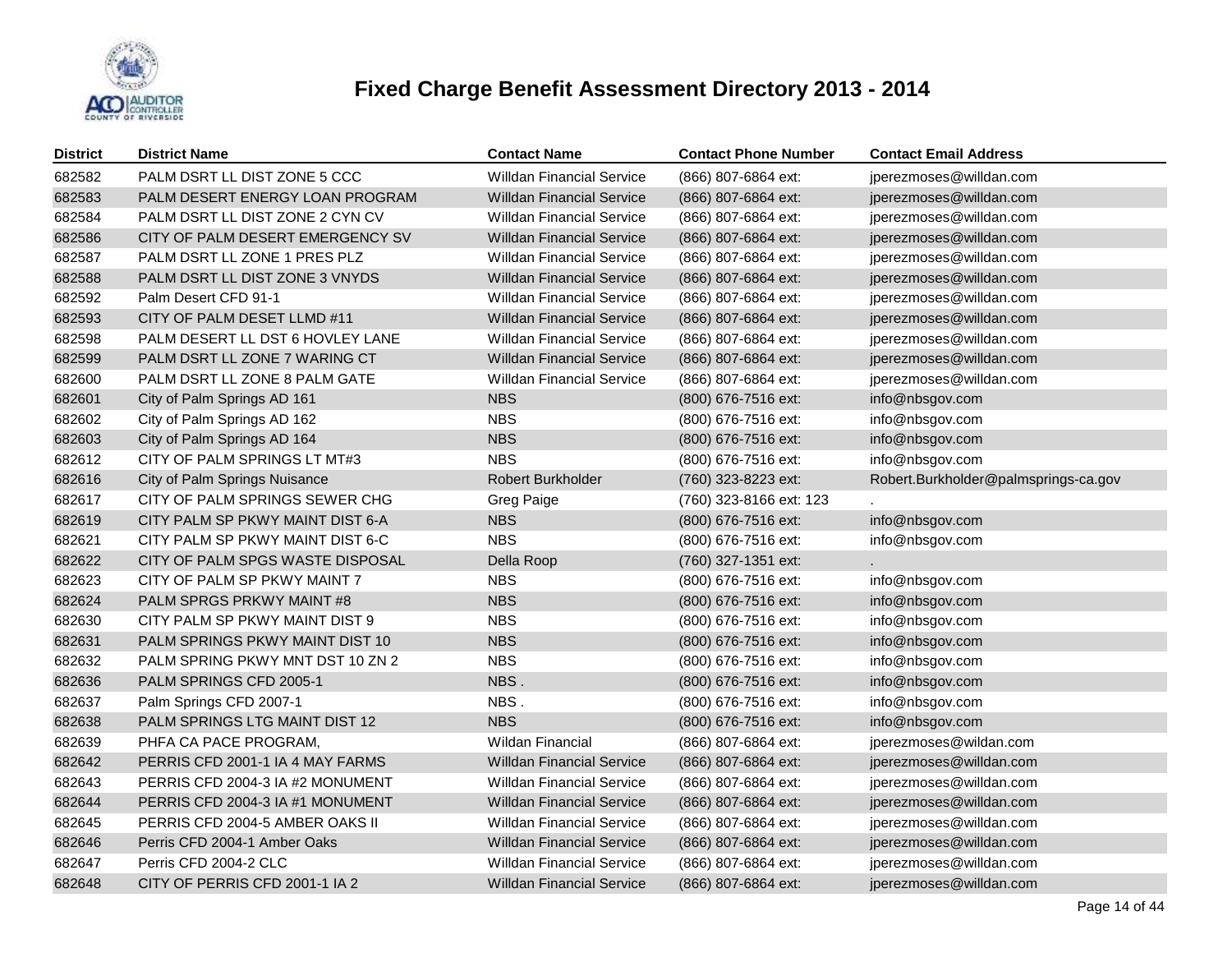# Fixed Charge Benefit Assessment Directory 2013 - 2014

| District | District Name | Contact Name | Contact Phone Number | Contact Email Address |
|---|---|---|---|---|
| 682582 | PALM DSRT LL DIST ZONE 5 CCC | Willdan Financial Service | (866) 807-6864 ext: | jperezmoses@willdan.com |
| 682583 | PALM DESERT ENERGY LOAN PROGRAM | Willdan Financial Service | (866) 807-6864 ext: | jperezmoses@willdan.com |
| 682584 | PALM DSRT LL DIST ZONE 2 CYN CV | Willdan Financial Service | (866) 807-6864 ext: | jperezmoses@willdan.com |
| 682586 | CITY OF PALM DESERT EMERGENCY SV | Willdan Financial Service | (866) 807-6864 ext: | jperezmoses@willdan.com |
| 682587 | PALM DSRT LL ZONE 1 PRES PLZ | Willdan Financial Service | (866) 807-6864 ext: | jperezmoses@willdan.com |
| 682588 | PALM DSRT LL DIST ZONE 3 VNYDS | Willdan Financial Service | (866) 807-6864 ext: | jperezmoses@willdan.com |
| 682592 | Palm Desert CFD 91-1 | Willdan Financial Service | (866) 807-6864 ext: | jperezmoses@willdan.com |
| 682593 | CITY OF PALM DESET LLMD #11 | Willdan Financial Service | (866) 807-6864 ext: | jperezmoses@willdan.com |
| 682598 | PALM DESERT LL DST 6 HOVLEY LANE | Willdan Financial Service | (866) 807-6864 ext: | jperezmoses@willdan.com |
| 682599 | PALM DSRT LL ZONE 7 WARING CT | Willdan Financial Service | (866) 807-6864 ext: | jperezmoses@willdan.com |
| 682600 | PALM DSRT LL ZONE 8 PALM GATE | Willdan Financial Service | (866) 807-6864 ext: | jperezmoses@willdan.com |
| 682601 | City of Palm Springs AD 161 | NBS | (800) 676-7516 ext: | info@nbsgov.com |
| 682602 | City of Palm Springs AD 162 | NBS | (800) 676-7516 ext: | info@nbsgov.com |
| 682603 | City of Palm Springs AD 164 | NBS | (800) 676-7516 ext: | info@nbsgov.com |
| 682612 | CITY OF PALM SPRINGS LT MT#3 | NBS | (800) 676-7516 ext: | info@nbsgov.com |
| 682616 | City of Palm Springs Nuisance | Robert Burkholder | (760) 323-8223 ext: | Robert.Burkholder@palmsprings-ca.gov |
| 682617 | CITY OF PALM SPRINGS SEWER CHG | Greg Paige | (760) 323-8166 ext: 123 | . |
| 682619 | CITY PALM SP PKWY MAINT DIST 6-A | NBS | (800) 676-7516 ext: | info@nbsgov.com |
| 682621 | CITY PALM SP PKWY MAINT DIST 6-C | NBS | (800) 676-7516 ext: | info@nbsgov.com |
| 682622 | CITY OF PALM SPGS WASTE DISPOSAL | Della Roop | (760) 327-1351 ext: | . |
| 682623 | CITY OF PALM SP PKWY MAINT 7 | NBS | (800) 676-7516 ext: | info@nbsgov.com |
| 682624 | PALM SPRGS PRKWY MAINT #8 | NBS | (800) 676-7516 ext: | info@nbsgov.com |
| 682630 | CITY PALM SP PKWY MAINT DIST 9 | NBS | (800) 676-7516 ext: | info@nbsgov.com |
| 682631 | PALM SPRINGS PKWY MAINT DIST 10 | NBS | (800) 676-7516 ext: | info@nbsgov.com |
| 682632 | PALM SPRING PKWY MNT DST 10 ZN 2 | NBS | (800) 676-7516 ext: | info@nbsgov.com |
| 682636 | PALM SPRINGS CFD 2005-1 | NBS . | (800) 676-7516 ext: | info@nbsgov.com |
| 682637 | Palm Springs CFD 2007-1 | NBS . | (800) 676-7516 ext: | info@nbsgov.com |
| 682638 | PALM SPRINGS LTG MAINT DIST 12 | NBS | (800) 676-7516 ext: | info@nbsgov.com |
| 682639 | PHFA CA PACE PROGRAM, | Wildan Financial | (866) 807-6864 ext: | jperezmoses@wildan.com |
| 682642 | PERRIS CFD 2001-1 IA 4 MAY FARMS | Willdan Financial Service | (866) 807-6864 ext: | jperezmoses@willdan.com |
| 682643 | PERRIS CFD 2004-3 IA #2 MONUMENT | Willdan Financial Service | (866) 807-6864 ext: | jperezmoses@willdan.com |
| 682644 | PERRIS CFD 2004-3 IA #1 MONUMENT | Willdan Financial Service | (866) 807-6864 ext: | jperezmoses@willdan.com |
| 682645 | PERRIS CFD 2004-5 AMBER OAKS II | Willdan Financial Service | (866) 807-6864 ext: | jperezmoses@willdan.com |
| 682646 | Perris CFD 2004-1 Amber Oaks | Willdan Financial Service | (866) 807-6864 ext: | jperezmoses@willdan.com |
| 682647 | Perris CFD 2004-2 CLC | Willdan Financial Service | (866) 807-6864 ext: | jperezmoses@willdan.com |
| 682648 | CITY OF PERRIS CFD 2001-1 IA 2 | Willdan Financial Service | (866) 807-6864 ext: | jperezmoses@willdan.com |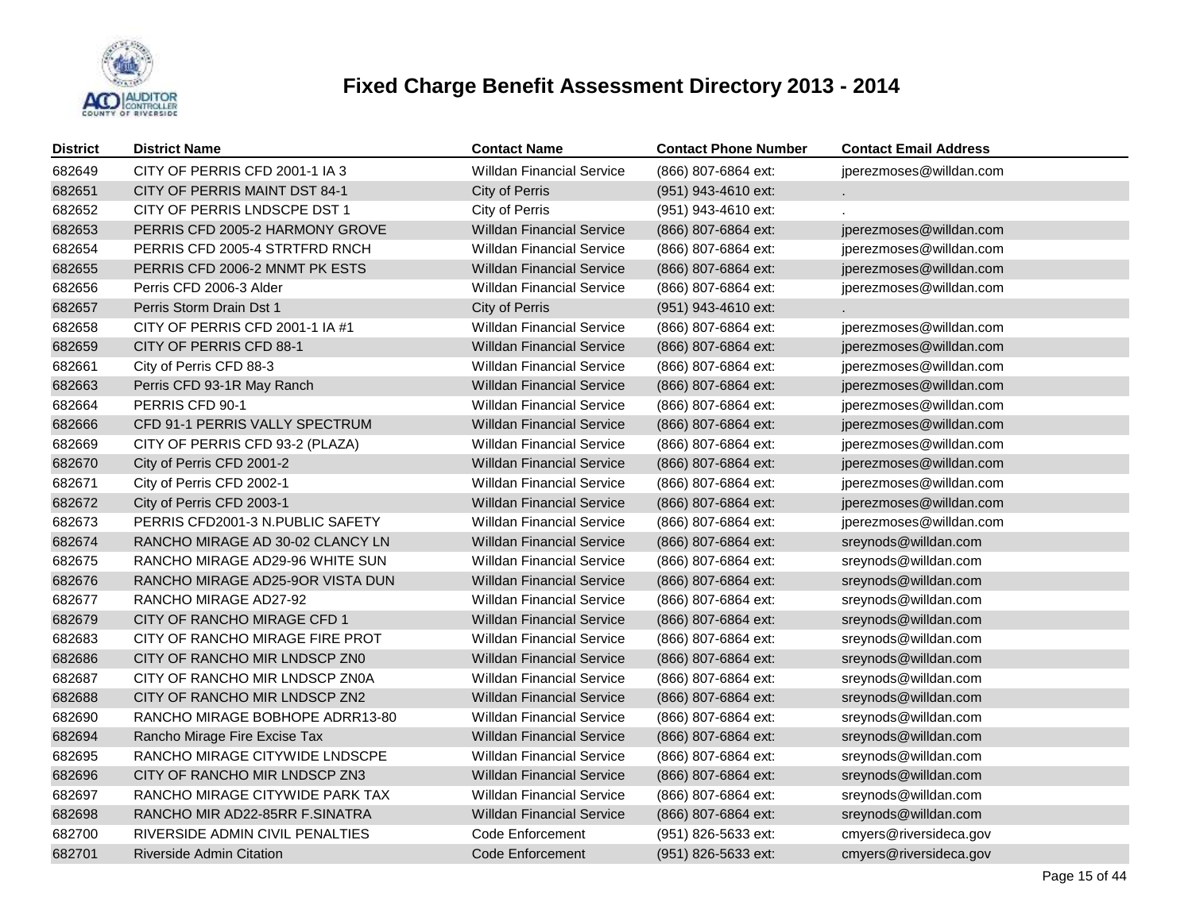# Fixed Charge Benefit Assessment Directory 2013 - 2014

| District | District Name | Contact Name | Contact Phone Number | Contact Email Address |
|---|---|---|---|---|
| 682649 | CITY OF PERRIS CFD 2001-1 IA 3 | Willdan Financial Service | (866) 807-6864 ext: | jperezmoses@willdan.com |
| 682651 | CITY OF PERRIS MAINT DST 84-1 | City of Perris | (951) 943-4610 ext: | . |
| 682652 | CITY OF PERRIS LNDSCPE DST 1 | City of Perris | (951) 943-4610 ext: | . |
| 682653 | PERRIS CFD 2005-2 HARMONY GROVE | Willdan Financial Service | (866) 807-6864 ext: | jperezmoses@willdan.com |
| 682654 | PERRIS CFD 2005-4 STRTFRD RNCH | Willdan Financial Service | (866) 807-6864 ext: | jperezmoses@willdan.com |
| 682655 | PERRIS CFD 2006-2 MNMT PK ESTS | Willdan Financial Service | (866) 807-6864 ext: | jperezmoses@willdan.com |
| 682656 | Perris CFD 2006-3 Alder | Willdan Financial Service | (866) 807-6864 ext: | jperezmoses@willdan.com |
| 682657 | Perris Storm Drain Dst 1 | City of Perris | (951) 943-4610 ext: | . |
| 682658 | CITY OF PERRIS CFD 2001-1 IA #1 | Willdan Financial Service | (866) 807-6864 ext: | jperezmoses@willdan.com |
| 682659 | CITY OF PERRIS CFD 88-1 | Willdan Financial Service | (866) 807-6864 ext: | jperezmoses@willdan.com |
| 682661 | City of Perris CFD 88-3 | Willdan Financial Service | (866) 807-6864 ext: | jperezmoses@willdan.com |
| 682663 | Perris CFD 93-1R May Ranch | Willdan Financial Service | (866) 807-6864 ext: | jperezmoses@willdan.com |
| 682664 | PERRIS CFD 90-1 | Willdan Financial Service | (866) 807-6864 ext: | jperezmoses@willdan.com |
| 682666 | CFD 91-1 PERRIS VALLY SPECTRUM | Willdan Financial Service | (866) 807-6864 ext: | jperezmoses@willdan.com |
| 682669 | CITY OF PERRIS CFD 93-2 (PLAZA) | Willdan Financial Service | (866) 807-6864 ext: | jperezmoses@willdan.com |
| 682670 | City of Perris CFD 2001-2 | Willdan Financial Service | (866) 807-6864 ext: | jperezmoses@willdan.com |
| 682671 | City of Perris CFD 2002-1 | Willdan Financial Service | (866) 807-6864 ext: | jperezmoses@willdan.com |
| 682672 | City of Perris CFD 2003-1 | Willdan Financial Service | (866) 807-6864 ext: | jperezmoses@willdan.com |
| 682673 | PERRIS CFD2001-3 N.PUBLIC SAFETY | Willdan Financial Service | (866) 807-6864 ext: | jperezmoses@willdan.com |
| 682674 | RANCHO MIRAGE AD 30-02 CLANCY LN | Willdan Financial Service | (866) 807-6864 ext: | sreynods@willdan.com |
| 682675 | RANCHO MIRAGE AD29-96 WHITE SUN | Willdan Financial Service | (866) 807-6864 ext: | sreynods@willdan.com |
| 682676 | RANCHO MIRAGE AD25-9OR VISTA DUN | Willdan Financial Service | (866) 807-6864 ext: | sreynods@willdan.com |
| 682677 | RANCHO MIRAGE AD27-92 | Willdan Financial Service | (866) 807-6864 ext: | sreynods@willdan.com |
| 682679 | CITY OF RANCHO MIRAGE CFD 1 | Willdan Financial Service | (866) 807-6864 ext: | sreynods@willdan.com |
| 682683 | CITY OF RANCHO MIRAGE FIRE PROT | Willdan Financial Service | (866) 807-6864 ext: | sreynods@willdan.com |
| 682686 | CITY OF RANCHO MIR LNDSCP ZN0 | Willdan Financial Service | (866) 807-6864 ext: | sreynods@willdan.com |
| 682687 | CITY OF RANCHO MIR LNDSCP ZN0A | Willdan Financial Service | (866) 807-6864 ext: | sreynods@willdan.com |
| 682688 | CITY OF RANCHO MIR LNDSCP ZN2 | Willdan Financial Service | (866) 807-6864 ext: | sreynods@willdan.com |
| 682690 | RANCHO MIRAGE BOBHOPE ADRR13-80 | Willdan Financial Service | (866) 807-6864 ext: | sreynods@willdan.com |
| 682694 | Rancho Mirage Fire Excise Tax | Willdan Financial Service | (866) 807-6864 ext: | sreynods@willdan.com |
| 682695 | RANCHO MIRAGE CITYWIDE LNDSCPE | Willdan Financial Service | (866) 807-6864 ext: | sreynods@willdan.com |
| 682696 | CITY OF RANCHO MIR LNDSCP ZN3 | Willdan Financial Service | (866) 807-6864 ext: | sreynods@willdan.com |
| 682697 | RANCHO MIRAGE CITYWIDE PARK TAX | Willdan Financial Service | (866) 807-6864 ext: | sreynods@willdan.com |
| 682698 | RANCHO MIR AD22-85RR F.SINATRA | Willdan Financial Service | (866) 807-6864 ext: | sreynods@willdan.com |
| 682700 | RIVERSIDE ADMIN CIVIL PENALTIES | Code Enforcement | (951) 826-5633 ext: | cmyers@riversideca.gov |
| 682701 | Riverside Admin Citation | Code Enforcement | (951) 826-5633 ext: | cmyers@riversideca.gov |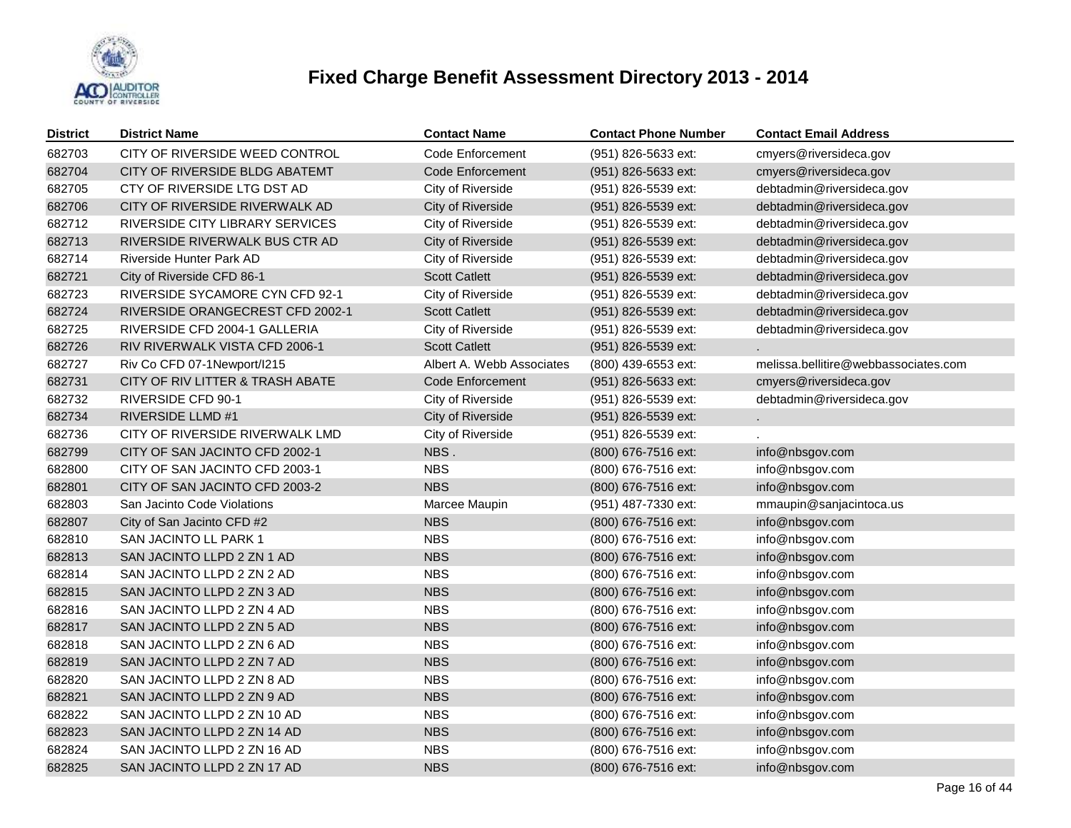# Fixed Charge Benefit Assessment Directory 2013 - 2014

| District | District Name | Contact Name | Contact Phone Number | Contact Email Address |
|---|---|---|---|---|
| 682703 | CITY OF RIVERSIDE WEED CONTROL | Code Enforcement | (951) 826-5633 ext: | cmyers@riversideca.gov |
| 682704 | CITY OF RIVERSIDE BLDG ABATEMT | Code Enforcement | (951) 826-5633 ext: | cmyers@riversideca.gov |
| 682705 | CTY OF RIVERSIDE LTG DST AD | City of Riverside | (951) 826-5539 ext: | debtadmin@riversideca.gov |
| 682706 | CITY OF RIVERSIDE RIVERWALK AD | City of Riverside | (951) 826-5539 ext: | debtadmin@riversideca.gov |
| 682712 | RIVERSIDE CITY LIBRARY SERVICES | City of Riverside | (951) 826-5539 ext: | debtadmin@riversideca.gov |
| 682713 | RIVERSIDE RIVERWALK BUS CTR AD | City of Riverside | (951) 826-5539 ext: | debtadmin@riversideca.gov |
| 682714 | Riverside Hunter Park AD | City of Riverside | (951) 826-5539 ext: | debtadmin@riversideca.gov |
| 682721 | City of Riverside CFD 86-1 | Scott Catlett | (951) 826-5539 ext: | debtadmin@riversideca.gov |
| 682723 | RIVERSIDE SYCAMORE CYN CFD 92-1 | City of Riverside | (951) 826-5539 ext: | debtadmin@riversideca.gov |
| 682724 | RIVERSIDE ORANGECREST CFD 2002-1 | Scott Catlett | (951) 826-5539 ext: | debtadmin@riversideca.gov |
| 682725 | RIVERSIDE CFD 2004-1 GALLERIA | City of Riverside | (951) 826-5539 ext: | debtadmin@riversideca.gov |
| 682726 | RIV RIVERWALK VISTA CFD 2006-1 | Scott Catlett | (951) 826-5539 ext: | . |
| 682727 | Riv Co CFD 07-1Newport/I215 | Albert A. Webb Associates | (800) 439-6553 ext: | melissa.bellitire@webbassociates.com |
| 682731 | CITY OF RIV LITTER & TRASH ABATE | Code Enforcement | (951) 826-5633 ext: | cmyers@riversideca.gov |
| 682732 | RIVERSIDE CFD 90-1 | City of Riverside | (951) 826-5539 ext: | debtadmin@riversideca.gov |
| 682734 | RIVERSIDE LLMD #1 | City of Riverside | (951) 826-5539 ext: | . |
| 682736 | CITY OF RIVERSIDE RIVERWALK LMD | City of Riverside | (951) 826-5539 ext: | . |
| 682799 | CITY OF SAN JACINTO CFD 2002-1 | NBS . | (800) 676-7516 ext: | info@nbsgov.com |
| 682800 | CITY OF SAN JACINTO CFD 2003-1 | NBS | (800) 676-7516 ext: | info@nbsgov.com |
| 682801 | CITY OF SAN JACINTO CFD 2003-2 | NBS | (800) 676-7516 ext: | info@nbsgov.com |
| 682803 | San Jacinto Code Violations | Marcee Maupin | (951) 487-7330 ext: | mmaupin@sanjacintoca.us |
| 682807 | City of San Jacinto CFD #2 | NBS | (800) 676-7516 ext: | info@nbsgov.com |
| 682810 | SAN JACINTO LL PARK 1 | NBS | (800) 676-7516 ext: | info@nbsgov.com |
| 682813 | SAN JACINTO LLPD 2 ZN 1 AD | NBS | (800) 676-7516 ext: | info@nbsgov.com |
| 682814 | SAN JACINTO LLPD 2 ZN 2 AD | NBS | (800) 676-7516 ext: | info@nbsgov.com |
| 682815 | SAN JACINTO LLPD 2 ZN 3 AD | NBS | (800) 676-7516 ext: | info@nbsgov.com |
| 682816 | SAN JACINTO LLPD 2 ZN 4 AD | NBS | (800) 676-7516 ext: | info@nbsgov.com |
| 682817 | SAN JACINTO LLPD 2 ZN 5 AD | NBS | (800) 676-7516 ext: | info@nbsgov.com |
| 682818 | SAN JACINTO LLPD 2 ZN 6 AD | NBS | (800) 676-7516 ext: | info@nbsgov.com |
| 682819 | SAN JACINTO LLPD 2 ZN 7 AD | NBS | (800) 676-7516 ext: | info@nbsgov.com |
| 682820 | SAN JACINTO LLPD 2 ZN 8 AD | NBS | (800) 676-7516 ext: | info@nbsgov.com |
| 682821 | SAN JACINTO LLPD 2 ZN 9 AD | NBS | (800) 676-7516 ext: | info@nbsgov.com |
| 682822 | SAN JACINTO LLPD 2 ZN 10 AD | NBS | (800) 676-7516 ext: | info@nbsgov.com |
| 682823 | SAN JACINTO LLPD 2 ZN 14 AD | NBS | (800) 676-7516 ext: | info@nbsgov.com |
| 682824 | SAN JACINTO LLPD 2 ZN 16 AD | NBS | (800) 676-7516 ext: | info@nbsgov.com |
| 682825 | SAN JACINTO LLPD 2 ZN 17 AD | NBS | (800) 676-7516 ext: | info@nbsgov.com |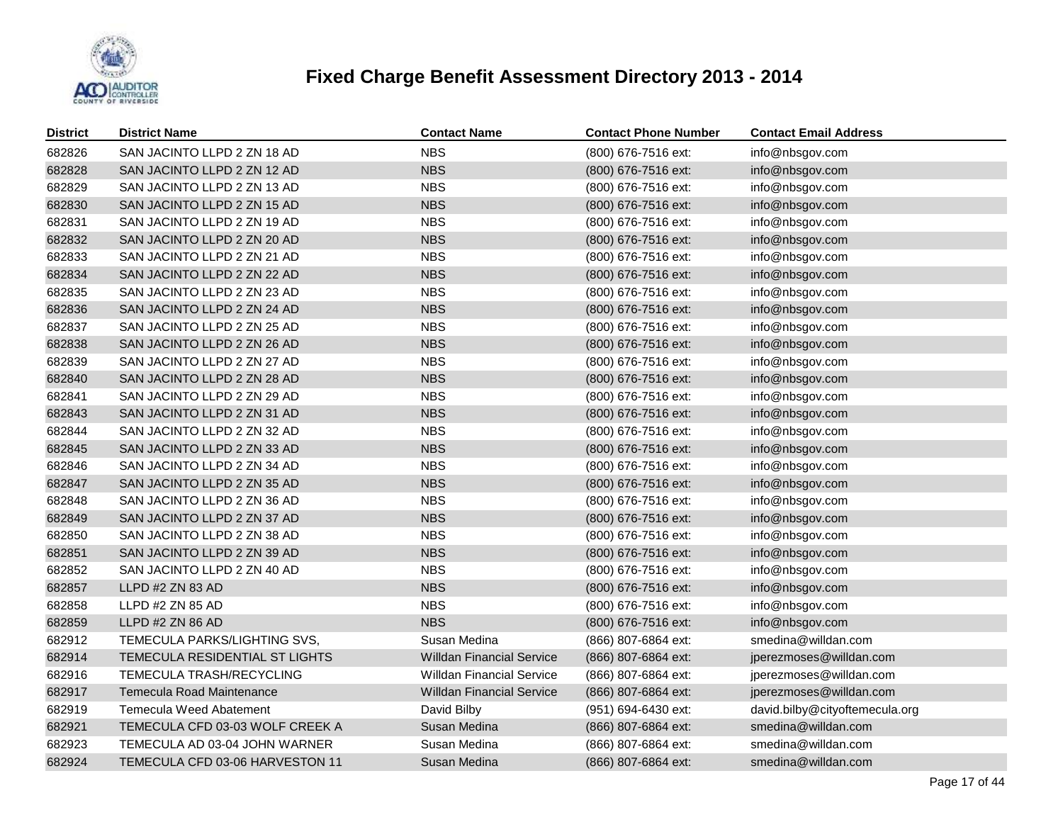# Fixed Charge Benefit Assessment Directory 2013 - 2014

| District | District Name | Contact Name | Contact Phone Number | Contact Email Address |
|---|---|---|---|---|
| 682826 | SAN JACINTO LLPD 2 ZN 18 AD | NBS | (800) 676-7516 ext: | info@nbsgov.com |
| 682828 | SAN JACINTO LLPD 2 ZN 12 AD | NBS | (800) 676-7516 ext: | info@nbsgov.com |
| 682829 | SAN JACINTO LLPD 2 ZN 13 AD | NBS | (800) 676-7516 ext: | info@nbsgov.com |
| 682830 | SAN JACINTO LLPD 2 ZN 15 AD | NBS | (800) 676-7516 ext: | info@nbsgov.com |
| 682831 | SAN JACINTO LLPD 2 ZN 19 AD | NBS | (800) 676-7516 ext: | info@nbsgov.com |
| 682832 | SAN JACINTO LLPD 2 ZN 20 AD | NBS | (800) 676-7516 ext: | info@nbsgov.com |
| 682833 | SAN JACINTO LLPD 2 ZN 21 AD | NBS | (800) 676-7516 ext: | info@nbsgov.com |
| 682834 | SAN JACINTO LLPD 2 ZN 22 AD | NBS | (800) 676-7516 ext: | info@nbsgov.com |
| 682835 | SAN JACINTO LLPD 2 ZN 23 AD | NBS | (800) 676-7516 ext: | info@nbsgov.com |
| 682836 | SAN JACINTO LLPD 2 ZN 24 AD | NBS | (800) 676-7516 ext: | info@nbsgov.com |
| 682837 | SAN JACINTO LLPD 2 ZN 25 AD | NBS | (800) 676-7516 ext: | info@nbsgov.com |
| 682838 | SAN JACINTO LLPD 2 ZN 26 AD | NBS | (800) 676-7516 ext: | info@nbsgov.com |
| 682839 | SAN JACINTO LLPD 2 ZN 27 AD | NBS | (800) 676-7516 ext: | info@nbsgov.com |
| 682840 | SAN JACINTO LLPD 2 ZN 28 AD | NBS | (800) 676-7516 ext: | info@nbsgov.com |
| 682841 | SAN JACINTO LLPD 2 ZN 29 AD | NBS | (800) 676-7516 ext: | info@nbsgov.com |
| 682843 | SAN JACINTO LLPD 2 ZN 31 AD | NBS | (800) 676-7516 ext: | info@nbsgov.com |
| 682844 | SAN JACINTO LLPD 2 ZN 32 AD | NBS | (800) 676-7516 ext: | info@nbsgov.com |
| 682845 | SAN JACINTO LLPD 2 ZN 33 AD | NBS | (800) 676-7516 ext: | info@nbsgov.com |
| 682846 | SAN JACINTO LLPD 2 ZN 34 AD | NBS | (800) 676-7516 ext: | info@nbsgov.com |
| 682847 | SAN JACINTO LLPD 2 ZN 35 AD | NBS | (800) 676-7516 ext: | info@nbsgov.com |
| 682848 | SAN JACINTO LLPD 2 ZN 36 AD | NBS | (800) 676-7516 ext: | info@nbsgov.com |
| 682849 | SAN JACINTO LLPD 2 ZN 37 AD | NBS | (800) 676-7516 ext: | info@nbsgov.com |
| 682850 | SAN JACINTO LLPD 2 ZN 38 AD | NBS | (800) 676-7516 ext: | info@nbsgov.com |
| 682851 | SAN JACINTO LLPD 2 ZN 39 AD | NBS | (800) 676-7516 ext: | info@nbsgov.com |
| 682852 | SAN JACINTO LLPD 2 ZN 40 AD | NBS | (800) 676-7516 ext: | info@nbsgov.com |
| 682857 | LLPD #2 ZN 83 AD | NBS | (800) 676-7516 ext: | info@nbsgov.com |
| 682858 | LLPD #2 ZN 85 AD | NBS | (800) 676-7516 ext: | info@nbsgov.com |
| 682859 | LLPD #2 ZN 86 AD | NBS | (800) 676-7516 ext: | info@nbsgov.com |
| 682912 | TEMECULA PARKS/LIGHTING SVS, | Susan Medina | (866) 807-6864 ext: | smedina@willdan.com |
| 682914 | TEMECULA RESIDENTIAL ST LIGHTS | Willdan Financial Service | (866) 807-6864 ext: | jperezmoses@willdan.com |
| 682916 | TEMECULA TRASH/RECYCLING | Willdan Financial Service | (866) 807-6864 ext: | jperezmoses@willdan.com |
| 682917 | Temecula Road Maintenance | Willdan Financial Service | (866) 807-6864 ext: | jperezmoses@willdan.com |
| 682919 | Temecula Weed Abatement | David Bilby | (951) 694-6430 ext: | david.bilby@cityoftemecula.org |
| 682921 | TEMECULA CFD 03-03 WOLF CREEK A | Susan Medina | (866) 807-6864 ext: | smedina@willdan.com |
| 682923 | TEMECULA AD 03-04 JOHN WARNER | Susan Medina | (866) 807-6864 ext: | smedina@willdan.com |
| 682924 | TEMECULA CFD 03-06 HARVESTON 11 | Susan Medina | (866) 807-6864 ext: | smedina@willdan.com |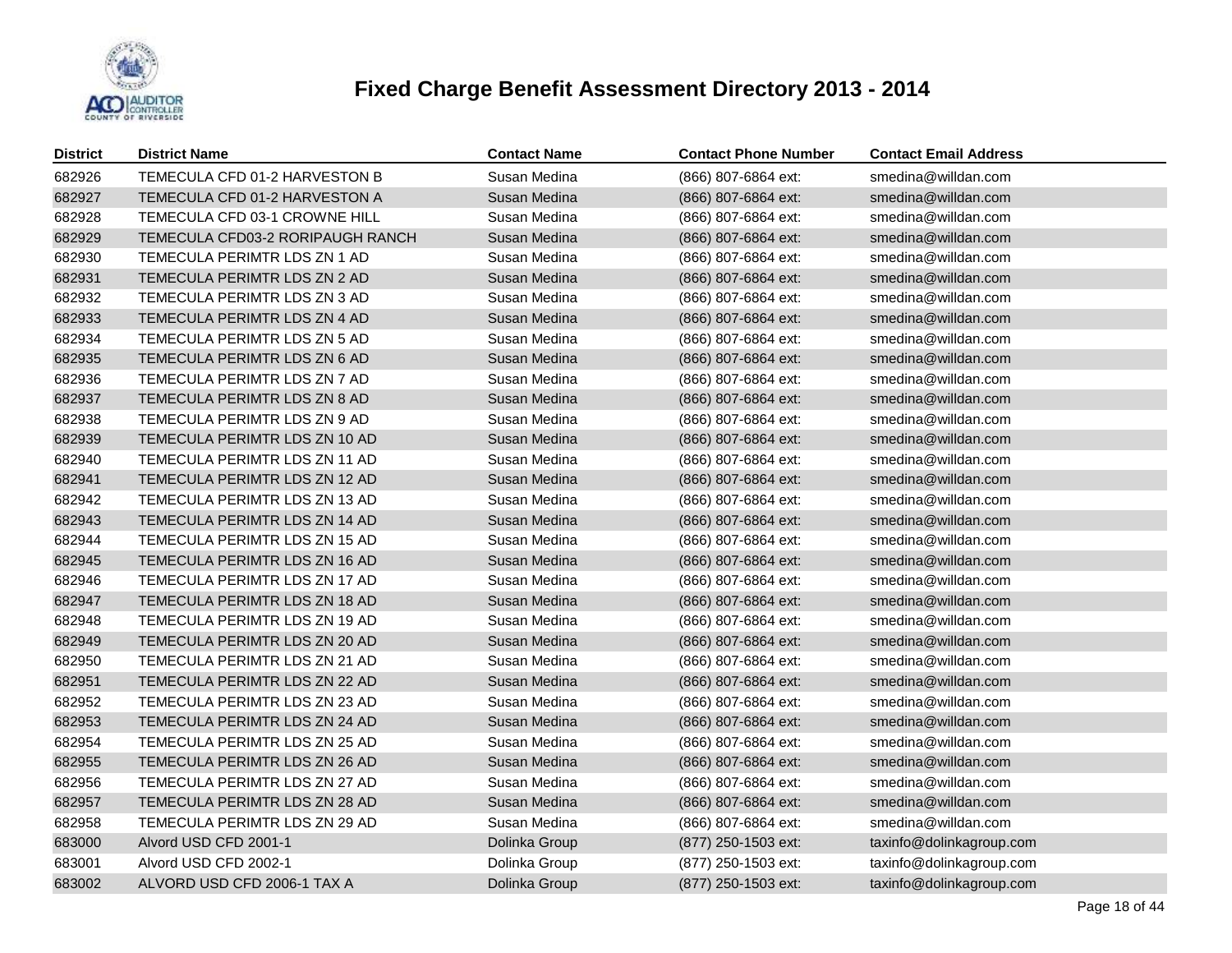# Fixed Charge Benefit Assessment Directory 2013 - 2014

| District | District Name | Contact Name | Contact Phone Number | Contact Email Address |
| --- | --- | --- | --- | --- |
| 682926 | TEMECULA CFD 01-2 HARVESTON B | Susan Medina | (866) 807-6864 ext: | smedina@willdan.com |
| 682927 | TEMECULA CFD 01-2 HARVESTON A | Susan Medina | (866) 807-6864 ext: | smedina@willdan.com |
| 682928 | TEMECULA CFD 03-1 CROWNE HILL | Susan Medina | (866) 807-6864 ext: | smedina@willdan.com |
| 682929 | TEMECULA CFD03-2 RORIPAUGH RANCH | Susan Medina | (866) 807-6864 ext: | smedina@willdan.com |
| 682930 | TEMECULA PERIMTR LDS ZN 1 AD | Susan Medina | (866) 807-6864 ext: | smedina@willdan.com |
| 682931 | TEMECULA PERIMTR LDS ZN 2 AD | Susan Medina | (866) 807-6864 ext: | smedina@willdan.com |
| 682932 | TEMECULA PERIMTR LDS ZN 3 AD | Susan Medina | (866) 807-6864 ext: | smedina@willdan.com |
| 682933 | TEMECULA PERIMTR LDS ZN 4 AD | Susan Medina | (866) 807-6864 ext: | smedina@willdan.com |
| 682934 | TEMECULA PERIMTR LDS ZN 5 AD | Susan Medina | (866) 807-6864 ext: | smedina@willdan.com |
| 682935 | TEMECULA PERIMTR LDS ZN 6 AD | Susan Medina | (866) 807-6864 ext: | smedina@willdan.com |
| 682936 | TEMECULA PERIMTR LDS ZN 7 AD | Susan Medina | (866) 807-6864 ext: | smedina@willdan.com |
| 682937 | TEMECULA PERIMTR LDS ZN 8 AD | Susan Medina | (866) 807-6864 ext: | smedina@willdan.com |
| 682938 | TEMECULA PERIMTR LDS ZN 9 AD | Susan Medina | (866) 807-6864 ext: | smedina@willdan.com |
| 682939 | TEMECULA PERIMTR LDS ZN 10 AD | Susan Medina | (866) 807-6864 ext: | smedina@willdan.com |
| 682940 | TEMECULA PERIMTR LDS ZN 11 AD | Susan Medina | (866) 807-6864 ext: | smedina@willdan.com |
| 682941 | TEMECULA PERIMTR LDS ZN 12 AD | Susan Medina | (866) 807-6864 ext: | smedina@willdan.com |
| 682942 | TEMECULA PERIMTR LDS ZN 13 AD | Susan Medina | (866) 807-6864 ext: | smedina@willdan.com |
| 682943 | TEMECULA PERIMTR LDS ZN 14 AD | Susan Medina | (866) 807-6864 ext: | smedina@willdan.com |
| 682944 | TEMECULA PERIMTR LDS ZN 15 AD | Susan Medina | (866) 807-6864 ext: | smedina@willdan.com |
| 682945 | TEMECULA PERIMTR LDS ZN 16 AD | Susan Medina | (866) 807-6864 ext: | smedina@willdan.com |
| 682946 | TEMECULA PERIMTR LDS ZN 17 AD | Susan Medina | (866) 807-6864 ext: | smedina@willdan.com |
| 682947 | TEMECULA PERIMTR LDS ZN 18 AD | Susan Medina | (866) 807-6864 ext: | smedina@willdan.com |
| 682948 | TEMECULA PERIMTR LDS ZN 19 AD | Susan Medina | (866) 807-6864 ext: | smedina@willdan.com |
| 682949 | TEMECULA PERIMTR LDS ZN 20 AD | Susan Medina | (866) 807-6864 ext: | smedina@willdan.com |
| 682950 | TEMECULA PERIMTR LDS ZN 21 AD | Susan Medina | (866) 807-6864 ext: | smedina@willdan.com |
| 682951 | TEMECULA PERIMTR LDS ZN 22 AD | Susan Medina | (866) 807-6864 ext: | smedina@willdan.com |
| 682952 | TEMECULA PERIMTR LDS ZN 23 AD | Susan Medina | (866) 807-6864 ext: | smedina@willdan.com |
| 682953 | TEMECULA PERIMTR LDS ZN 24 AD | Susan Medina | (866) 807-6864 ext: | smedina@willdan.com |
| 682954 | TEMECULA PERIMTR LDS ZN 25 AD | Susan Medina | (866) 807-6864 ext: | smedina@willdan.com |
| 682955 | TEMECULA PERIMTR LDS ZN 26 AD | Susan Medina | (866) 807-6864 ext: | smedina@willdan.com |
| 682956 | TEMECULA PERIMTR LDS ZN 27 AD | Susan Medina | (866) 807-6864 ext: | smedina@willdan.com |
| 682957 | TEMECULA PERIMTR LDS ZN 28 AD | Susan Medina | (866) 807-6864 ext: | smedina@willdan.com |
| 682958 | TEMECULA PERIMTR LDS ZN 29 AD | Susan Medina | (866) 807-6864 ext: | smedina@willdan.com |
| 683000 | Alvord USD CFD 2001-1 | Dolinka Group | (877) 250-1503 ext: | taxinfo@dolinkagroup.com |
| 683001 | Alvord USD CFD 2002-1 | Dolinka Group | (877) 250-1503 ext: | taxinfo@dolinkagroup.com |
| 683002 | ALVORD USD CFD 2006-1 TAX A | Dolinka Group | (877) 250-1503 ext: | taxinfo@dolinkagroup.com |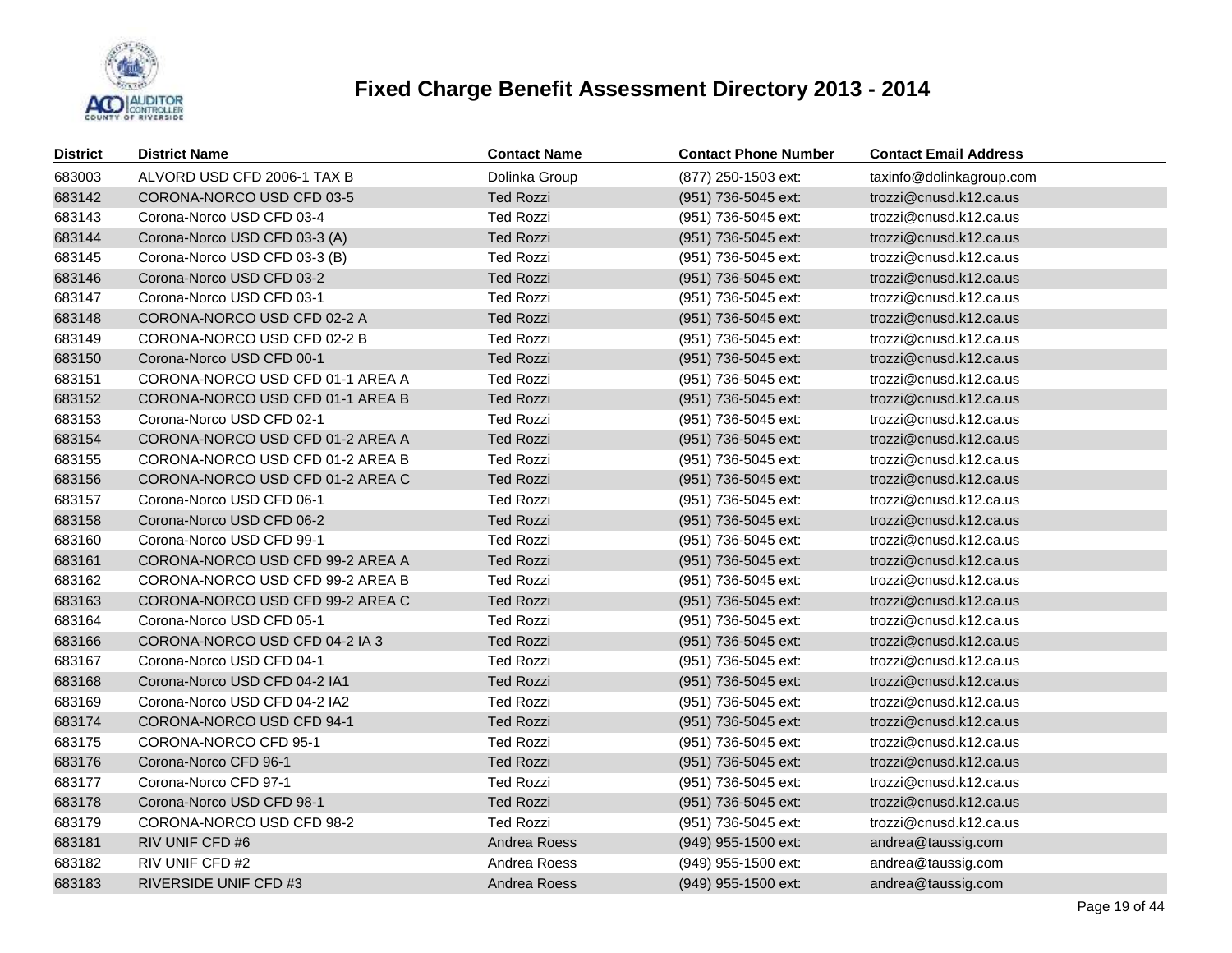# Fixed Charge Benefit Assessment Directory 2013 - 2014

| District | District Name | Contact Name | Contact Phone Number | Contact Email Address |
|---|---|---|---|---|
| 683003 | ALVORD USD CFD 2006-1 TAX B | Dolinka Group | (877) 250-1503 ext: | taxinfo@dolinkagroup.com |
| 683142 | CORONA-NORCO USD CFD 03-5 | Ted Rozzi | (951) 736-5045 ext: | trozzi@cnusd.k12.ca.us |
| 683143 | Corona-Norco USD CFD 03-4 | Ted Rozzi | (951) 736-5045 ext: | trozzi@cnusd.k12.ca.us |
| 683144 | Corona-Norco USD CFD 03-3 (A) | Ted Rozzi | (951) 736-5045 ext: | trozzi@cnusd.k12.ca.us |
| 683145 | Corona-Norco USD CFD 03-3 (B) | Ted Rozzi | (951) 736-5045 ext: | trozzi@cnusd.k12.ca.us |
| 683146 | Corona-Norco USD CFD 03-2 | Ted Rozzi | (951) 736-5045 ext: | trozzi@cnusd.k12.ca.us |
| 683147 | Corona-Norco USD CFD 03-1 | Ted Rozzi | (951) 736-5045 ext: | trozzi@cnusd.k12.ca.us |
| 683148 | CORONA-NORCO USD CFD 02-2 A | Ted Rozzi | (951) 736-5045 ext: | trozzi@cnusd.k12.ca.us |
| 683149 | CORONA-NORCO USD CFD 02-2 B | Ted Rozzi | (951) 736-5045 ext: | trozzi@cnusd.k12.ca.us |
| 683150 | Corona-Norco USD CFD 00-1 | Ted Rozzi | (951) 736-5045 ext: | trozzi@cnusd.k12.ca.us |
| 683151 | CORONA-NORCO USD CFD 01-1 AREA A | Ted Rozzi | (951) 736-5045 ext: | trozzi@cnusd.k12.ca.us |
| 683152 | CORONA-NORCO USD CFD 01-1 AREA B | Ted Rozzi | (951) 736-5045 ext: | trozzi@cnusd.k12.ca.us |
| 683153 | Corona-Norco USD CFD 02-1 | Ted Rozzi | (951) 736-5045 ext: | trozzi@cnusd.k12.ca.us |
| 683154 | CORONA-NORCO USD CFD 01-2 AREA A | Ted Rozzi | (951) 736-5045 ext: | trozzi@cnusd.k12.ca.us |
| 683155 | CORONA-NORCO USD CFD 01-2 AREA B | Ted Rozzi | (951) 736-5045 ext: | trozzi@cnusd.k12.ca.us |
| 683156 | CORONA-NORCO USD CFD 01-2 AREA C | Ted Rozzi | (951) 736-5045 ext: | trozzi@cnusd.k12.ca.us |
| 683157 | Corona-Norco USD CFD 06-1 | Ted Rozzi | (951) 736-5045 ext: | trozzi@cnusd.k12.ca.us |
| 683158 | Corona-Norco USD CFD 06-2 | Ted Rozzi | (951) 736-5045 ext: | trozzi@cnusd.k12.ca.us |
| 683160 | Corona-Norco USD CFD 99-1 | Ted Rozzi | (951) 736-5045 ext: | trozzi@cnusd.k12.ca.us |
| 683161 | CORONA-NORCO USD CFD 99-2 AREA A | Ted Rozzi | (951) 736-5045 ext: | trozzi@cnusd.k12.ca.us |
| 683162 | CORONA-NORCO USD CFD 99-2 AREA B | Ted Rozzi | (951) 736-5045 ext: | trozzi@cnusd.k12.ca.us |
| 683163 | CORONA-NORCO USD CFD 99-2 AREA C | Ted Rozzi | (951) 736-5045 ext: | trozzi@cnusd.k12.ca.us |
| 683164 | Corona-Norco USD CFD 05-1 | Ted Rozzi | (951) 736-5045 ext: | trozzi@cnusd.k12.ca.us |
| 683166 | CORONA-NORCO USD CFD 04-2 IA 3 | Ted Rozzi | (951) 736-5045 ext: | trozzi@cnusd.k12.ca.us |
| 683167 | Corona-Norco USD CFD 04-1 | Ted Rozzi | (951) 736-5045 ext: | trozzi@cnusd.k12.ca.us |
| 683168 | Corona-Norco USD CFD 04-2 IA1 | Ted Rozzi | (951) 736-5045 ext: | trozzi@cnusd.k12.ca.us |
| 683169 | Corona-Norco USD CFD 04-2 IA2 | Ted Rozzi | (951) 736-5045 ext: | trozzi@cnusd.k12.ca.us |
| 683174 | CORONA-NORCO USD CFD 94-1 | Ted Rozzi | (951) 736-5045 ext: | trozzi@cnusd.k12.ca.us |
| 683175 | CORONA-NORCO CFD 95-1 | Ted Rozzi | (951) 736-5045 ext: | trozzi@cnusd.k12.ca.us |
| 683176 | Corona-Norco CFD 96-1 | Ted Rozzi | (951) 736-5045 ext: | trozzi@cnusd.k12.ca.us |
| 683177 | Corona-Norco CFD 97-1 | Ted Rozzi | (951) 736-5045 ext: | trozzi@cnusd.k12.ca.us |
| 683178 | Corona-Norco USD CFD 98-1 | Ted Rozzi | (951) 736-5045 ext: | trozzi@cnusd.k12.ca.us |
| 683179 | CORONA-NORCO USD CFD 98-2 | Ted Rozzi | (951) 736-5045 ext: | trozzi@cnusd.k12.ca.us |
| 683181 | RIV UNIF CFD #6 | Andrea Roess | (949) 955-1500 ext: | andrea@taussig.com |
| 683182 | RIV UNIF CFD #2 | Andrea Roess | (949) 955-1500 ext: | andrea@taussig.com |
| 683183 | RIVERSIDE UNIF CFD #3 | Andrea Roess | (949) 955-1500 ext: | andrea@taussig.com |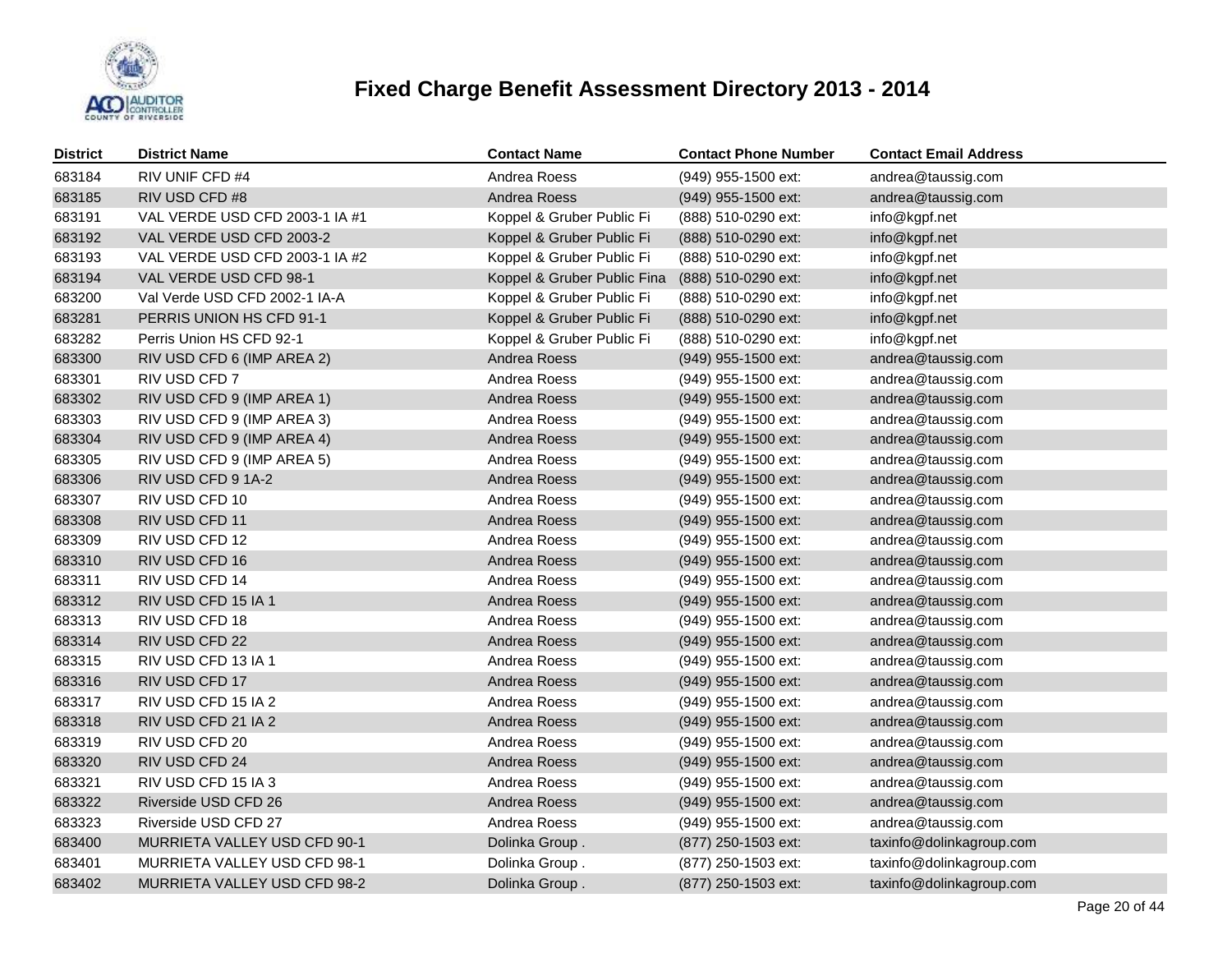# Fixed Charge Benefit Assessment Directory 2013 - 2014

| District | District Name | Contact Name | Contact Phone Number | Contact Email Address |
|---|---|---|---|---|
| 683184 | RIV UNIF CFD #4 | Andrea Roess | (949) 955-1500 ext: | andrea@taussig.com |
| 683185 | RIV USD CFD #8 | Andrea Roess | (949) 955-1500 ext: | andrea@taussig.com |
| 683191 | VAL VERDE USD CFD 2003-1 IA #1 | Koppel & Gruber Public Fi | (888) 510-0290 ext: | info@kgpf.net |
| 683192 | VAL VERDE USD CFD 2003-2 | Koppel & Gruber Public Fi | (888) 510-0290 ext: | info@kgpf.net |
| 683193 | VAL VERDE USD CFD 2003-1 IA #2 | Koppel & Gruber Public Fi | (888) 510-0290 ext: | info@kgpf.net |
| 683194 | VAL VERDE USD CFD 98-1 | Koppel & Gruber Public Fina | (888) 510-0290 ext: | info@kgpf.net |
| 683200 | Val Verde USD CFD 2002-1 IA-A | Koppel & Gruber Public Fi | (888) 510-0290 ext: | info@kgpf.net |
| 683281 | PERRIS UNION HS CFD 91-1 | Koppel & Gruber Public Fi | (888) 510-0290 ext: | info@kgpf.net |
| 683282 | Perris Union HS CFD 92-1 | Koppel & Gruber Public Fi | (888) 510-0290 ext: | info@kgpf.net |
| 683300 | RIV USD CFD 6 (IMP AREA 2) | Andrea Roess | (949) 955-1500 ext: | andrea@taussig.com |
| 683301 | RIV USD CFD 7 | Andrea Roess | (949) 955-1500 ext: | andrea@taussig.com |
| 683302 | RIV USD CFD 9 (IMP AREA 1) | Andrea Roess | (949) 955-1500 ext: | andrea@taussig.com |
| 683303 | RIV USD CFD 9 (IMP AREA 3) | Andrea Roess | (949) 955-1500 ext: | andrea@taussig.com |
| 683304 | RIV USD CFD 9 (IMP AREA 4) | Andrea Roess | (949) 955-1500 ext: | andrea@taussig.com |
| 683305 | RIV USD CFD 9 (IMP AREA 5) | Andrea Roess | (949) 955-1500 ext: | andrea@taussig.com |
| 683306 | RIV USD CFD 9 1A-2 | Andrea Roess | (949) 955-1500 ext: | andrea@taussig.com |
| 683307 | RIV USD CFD 10 | Andrea Roess | (949) 955-1500 ext: | andrea@taussig.com |
| 683308 | RIV USD CFD 11 | Andrea Roess | (949) 955-1500 ext: | andrea@taussig.com |
| 683309 | RIV USD CFD 12 | Andrea Roess | (949) 955-1500 ext: | andrea@taussig.com |
| 683310 | RIV USD CFD 16 | Andrea Roess | (949) 955-1500 ext: | andrea@taussig.com |
| 683311 | RIV USD CFD 14 | Andrea Roess | (949) 955-1500 ext: | andrea@taussig.com |
| 683312 | RIV USD CFD 15 IA 1 | Andrea Roess | (949) 955-1500 ext: | andrea@taussig.com |
| 683313 | RIV USD CFD 18 | Andrea Roess | (949) 955-1500 ext: | andrea@taussig.com |
| 683314 | RIV USD CFD 22 | Andrea Roess | (949) 955-1500 ext: | andrea@taussig.com |
| 683315 | RIV USD CFD 13 IA 1 | Andrea Roess | (949) 955-1500 ext: | andrea@taussig.com |
| 683316 | RIV USD CFD 17 | Andrea Roess | (949) 955-1500 ext: | andrea@taussig.com |
| 683317 | RIV USD CFD 15 IA 2 | Andrea Roess | (949) 955-1500 ext: | andrea@taussig.com |
| 683318 | RIV USD CFD 21 IA 2 | Andrea Roess | (949) 955-1500 ext: | andrea@taussig.com |
| 683319 | RIV USD CFD 20 | Andrea Roess | (949) 955-1500 ext: | andrea@taussig.com |
| 683320 | RIV USD CFD 24 | Andrea Roess | (949) 955-1500 ext: | andrea@taussig.com |
| 683321 | RIV USD CFD 15 IA 3 | Andrea Roess | (949) 955-1500 ext: | andrea@taussig.com |
| 683322 | Riverside USD CFD 26 | Andrea Roess | (949) 955-1500 ext: | andrea@taussig.com |
| 683323 | Riverside USD CFD 27 | Andrea Roess | (949) 955-1500 ext: | andrea@taussig.com |
| 683400 | MURRIETA VALLEY USD CFD 90-1 | Dolinka Group . | (877) 250-1503 ext: | taxinfo@dolinkagroup.com |
| 683401 | MURRIETA VALLEY USD CFD 98-1 | Dolinka Group . | (877) 250-1503 ext: | taxinfo@dolinkagroup.com |
| 683402 | MURRIETA VALLEY USD CFD 98-2 | Dolinka Group . | (877) 250-1503 ext: | taxinfo@dolinkagroup.com |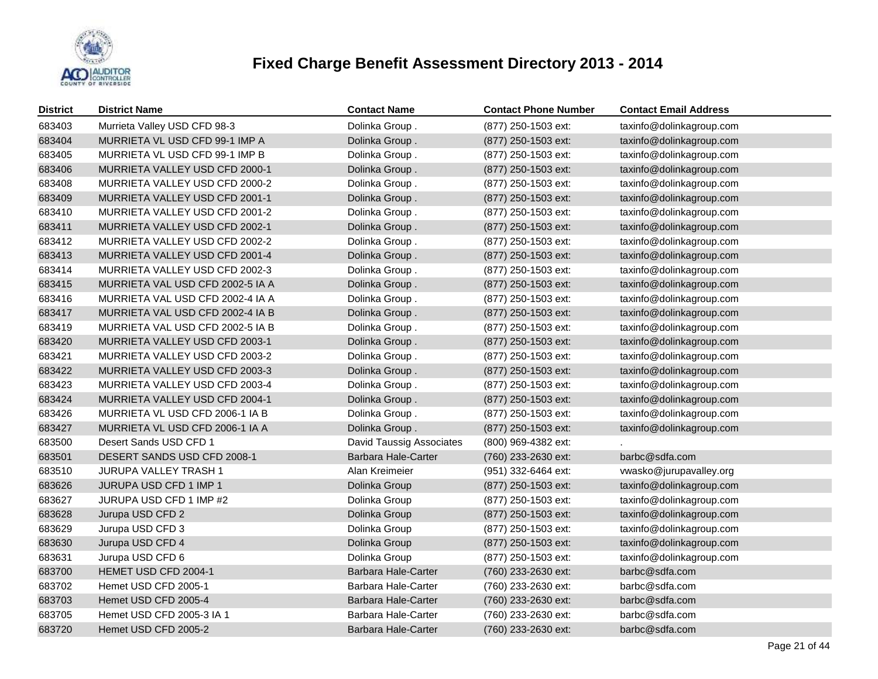# Fixed Charge Benefit Assessment Directory 2013 - 2014

| District | District Name | Contact Name | Contact Phone Number | Contact Email Address |
|---|---|---|---|---|
| 683403 | Murrieta Valley USD CFD 98-3 | Dolinka Group . | (877) 250-1503 ext: | taxinfo@dolinkagroup.com |
| 683404 | MURRIETA VL USD CFD 99-1 IMP A | Dolinka Group . | (877) 250-1503 ext: | taxinfo@dolinkagroup.com |
| 683405 | MURRIETA VL USD CFD 99-1 IMP B | Dolinka Group . | (877) 250-1503 ext: | taxinfo@dolinkagroup.com |
| 683406 | MURRIETA VALLEY USD CFD 2000-1 | Dolinka Group . | (877) 250-1503 ext: | taxinfo@dolinkagroup.com |
| 683408 | MURRIETA VALLEY USD CFD 2000-2 | Dolinka Group . | (877) 250-1503 ext: | taxinfo@dolinkagroup.com |
| 683409 | MURRIETA VALLEY USD CFD 2001-1 | Dolinka Group . | (877) 250-1503 ext: | taxinfo@dolinkagroup.com |
| 683410 | MURRIETA VALLEY USD CFD 2001-2 | Dolinka Group . | (877) 250-1503 ext: | taxinfo@dolinkagroup.com |
| 683411 | MURRIETA VALLEY USD CFD 2002-1 | Dolinka Group . | (877) 250-1503 ext: | taxinfo@dolinkagroup.com |
| 683412 | MURRIETA VALLEY USD CFD 2002-2 | Dolinka Group . | (877) 250-1503 ext: | taxinfo@dolinkagroup.com |
| 683413 | MURRIETA VALLEY USD CFD 2001-4 | Dolinka Group . | (877) 250-1503 ext: | taxinfo@dolinkagroup.com |
| 683414 | MURRIETA VALLEY USD CFD 2002-3 | Dolinka Group . | (877) 250-1503 ext: | taxinfo@dolinkagroup.com |
| 683415 | MURRIETA VAL USD CFD 2002-5 IA A | Dolinka Group . | (877) 250-1503 ext: | taxinfo@dolinkagroup.com |
| 683416 | MURRIETA VAL USD CFD 2002-4 IA A | Dolinka Group . | (877) 250-1503 ext: | taxinfo@dolinkagroup.com |
| 683417 | MURRIETA VAL USD CFD 2002-4 IA B | Dolinka Group . | (877) 250-1503 ext: | taxinfo@dolinkagroup.com |
| 683419 | MURRIETA VAL USD CFD 2002-5 IA B | Dolinka Group . | (877) 250-1503 ext: | taxinfo@dolinkagroup.com |
| 683420 | MURRIETA VALLEY USD CFD 2003-1 | Dolinka Group . | (877) 250-1503 ext: | taxinfo@dolinkagroup.com |
| 683421 | MURRIETA VALLEY USD CFD 2003-2 | Dolinka Group . | (877) 250-1503 ext: | taxinfo@dolinkagroup.com |
| 683422 | MURRIETA VALLEY USD CFD 2003-3 | Dolinka Group . | (877) 250-1503 ext: | taxinfo@dolinkagroup.com |
| 683423 | MURRIETA VALLEY USD CFD 2003-4 | Dolinka Group . | (877) 250-1503 ext: | taxinfo@dolinkagroup.com |
| 683424 | MURRIETA VALLEY USD CFD 2004-1 | Dolinka Group . | (877) 250-1503 ext: | taxinfo@dolinkagroup.com |
| 683426 | MURRIETA VL USD CFD 2006-1 IA B | Dolinka Group . | (877) 250-1503 ext: | taxinfo@dolinkagroup.com |
| 683427 | MURRIETA VL USD CFD 2006-1 IA A | Dolinka Group . | (877) 250-1503 ext: | taxinfo@dolinkagroup.com |
| 683500 | Desert Sands USD CFD 1 | David Taussig Associates | (800) 969-4382 ext: | . |
| 683501 | DESERT SANDS USD CFD 2008-1 | Barbara Hale-Carter | (760) 233-2630 ext: | barbc@sdfa.com |
| 683510 | JURUPA VALLEY TRASH 1 | Alan Kreimeier | (951) 332-6464 ext: | vwasko@jurupavalley.org |
| 683626 | JURUPA USD CFD 1 IMP 1 | Dolinka Group | (877) 250-1503 ext: | taxinfo@dolinkagroup.com |
| 683627 | JURUPA USD CFD 1 IMP #2 | Dolinka Group | (877) 250-1503 ext: | taxinfo@dolinkagroup.com |
| 683628 | Jurupa USD CFD 2 | Dolinka Group | (877) 250-1503 ext: | taxinfo@dolinkagroup.com |
| 683629 | Jurupa USD CFD 3 | Dolinka Group | (877) 250-1503 ext: | taxinfo@dolinkagroup.com |
| 683630 | Jurupa USD CFD 4 | Dolinka Group | (877) 250-1503 ext: | taxinfo@dolinkagroup.com |
| 683631 | Jurupa USD CFD 6 | Dolinka Group | (877) 250-1503 ext: | taxinfo@dolinkagroup.com |
| 683700 | HEMET USD CFD 2004-1 | Barbara Hale-Carter | (760) 233-2630 ext: | barbc@sdfa.com |
| 683702 | Hemet USD CFD 2005-1 | Barbara Hale-Carter | (760) 233-2630 ext: | barbc@sdfa.com |
| 683703 | Hemet USD CFD 2005-4 | Barbara Hale-Carter | (760) 233-2630 ext: | barbc@sdfa.com |
| 683705 | Hemet USD CFD 2005-3 IA 1 | Barbara Hale-Carter | (760) 233-2630 ext: | barbc@sdfa.com |
| 683720 | Hemet USD CFD 2005-2 | Barbara Hale-Carter | (760) 233-2630 ext: | barbc@sdfa.com |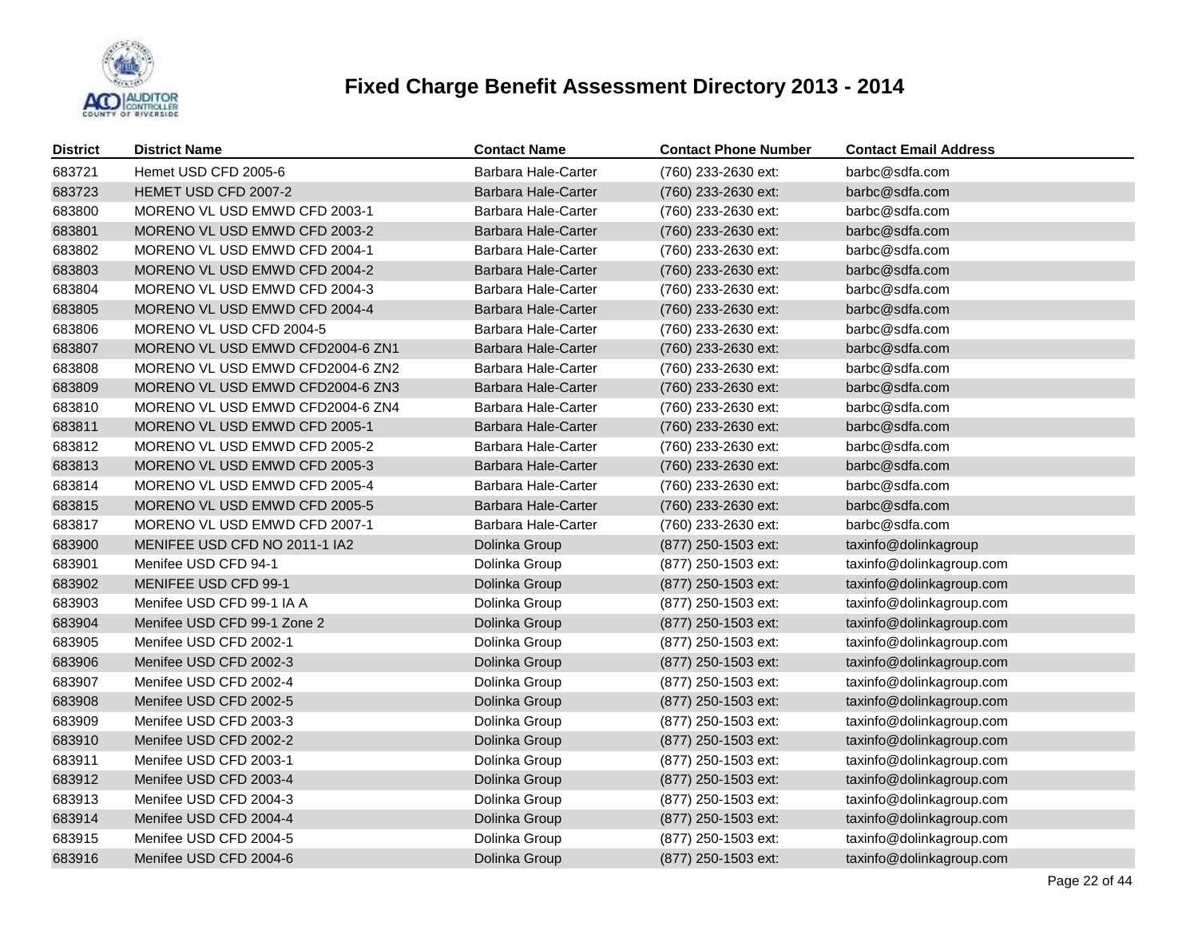# Fixed Charge Benefit Assessment Directory 2013 - 2014

| District | District Name | Contact Name | Contact Phone Number | Contact Email Address |
|---|---|---|---|---|
| 683721 | Hemet USD CFD 2005-6 | Barbara Hale-Carter | (760) 233-2630 ext: | barbc@sdfa.com |
| 683723 | HEMET USD CFD 2007-2 | Barbara Hale-Carter | (760) 233-2630 ext: | barbc@sdfa.com |
| 683800 | MORENO VL USD EMWD CFD 2003-1 | Barbara Hale-Carter | (760) 233-2630 ext: | barbc@sdfa.com |
| 683801 | MORENO VL USD EMWD CFD 2003-2 | Barbara Hale-Carter | (760) 233-2630 ext: | barbc@sdfa.com |
| 683802 | MORENO VL USD EMWD CFD 2004-1 | Barbara Hale-Carter | (760) 233-2630 ext: | barbc@sdfa.com |
| 683803 | MORENO VL USD EMWD CFD 2004-2 | Barbara Hale-Carter | (760) 233-2630 ext: | barbc@sdfa.com |
| 683804 | MORENO VL USD EMWD CFD 2004-3 | Barbara Hale-Carter | (760) 233-2630 ext: | barbc@sdfa.com |
| 683805 | MORENO VL USD EMWD CFD 2004-4 | Barbara Hale-Carter | (760) 233-2630 ext: | barbc@sdfa.com |
| 683806 | MORENO VL USD CFD 2004-5 | Barbara Hale-Carter | (760) 233-2630 ext: | barbc@sdfa.com |
| 683807 | MORENO VL USD EMWD CFD2004-6 ZN1 | Barbara Hale-Carter | (760) 233-2630 ext: | barbc@sdfa.com |
| 683808 | MORENO VL USD EMWD CFD2004-6 ZN2 | Barbara Hale-Carter | (760) 233-2630 ext: | barbc@sdfa.com |
| 683809 | MORENO VL USD EMWD CFD2004-6 ZN3 | Barbara Hale-Carter | (760) 233-2630 ext: | barbc@sdfa.com |
| 683810 | MORENO VL USD EMWD CFD2004-6 ZN4 | Barbara Hale-Carter | (760) 233-2630 ext: | barbc@sdfa.com |
| 683811 | MORENO VL USD EMWD CFD 2005-1 | Barbara Hale-Carter | (760) 233-2630 ext: | barbc@sdfa.com |
| 683812 | MORENO VL USD EMWD CFD 2005-2 | Barbara Hale-Carter | (760) 233-2630 ext: | barbc@sdfa.com |
| 683813 | MORENO VL USD EMWD CFD 2005-3 | Barbara Hale-Carter | (760) 233-2630 ext: | barbc@sdfa.com |
| 683814 | MORENO VL USD EMWD CFD 2005-4 | Barbara Hale-Carter | (760) 233-2630 ext: | barbc@sdfa.com |
| 683815 | MORENO VL USD EMWD CFD 2005-5 | Barbara Hale-Carter | (760) 233-2630 ext: | barbc@sdfa.com |
| 683817 | MORENO VL USD EMWD CFD 2007-1 | Barbara Hale-Carter | (760) 233-2630 ext: | barbc@sdfa.com |
| 683900 | MENIFEE USD CFD NO 2011-1 IA2 | Dolinka Group | (877) 250-1503 ext: | taxinfo@dolinkagroup |
| 683901 | Menifee USD CFD 94-1 | Dolinka Group | (877) 250-1503 ext: | taxinfo@dolinkagroup.com |
| 683902 | MENIFEE USD CFD 99-1 | Dolinka Group | (877) 250-1503 ext: | taxinfo@dolinkagroup.com |
| 683903 | Menifee USD CFD 99-1 IA A | Dolinka Group | (877) 250-1503 ext: | taxinfo@dolinkagroup.com |
| 683904 | Menifee USD CFD 99-1 Zone 2 | Dolinka Group | (877) 250-1503 ext: | taxinfo@dolinkagroup.com |
| 683905 | Menifee USD CFD 2002-1 | Dolinka Group | (877) 250-1503 ext: | taxinfo@dolinkagroup.com |
| 683906 | Menifee USD CFD 2002-3 | Dolinka Group | (877) 250-1503 ext: | taxinfo@dolinkagroup.com |
| 683907 | Menifee USD CFD 2002-4 | Dolinka Group | (877) 250-1503 ext: | taxinfo@dolinkagroup.com |
| 683908 | Menifee USD CFD 2002-5 | Dolinka Group | (877) 250-1503 ext: | taxinfo@dolinkagroup.com |
| 683909 | Menifee USD CFD 2003-3 | Dolinka Group | (877) 250-1503 ext: | taxinfo@dolinkagroup.com |
| 683910 | Menifee USD CFD 2002-2 | Dolinka Group | (877) 250-1503 ext: | taxinfo@dolinkagroup.com |
| 683911 | Menifee USD CFD 2003-1 | Dolinka Group | (877) 250-1503 ext: | taxinfo@dolinkagroup.com |
| 683912 | Menifee USD CFD 2003-4 | Dolinka Group | (877) 250-1503 ext: | taxinfo@dolinkagroup.com |
| 683913 | Menifee USD CFD 2004-3 | Dolinka Group | (877) 250-1503 ext: | taxinfo@dolinkagroup.com |
| 683914 | Menifee USD CFD 2004-4 | Dolinka Group | (877) 250-1503 ext: | taxinfo@dolinkagroup.com |
| 683915 | Menifee USD CFD 2004-5 | Dolinka Group | (877) 250-1503 ext: | taxinfo@dolinkagroup.com |
| 683916 | Menifee USD CFD 2004-6 | Dolinka Group | (877) 250-1503 ext: | taxinfo@dolinkagroup.com |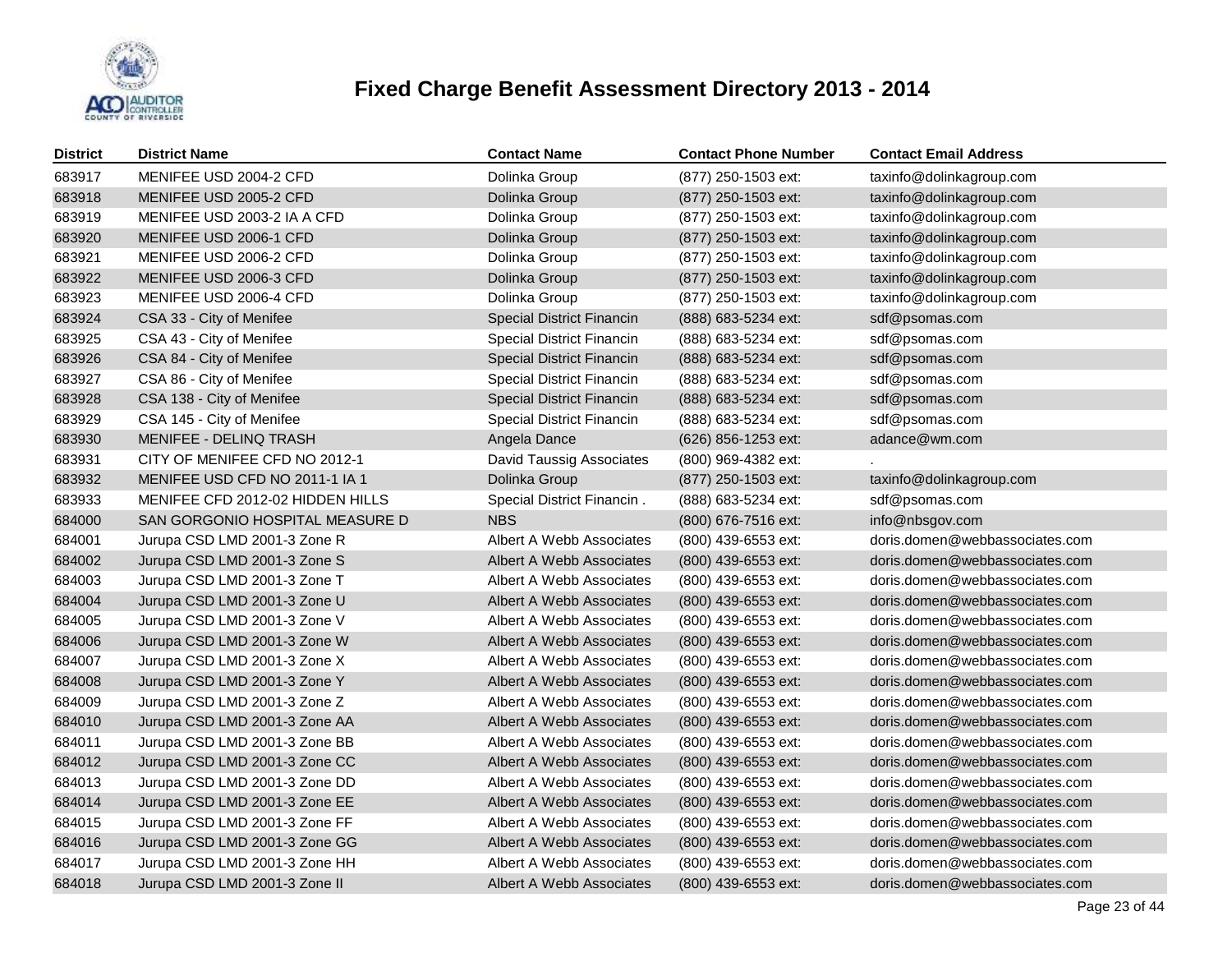# Fixed Charge Benefit Assessment Directory 2013 - 2014

| District | District Name | Contact Name | Contact Phone Number | Contact Email Address |
|---|---|---|---|---|
| 683917 | MENIFEE USD 2004-2 CFD | Dolinka Group | (877) 250-1503 ext: | taxinfo@dolinkagroup.com |
| 683918 | MENIFEE USD 2005-2 CFD | Dolinka Group | (877) 250-1503 ext: | taxinfo@dolinkagroup.com |
| 683919 | MENIFEE USD 2003-2 IA A CFD | Dolinka Group | (877) 250-1503 ext: | taxinfo@dolinkagroup.com |
| 683920 | MENIFEE USD 2006-1 CFD | Dolinka Group | (877) 250-1503 ext: | taxinfo@dolinkagroup.com |
| 683921 | MENIFEE USD 2006-2 CFD | Dolinka Group | (877) 250-1503 ext: | taxinfo@dolinkagroup.com |
| 683922 | MENIFEE USD 2006-3 CFD | Dolinka Group | (877) 250-1503 ext: | taxinfo@dolinkagroup.com |
| 683923 | MENIFEE USD 2006-4 CFD | Dolinka Group | (877) 250-1503 ext: | taxinfo@dolinkagroup.com |
| 683924 | CSA 33 - City of Menifee | Special District Financin | (888) 683-5234 ext: | sdf@psomas.com |
| 683925 | CSA 43 - City of Menifee | Special District Financin | (888) 683-5234 ext: | sdf@psomas.com |
| 683926 | CSA 84 - City of Menifee | Special District Financin | (888) 683-5234 ext: | sdf@psomas.com |
| 683927 | CSA 86 - City of Menifee | Special District Financin | (888) 683-5234 ext: | sdf@psomas.com |
| 683928 | CSA 138 - City of Menifee | Special District Financin | (888) 683-5234 ext: | sdf@psomas.com |
| 683929 | CSA 145 - City of Menifee | Special District Financin | (888) 683-5234 ext: | sdf@psomas.com |
| 683930 | MENIFEE - DELINQ TRASH | Angela Dance | (626) 856-1253 ext: | adance@wm.com |
| 683931 | CITY OF MENIFEE CFD NO 2012-1 | David Taussig Associates | (800) 969-4382 ext: | . |
| 683932 | MENIFEE USD CFD NO 2011-1 IA 1 | Dolinka Group | (877) 250-1503 ext: | taxinfo@dolinkagroup.com |
| 683933 | MENIFEE CFD 2012-02 HIDDEN HILLS | Special District Financin . | (888) 683-5234 ext: | sdf@psomas.com |
| 684000 | SAN GORGONIO HOSPITAL MEASURE D | NBS | (800) 676-7516 ext: | info@nbsgov.com |
| 684001 | Jurupa CSD LMD 2001-3 Zone R | Albert A Webb Associates | (800) 439-6553 ext: | doris.domen@webbassociates.com |
| 684002 | Jurupa CSD LMD 2001-3 Zone S | Albert A Webb Associates | (800) 439-6553 ext: | doris.domen@webbassociates.com |
| 684003 | Jurupa CSD LMD 2001-3 Zone T | Albert A Webb Associates | (800) 439-6553 ext: | doris.domen@webbassociates.com |
| 684004 | Jurupa CSD LMD 2001-3 Zone U | Albert A Webb Associates | (800) 439-6553 ext: | doris.domen@webbassociates.com |
| 684005 | Jurupa CSD LMD 2001-3 Zone V | Albert A Webb Associates | (800) 439-6553 ext: | doris.domen@webbassociates.com |
| 684006 | Jurupa CSD LMD 2001-3 Zone W | Albert A Webb Associates | (800) 439-6553 ext: | doris.domen@webbassociates.com |
| 684007 | Jurupa CSD LMD 2001-3 Zone X | Albert A Webb Associates | (800) 439-6553 ext: | doris.domen@webbassociates.com |
| 684008 | Jurupa CSD LMD 2001-3 Zone Y | Albert A Webb Associates | (800) 439-6553 ext: | doris.domen@webbassociates.com |
| 684009 | Jurupa CSD LMD 2001-3 Zone Z | Albert A Webb Associates | (800) 439-6553 ext: | doris.domen@webbassociates.com |
| 684010 | Jurupa CSD LMD 2001-3 Zone AA | Albert A Webb Associates | (800) 439-6553 ext: | doris.domen@webbassociates.com |
| 684011 | Jurupa CSD LMD 2001-3 Zone BB | Albert A Webb Associates | (800) 439-6553 ext: | doris.domen@webbassociates.com |
| 684012 | Jurupa CSD LMD 2001-3 Zone CC | Albert A Webb Associates | (800) 439-6553 ext: | doris.domen@webbassociates.com |
| 684013 | Jurupa CSD LMD 2001-3 Zone DD | Albert A Webb Associates | (800) 439-6553 ext: | doris.domen@webbassociates.com |
| 684014 | Jurupa CSD LMD 2001-3 Zone EE | Albert A Webb Associates | (800) 439-6553 ext: | doris.domen@webbassociates.com |
| 684015 | Jurupa CSD LMD 2001-3 Zone FF | Albert A Webb Associates | (800) 439-6553 ext: | doris.domen@webbassociates.com |
| 684016 | Jurupa CSD LMD 2001-3 Zone GG | Albert A Webb Associates | (800) 439-6553 ext: | doris.domen@webbassociates.com |
| 684017 | Jurupa CSD LMD 2001-3 Zone HH | Albert A Webb Associates | (800) 439-6553 ext: | doris.domen@webbassociates.com |
| 684018 | Jurupa CSD LMD 2001-3 Zone II | Albert A Webb Associates | (800) 439-6553 ext: | doris.domen@webbassociates.com |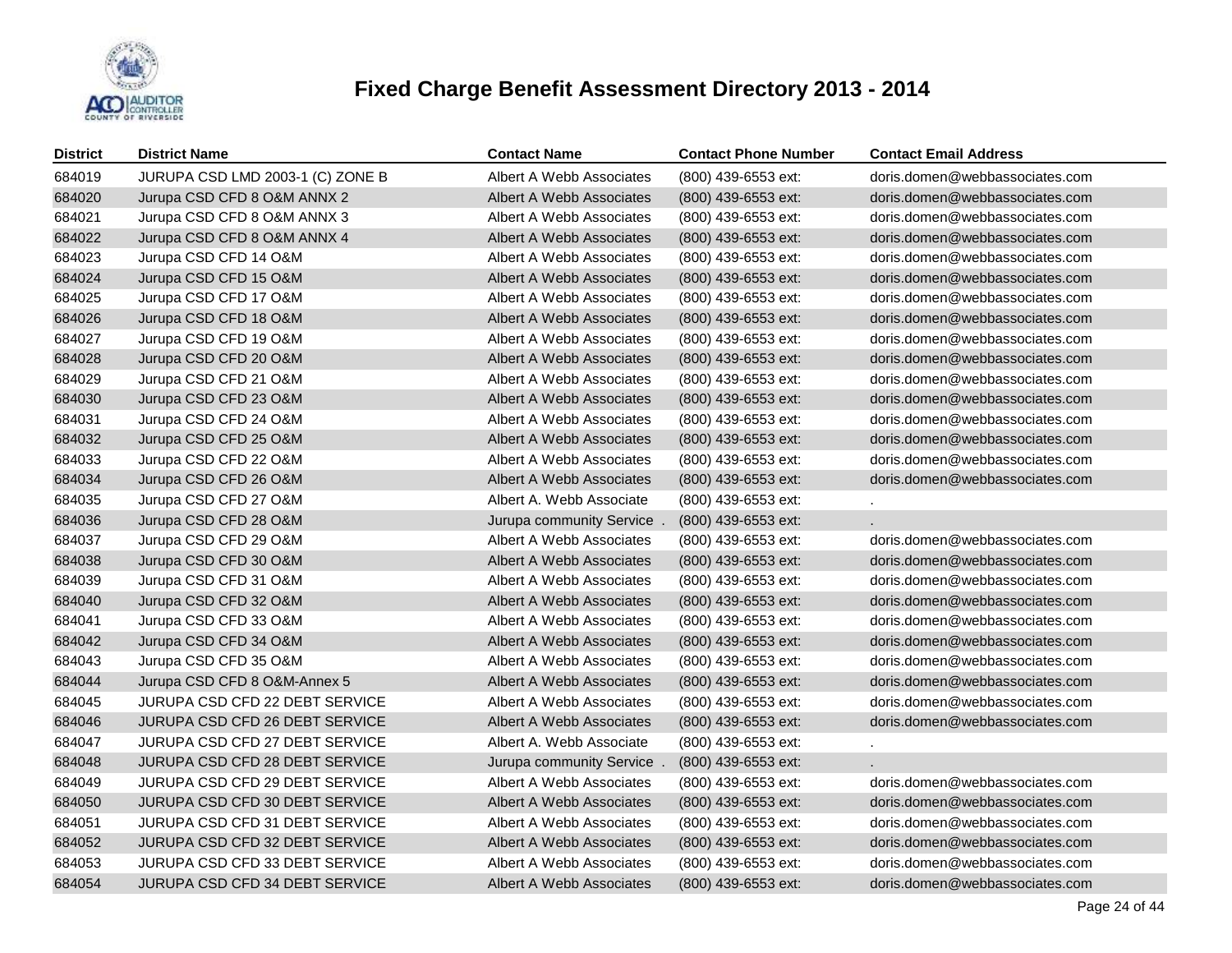# Fixed Charge Benefit Assessment Directory 2013 - 2014

| District | District Name | Contact Name | Contact Phone Number | Contact Email Address |
|---|---|---|---|---|
| 684019 | JURUPA CSD LMD 2003-1 (C) ZONE B | Albert A Webb Associates | (800) 439-6553 ext: | doris.domen@webbassociates.com |
| 684020 | Jurupa CSD CFD 8 O&M ANNX 2 | Albert A Webb Associates | (800) 439-6553 ext: | doris.domen@webbassociates.com |
| 684021 | Jurupa CSD CFD 8 O&M ANNX 3 | Albert A Webb Associates | (800) 439-6553 ext: | doris.domen@webbassociates.com |
| 684022 | Jurupa CSD CFD 8 O&M ANNX 4 | Albert A Webb Associates | (800) 439-6553 ext: | doris.domen@webbassociates.com |
| 684023 | Jurupa CSD CFD 14 O&M | Albert A Webb Associates | (800) 439-6553 ext: | doris.domen@webbassociates.com |
| 684024 | Jurupa CSD CFD 15 O&M | Albert A Webb Associates | (800) 439-6553 ext: | doris.domen@webbassociates.com |
| 684025 | Jurupa CSD CFD 17 O&M | Albert A Webb Associates | (800) 439-6553 ext: | doris.domen@webbassociates.com |
| 684026 | Jurupa CSD CFD 18 O&M | Albert A Webb Associates | (800) 439-6553 ext: | doris.domen@webbassociates.com |
| 684027 | Jurupa CSD CFD 19 O&M | Albert A Webb Associates | (800) 439-6553 ext: | doris.domen@webbassociates.com |
| 684028 | Jurupa CSD CFD 20 O&M | Albert A Webb Associates | (800) 439-6553 ext: | doris.domen@webbassociates.com |
| 684029 | Jurupa CSD CFD 21 O&M | Albert A Webb Associates | (800) 439-6553 ext: | doris.domen@webbassociates.com |
| 684030 | Jurupa CSD CFD 23 O&M | Albert A Webb Associates | (800) 439-6553 ext: | doris.domen@webbassociates.com |
| 684031 | Jurupa CSD CFD 24 O&M | Albert A Webb Associates | (800) 439-6553 ext: | doris.domen@webbassociates.com |
| 684032 | Jurupa CSD CFD 25 O&M | Albert A Webb Associates | (800) 439-6553 ext: | doris.domen@webbassociates.com |
| 684033 | Jurupa CSD CFD 22 O&M | Albert A Webb Associates | (800) 439-6553 ext: | doris.domen@webbassociates.com |
| 684034 | Jurupa CSD CFD 26 O&M | Albert A Webb Associates | (800) 439-6553 ext: | doris.domen@webbassociates.com |
| 684035 | Jurupa CSD CFD 27 O&M | Albert A. Webb Associate | (800) 439-6553 ext: | . |
| 684036 | Jurupa CSD CFD 28 O&M | Jurupa community Service . | (800) 439-6553 ext: | . |
| 684037 | Jurupa CSD CFD 29 O&M | Albert A Webb Associates | (800) 439-6553 ext: | doris.domen@webbassociates.com |
| 684038 | Jurupa CSD CFD 30 O&M | Albert A Webb Associates | (800) 439-6553 ext: | doris.domen@webbassociates.com |
| 684039 | Jurupa CSD CFD 31 O&M | Albert A Webb Associates | (800) 439-6553 ext: | doris.domen@webbassociates.com |
| 684040 | Jurupa CSD CFD 32 O&M | Albert A Webb Associates | (800) 439-6553 ext: | doris.domen@webbassociates.com |
| 684041 | Jurupa CSD CFD 33 O&M | Albert A Webb Associates | (800) 439-6553 ext: | doris.domen@webbassociates.com |
| 684042 | Jurupa CSD CFD 34 O&M | Albert A Webb Associates | (800) 439-6553 ext: | doris.domen@webbassociates.com |
| 684043 | Jurupa CSD CFD 35 O&M | Albert A Webb Associates | (800) 439-6553 ext: | doris.domen@webbassociates.com |
| 684044 | Jurupa CSD CFD 8 O&M-Annex 5 | Albert A Webb Associates | (800) 439-6553 ext: | doris.domen@webbassociates.com |
| 684045 | JURUPA CSD CFD 22 DEBT SERVICE | Albert A Webb Associates | (800) 439-6553 ext: | doris.domen@webbassociates.com |
| 684046 | JURUPA CSD CFD 26 DEBT SERVICE | Albert A Webb Associates | (800) 439-6553 ext: | doris.domen@webbassociates.com |
| 684047 | JURUPA CSD CFD 27 DEBT SERVICE | Albert A. Webb Associate | (800) 439-6553 ext: | . |
| 684048 | JURUPA CSD CFD 28 DEBT SERVICE | Jurupa community Service . | (800) 439-6553 ext: | . |
| 684049 | JURUPA CSD CFD 29 DEBT SERVICE | Albert A Webb Associates | (800) 439-6553 ext: | doris.domen@webbassociates.com |
| 684050 | JURUPA CSD CFD 30 DEBT SERVICE | Albert A Webb Associates | (800) 439-6553 ext: | doris.domen@webbassociates.com |
| 684051 | JURUPA CSD CFD 31 DEBT SERVICE | Albert A Webb Associates | (800) 439-6553 ext: | doris.domen@webbassociates.com |
| 684052 | JURUPA CSD CFD 32 DEBT SERVICE | Albert A Webb Associates | (800) 439-6553 ext: | doris.domen@webbassociates.com |
| 684053 | JURUPA CSD CFD 33 DEBT SERVICE | Albert A Webb Associates | (800) 439-6553 ext: | doris.domen@webbassociates.com |
| 684054 | JURUPA CSD CFD 34 DEBT SERVICE | Albert A Webb Associates | (800) 439-6553 ext: | doris.domen@webbassociates.com |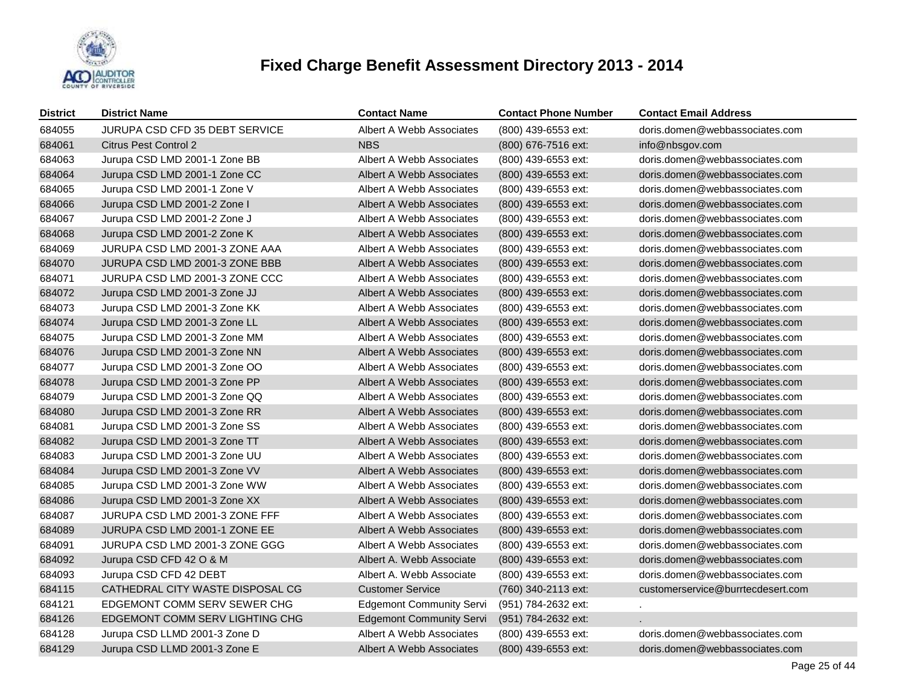# Fixed Charge Benefit Assessment Directory 2013 - 2014

| District | District Name | Contact Name | Contact Phone Number | Contact Email Address |
|---|---|---|---|---|
| 684055 | JURUPA CSD CFD 35 DEBT SERVICE | Albert A Webb Associates | (800) 439-6553 ext: | doris.domen@webbassociates.com |
| 684061 | Citrus Pest Control 2 | NBS | (800) 676-7516 ext: | info@nbsgov.com |
| 684063 | Jurupa CSD LMD 2001-1 Zone BB | Albert A Webb Associates | (800) 439-6553 ext: | doris.domen@webbassociates.com |
| 684064 | Jurupa CSD LMD 2001-1 Zone CC | Albert A Webb Associates | (800) 439-6553 ext: | doris.domen@webbassociates.com |
| 684065 | Jurupa CSD LMD 2001-1 Zone V | Albert A Webb Associates | (800) 439-6553 ext: | doris.domen@webbassociates.com |
| 684066 | Jurupa CSD LMD 2001-2 Zone I | Albert A Webb Associates | (800) 439-6553 ext: | doris.domen@webbassociates.com |
| 684067 | Jurupa CSD LMD 2001-2 Zone J | Albert A Webb Associates | (800) 439-6553 ext: | doris.domen@webbassociates.com |
| 684068 | Jurupa CSD LMD 2001-2 Zone K | Albert A Webb Associates | (800) 439-6553 ext: | doris.domen@webbassociates.com |
| 684069 | JURUPA CSD LMD 2001-3 ZONE AAA | Albert A Webb Associates | (800) 439-6553 ext: | doris.domen@webbassociates.com |
| 684070 | JURUPA CSD LMD 2001-3 ZONE BBB | Albert A Webb Associates | (800) 439-6553 ext: | doris.domen@webbassociates.com |
| 684071 | JURUPA CSD LMD 2001-3 ZONE CCC | Albert A Webb Associates | (800) 439-6553 ext: | doris.domen@webbassociates.com |
| 684072 | Jurupa CSD LMD 2001-3 Zone JJ | Albert A Webb Associates | (800) 439-6553 ext: | doris.domen@webbassociates.com |
| 684073 | Jurupa CSD LMD 2001-3 Zone KK | Albert A Webb Associates | (800) 439-6553 ext: | doris.domen@webbassociates.com |
| 684074 | Jurupa CSD LMD 2001-3 Zone LL | Albert A Webb Associates | (800) 439-6553 ext: | doris.domen@webbassociates.com |
| 684075 | Jurupa CSD LMD 2001-3 Zone MM | Albert A Webb Associates | (800) 439-6553 ext: | doris.domen@webbassociates.com |
| 684076 | Jurupa CSD LMD 2001-3 Zone NN | Albert A Webb Associates | (800) 439-6553 ext: | doris.domen@webbassociates.com |
| 684077 | Jurupa CSD LMD 2001-3 Zone OO | Albert A Webb Associates | (800) 439-6553 ext: | doris.domen@webbassociates.com |
| 684078 | Jurupa CSD LMD 2001-3 Zone PP | Albert A Webb Associates | (800) 439-6553 ext: | doris.domen@webbassociates.com |
| 684079 | Jurupa CSD LMD 2001-3 Zone QQ | Albert A Webb Associates | (800) 439-6553 ext: | doris.domen@webbassociates.com |
| 684080 | Jurupa CSD LMD 2001-3 Zone RR | Albert A Webb Associates | (800) 439-6553 ext: | doris.domen@webbassociates.com |
| 684081 | Jurupa CSD LMD 2001-3 Zone SS | Albert A Webb Associates | (800) 439-6553 ext: | doris.domen@webbassociates.com |
| 684082 | Jurupa CSD LMD 2001-3 Zone TT | Albert A Webb Associates | (800) 439-6553 ext: | doris.domen@webbassociates.com |
| 684083 | Jurupa CSD LMD 2001-3 Zone UU | Albert A Webb Associates | (800) 439-6553 ext: | doris.domen@webbassociates.com |
| 684084 | Jurupa CSD LMD 2001-3 Zone VV | Albert A Webb Associates | (800) 439-6553 ext: | doris.domen@webbassociates.com |
| 684085 | Jurupa CSD LMD 2001-3 Zone WW | Albert A Webb Associates | (800) 439-6553 ext: | doris.domen@webbassociates.com |
| 684086 | Jurupa CSD LMD 2001-3 Zone XX | Albert A Webb Associates | (800) 439-6553 ext: | doris.domen@webbassociates.com |
| 684087 | JURUPA CSD LMD 2001-3 ZONE FFF | Albert A Webb Associates | (800) 439-6553 ext: | doris.domen@webbassociates.com |
| 684089 | JURUPA CSD LMD 2001-1 ZONE EE | Albert A Webb Associates | (800) 439-6553 ext: | doris.domen@webbassociates.com |
| 684091 | JURUPA CSD LMD 2001-3 ZONE GGG | Albert A Webb Associates | (800) 439-6553 ext: | doris.domen@webbassociates.com |
| 684092 | Jurupa CSD CFD 42 O & M | Albert A. Webb Associate | (800) 439-6553 ext: | doris.domen@webbassociates.com |
| 684093 | Jurupa CSD CFD 42 DEBT | Albert A. Webb Associate | (800) 439-6553 ext: | doris.domen@webbassociates.com |
| 684115 | CATHEDRAL CITY WASTE DISPOSAL CG | Customer Service | (760) 340-2113 ext: | customerservice@burrtecdesert.com |
| 684121 | EDGEMONT COMM SERV SEWER CHG | Edgemont Community Servi | (951) 784-2632 ext: | . |
| 684126 | EDGEMONT COMM SERV LIGHTING CHG | Edgemont Community Servi | (951) 784-2632 ext: | . |
| 684128 | Jurupa CSD LLMD 2001-3 Zone D | Albert A Webb Associates | (800) 439-6553 ext: | doris.domen@webbassociates.com |
| 684129 | Jurupa CSD LLMD 2001-3 Zone E | Albert A Webb Associates | (800) 439-6553 ext: | doris.domen@webbassociates.com |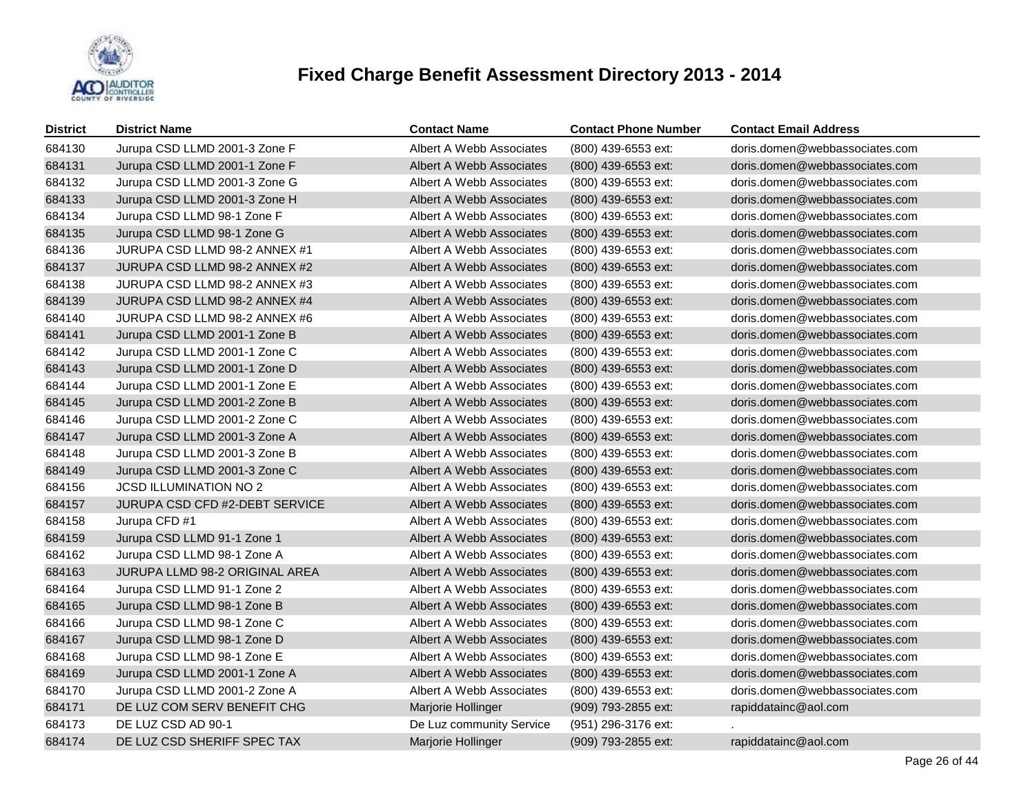# Fixed Charge Benefit Assessment Directory 2013 - 2014

| District | District Name | Contact Name | Contact Phone Number | Contact Email Address |
|---|---|---|---|---|
| 684130 | Jurupa CSD LLMD 2001-3 Zone F | Albert A Webb Associates | (800) 439-6553 ext: | doris.domen@webbassociates.com |
| 684131 | Jurupa CSD LLMD 2001-1 Zone F | Albert A Webb Associates | (800) 439-6553 ext: | doris.domen@webbassociates.com |
| 684132 | Jurupa CSD LLMD 2001-3 Zone G | Albert A Webb Associates | (800) 439-6553 ext: | doris.domen@webbassociates.com |
| 684133 | Jurupa CSD LLMD 2001-3 Zone H | Albert A Webb Associates | (800) 439-6553 ext: | doris.domen@webbassociates.com |
| 684134 | Jurupa CSD LLMD 98-1 Zone F | Albert A Webb Associates | (800) 439-6553 ext: | doris.domen@webbassociates.com |
| 684135 | Jurupa CSD LLMD 98-1 Zone G | Albert A Webb Associates | (800) 439-6553 ext: | doris.domen@webbassociates.com |
| 684136 | JURUPA CSD LLMD 98-2 ANNEX #1 | Albert A Webb Associates | (800) 439-6553 ext: | doris.domen@webbassociates.com |
| 684137 | JURUPA CSD LLMD 98-2 ANNEX #2 | Albert A Webb Associates | (800) 439-6553 ext: | doris.domen@webbassociates.com |
| 684138 | JURUPA CSD LLMD 98-2 ANNEX #3 | Albert A Webb Associates | (800) 439-6553 ext: | doris.domen@webbassociates.com |
| 684139 | JURUPA CSD LLMD 98-2 ANNEX #4 | Albert A Webb Associates | (800) 439-6553 ext: | doris.domen@webbassociates.com |
| 684140 | JURUPA CSD LLMD 98-2 ANNEX #6 | Albert A Webb Associates | (800) 439-6553 ext: | doris.domen@webbassociates.com |
| 684141 | Jurupa CSD LLMD 2001-1 Zone B | Albert A Webb Associates | (800) 439-6553 ext: | doris.domen@webbassociates.com |
| 684142 | Jurupa CSD LLMD 2001-1 Zone C | Albert A Webb Associates | (800) 439-6553 ext: | doris.domen@webbassociates.com |
| 684143 | Jurupa CSD LLMD 2001-1 Zone D | Albert A Webb Associates | (800) 439-6553 ext: | doris.domen@webbassociates.com |
| 684144 | Jurupa CSD LLMD 2001-1 Zone E | Albert A Webb Associates | (800) 439-6553 ext: | doris.domen@webbassociates.com |
| 684145 | Jurupa CSD LLMD 2001-2 Zone B | Albert A Webb Associates | (800) 439-6553 ext: | doris.domen@webbassociates.com |
| 684146 | Jurupa CSD LLMD 2001-2 Zone C | Albert A Webb Associates | (800) 439-6553 ext: | doris.domen@webbassociates.com |
| 684147 | Jurupa CSD LLMD 2001-3 Zone A | Albert A Webb Associates | (800) 439-6553 ext: | doris.domen@webbassociates.com |
| 684148 | Jurupa CSD LLMD 2001-3 Zone B | Albert A Webb Associates | (800) 439-6553 ext: | doris.domen@webbassociates.com |
| 684149 | Jurupa CSD LLMD 2001-3 Zone C | Albert A Webb Associates | (800) 439-6553 ext: | doris.domen@webbassociates.com |
| 684156 | JCSD ILLUMINATION NO 2 | Albert A Webb Associates | (800) 439-6553 ext: | doris.domen@webbassociates.com |
| 684157 | JURUPA CSD CFD #2-DEBT SERVICE | Albert A Webb Associates | (800) 439-6553 ext: | doris.domen@webbassociates.com |
| 684158 | Jurupa CFD #1 | Albert A Webb Associates | (800) 439-6553 ext: | doris.domen@webbassociates.com |
| 684159 | Jurupa CSD LLMD 91-1 Zone 1 | Albert A Webb Associates | (800) 439-6553 ext: | doris.domen@webbassociates.com |
| 684162 | Jurupa CSD LLMD 98-1 Zone A | Albert A Webb Associates | (800) 439-6553 ext: | doris.domen@webbassociates.com |
| 684163 | JURUPA LLMD 98-2 ORIGINAL AREA | Albert A Webb Associates | (800) 439-6553 ext: | doris.domen@webbassociates.com |
| 684164 | Jurupa CSD LLMD 91-1 Zone 2 | Albert A Webb Associates | (800) 439-6553 ext: | doris.domen@webbassociates.com |
| 684165 | Jurupa CSD LLMD 98-1 Zone B | Albert A Webb Associates | (800) 439-6553 ext: | doris.domen@webbassociates.com |
| 684166 | Jurupa CSD LLMD 98-1 Zone C | Albert A Webb Associates | (800) 439-6553 ext: | doris.domen@webbassociates.com |
| 684167 | Jurupa CSD LLMD 98-1 Zone D | Albert A Webb Associates | (800) 439-6553 ext: | doris.domen@webbassociates.com |
| 684168 | Jurupa CSD LLMD 98-1 Zone E | Albert A Webb Associates | (800) 439-6553 ext: | doris.domen@webbassociates.com |
| 684169 | Jurupa CSD LLMD 2001-1 Zone A | Albert A Webb Associates | (800) 439-6553 ext: | doris.domen@webbassociates.com |
| 684170 | Jurupa CSD LLMD 2001-2 Zone A | Albert A Webb Associates | (800) 439-6553 ext: | doris.domen@webbassociates.com |
| 684171 | DE LUZ COM SERV BENEFIT CHG | Marjorie Hollinger | (909) 793-2855 ext: | rapiddatainc@aol.com |
| 684173 | DE LUZ CSD AD 90-1 | De Luz community Service | (951) 296-3176 ext: | . |
| 684174 | DE LUZ CSD SHERIFF SPEC TAX | Marjorie Hollinger | (909) 793-2855 ext: | rapiddatainc@aol.com |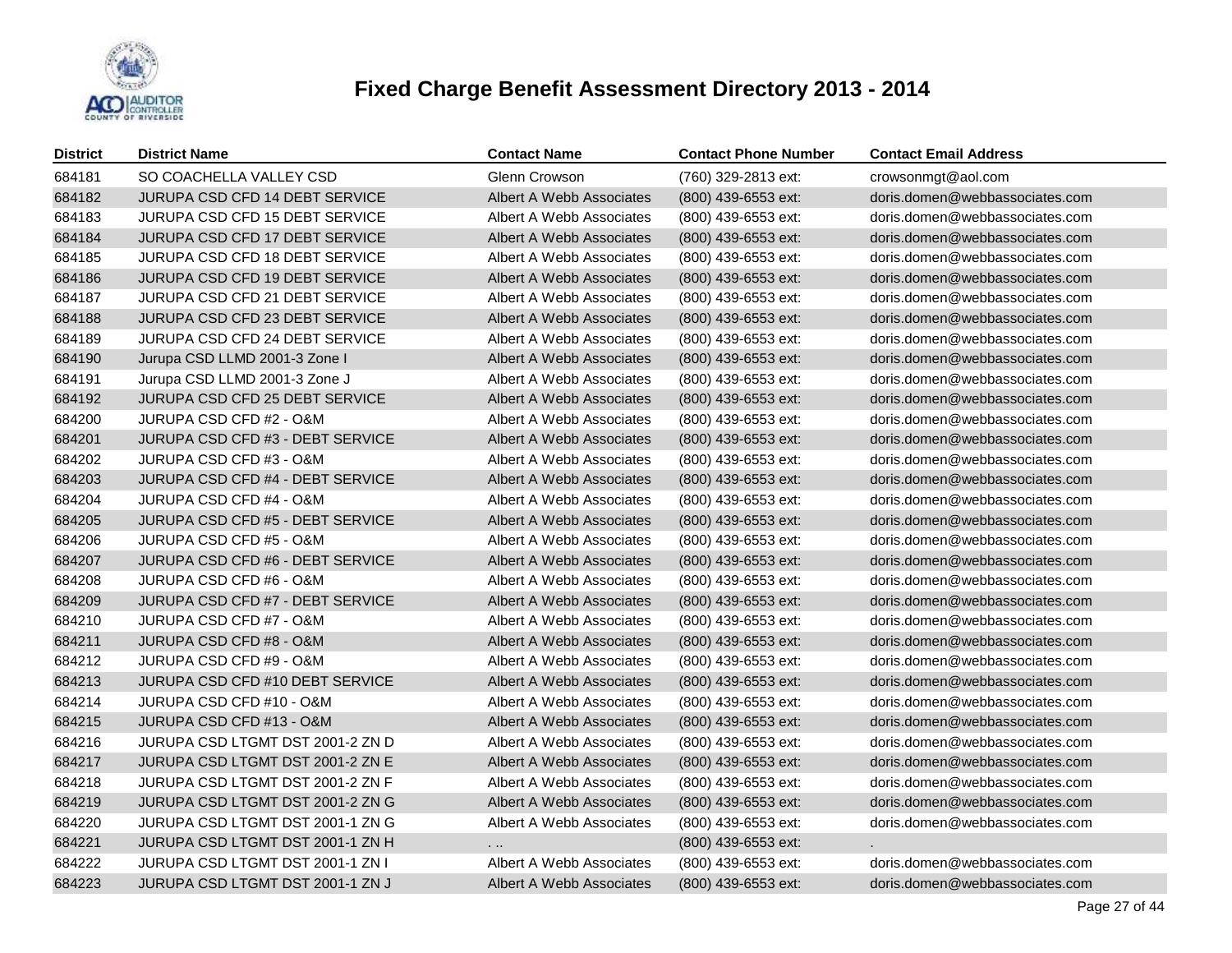# Fixed Charge Benefit Assessment Directory 2013 - 2014

| District | District Name | Contact Name | Contact Phone Number | Contact Email Address |
|---|---|---|---|---|
| 684181 | SO COACHELLA VALLEY CSD | Glenn Crowson | (760) 329-2813 ext: | crowsonmgt@aol.com |
| 684182 | JURUPA CSD CFD 14 DEBT SERVICE | Albert A Webb Associates | (800) 439-6553 ext: | doris.domen@webbassociates.com |
| 684183 | JURUPA CSD CFD 15 DEBT SERVICE | Albert A Webb Associates | (800) 439-6553 ext: | doris.domen@webbassociates.com |
| 684184 | JURUPA CSD CFD 17 DEBT SERVICE | Albert A Webb Associates | (800) 439-6553 ext: | doris.domen@webbassociates.com |
| 684185 | JURUPA CSD CFD 18 DEBT SERVICE | Albert A Webb Associates | (800) 439-6553 ext: | doris.domen@webbassociates.com |
| 684186 | JURUPA CSD CFD 19 DEBT SERVICE | Albert A Webb Associates | (800) 439-6553 ext: | doris.domen@webbassociates.com |
| 684187 | JURUPA CSD CFD 21 DEBT SERVICE | Albert A Webb Associates | (800) 439-6553 ext: | doris.domen@webbassociates.com |
| 684188 | JURUPA CSD CFD 23 DEBT SERVICE | Albert A Webb Associates | (800) 439-6553 ext: | doris.domen@webbassociates.com |
| 684189 | JURUPA CSD CFD 24 DEBT SERVICE | Albert A Webb Associates | (800) 439-6553 ext: | doris.domen@webbassociates.com |
| 684190 | Jurupa CSD LLMD 2001-3 Zone I | Albert A Webb Associates | (800) 439-6553 ext: | doris.domen@webbassociates.com |
| 684191 | Jurupa CSD LLMD 2001-3 Zone J | Albert A Webb Associates | (800) 439-6553 ext: | doris.domen@webbassociates.com |
| 684192 | JURUPA CSD CFD 25 DEBT SERVICE | Albert A Webb Associates | (800) 439-6553 ext: | doris.domen@webbassociates.com |
| 684200 | JURUPA CSD CFD #2 - O&M | Albert A Webb Associates | (800) 439-6553 ext: | doris.domen@webbassociates.com |
| 684201 | JURUPA CSD CFD #3 - DEBT SERVICE | Albert A Webb Associates | (800) 439-6553 ext: | doris.domen@webbassociates.com |
| 684202 | JURUPA CSD CFD #3 - O&M | Albert A Webb Associates | (800) 439-6553 ext: | doris.domen@webbassociates.com |
| 684203 | JURUPA CSD CFD #4 - DEBT SERVICE | Albert A Webb Associates | (800) 439-6553 ext: | doris.domen@webbassociates.com |
| 684204 | JURUPA CSD CFD #4 - O&M | Albert A Webb Associates | (800) 439-6553 ext: | doris.domen@webbassociates.com |
| 684205 | JURUPA CSD CFD #5 - DEBT SERVICE | Albert A Webb Associates | (800) 439-6553 ext: | doris.domen@webbassociates.com |
| 684206 | JURUPA CSD CFD #5 - O&M | Albert A Webb Associates | (800) 439-6553 ext: | doris.domen@webbassociates.com |
| 684207 | JURUPA CSD CFD #6 - DEBT SERVICE | Albert A Webb Associates | (800) 439-6553 ext: | doris.domen@webbassociates.com |
| 684208 | JURUPA CSD CFD #6 - O&M | Albert A Webb Associates | (800) 439-6553 ext: | doris.domen@webbassociates.com |
| 684209 | JURUPA CSD CFD #7 - DEBT SERVICE | Albert A Webb Associates | (800) 439-6553 ext: | doris.domen@webbassociates.com |
| 684210 | JURUPA CSD CFD #7 - O&M | Albert A Webb Associates | (800) 439-6553 ext: | doris.domen@webbassociates.com |
| 684211 | JURUPA CSD CFD #8 - O&M | Albert A Webb Associates | (800) 439-6553 ext: | doris.domen@webbassociates.com |
| 684212 | JURUPA CSD CFD #9 - O&M | Albert A Webb Associates | (800) 439-6553 ext: | doris.domen@webbassociates.com |
| 684213 | JURUPA CSD CFD #10 DEBT SERVICE | Albert A Webb Associates | (800) 439-6553 ext: | doris.domen@webbassociates.com |
| 684214 | JURUPA CSD CFD #10 - O&M | Albert A Webb Associates | (800) 439-6553 ext: | doris.domen@webbassociates.com |
| 684215 | JURUPA CSD CFD #13 - O&M | Albert A Webb Associates | (800) 439-6553 ext: | doris.domen@webbassociates.com |
| 684216 | JURUPA CSD LTGMT DST 2001-2 ZN D | Albert A Webb Associates | (800) 439-6553 ext: | doris.domen@webbassociates.com |
| 684217 | JURUPA CSD LTGMT DST 2001-2 ZN E | Albert A Webb Associates | (800) 439-6553 ext: | doris.domen@webbassociates.com |
| 684218 | JURUPA CSD LTGMT DST 2001-2 ZN F | Albert A Webb Associates | (800) 439-6553 ext: | doris.domen@webbassociates.com |
| 684219 | JURUPA CSD LTGMT DST 2001-2 ZN G | Albert A Webb Associates | (800) 439-6553 ext: | doris.domen@webbassociates.com |
| 684220 | JURUPA CSD LTGMT DST 2001-1 ZN G | Albert A Webb Associates | (800) 439-6553 ext: | doris.domen@webbassociates.com |
| 684221 | JURUPA CSD LTGMT DST 2001-1 ZN H | . .. | (800) 439-6553 ext: | . |
| 684222 | JURUPA CSD LTGMT DST 2001-1 ZN I | Albert A Webb Associates | (800) 439-6553 ext: | doris.domen@webbassociates.com |
| 684223 | JURUPA CSD LTGMT DST 2001-1 ZN J | Albert A Webb Associates | (800) 439-6553 ext: | doris.domen@webbassociates.com |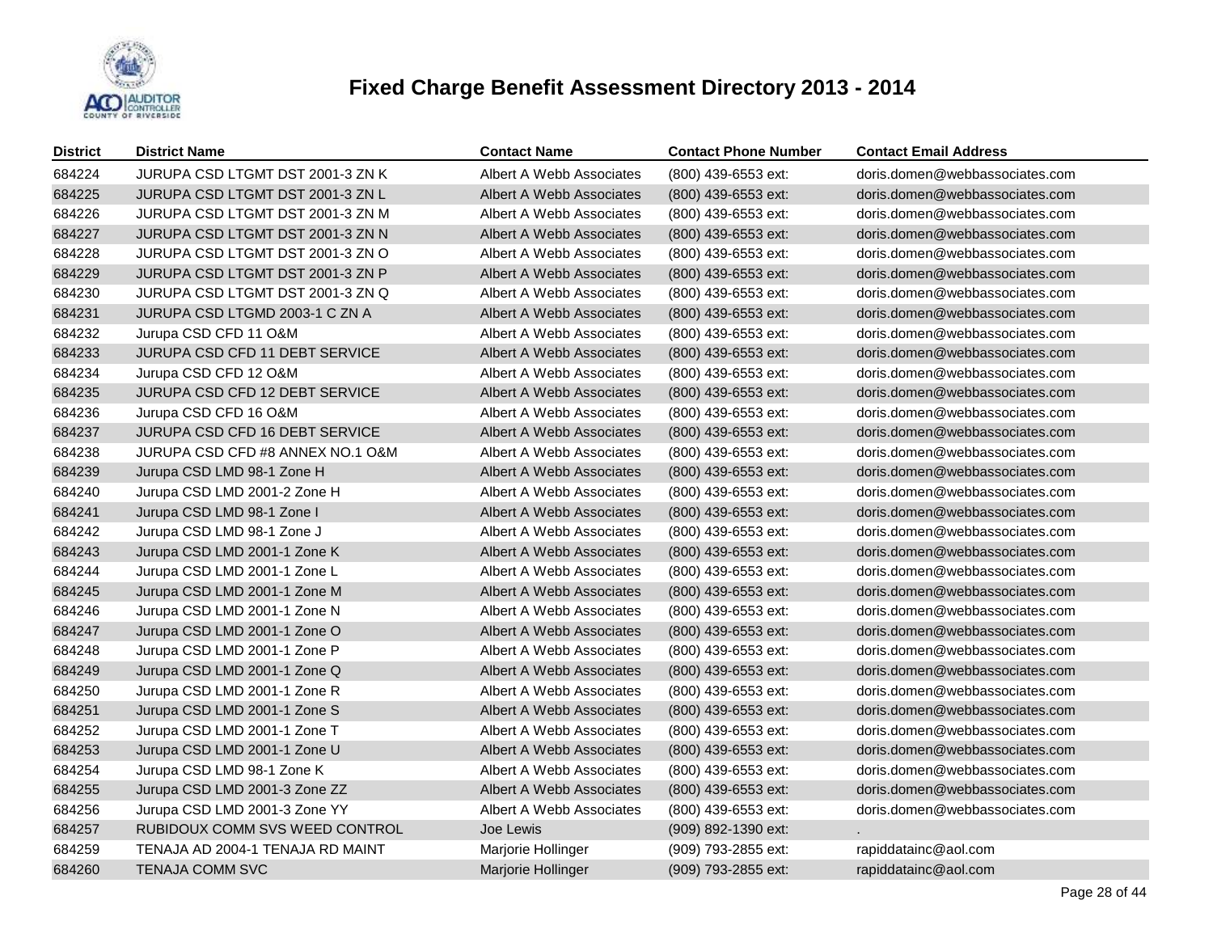# Fixed Charge Benefit Assessment Directory 2013 - 2014

| District | District Name | Contact Name | Contact Phone Number | Contact Email Address |
|---|---|---|---|---|
| 684224 | JURUPA CSD LTGMT DST 2001-3 ZN K | Albert A Webb Associates | (800) 439-6553 ext: | doris.domen@webbassociates.com |
| 684225 | JURUPA CSD LTGMT DST 2001-3 ZN L | Albert A Webb Associates | (800) 439-6553 ext: | doris.domen@webbassociates.com |
| 684226 | JURUPA CSD LTGMT DST 2001-3 ZN M | Albert A Webb Associates | (800) 439-6553 ext: | doris.domen@webbassociates.com |
| 684227 | JURUPA CSD LTGMT DST 2001-3 ZN N | Albert A Webb Associates | (800) 439-6553 ext: | doris.domen@webbassociates.com |
| 684228 | JURUPA CSD LTGMT DST 2001-3 ZN O | Albert A Webb Associates | (800) 439-6553 ext: | doris.domen@webbassociates.com |
| 684229 | JURUPA CSD LTGMT DST 2001-3 ZN P | Albert A Webb Associates | (800) 439-6553 ext: | doris.domen@webbassociates.com |
| 684230 | JURUPA CSD LTGMT DST 2001-3 ZN Q | Albert A Webb Associates | (800) 439-6553 ext: | doris.domen@webbassociates.com |
| 684231 | JURUPA CSD LTGMD 2003-1 C ZN A | Albert A Webb Associates | (800) 439-6553 ext: | doris.domen@webbassociates.com |
| 684232 | Jurupa CSD CFD 11 O&M | Albert A Webb Associates | (800) 439-6553 ext: | doris.domen@webbassociates.com |
| 684233 | JURUPA CSD CFD 11 DEBT SERVICE | Albert A Webb Associates | (800) 439-6553 ext: | doris.domen@webbassociates.com |
| 684234 | Jurupa CSD CFD 12 O&M | Albert A Webb Associates | (800) 439-6553 ext: | doris.domen@webbassociates.com |
| 684235 | JURUPA CSD CFD 12 DEBT SERVICE | Albert A Webb Associates | (800) 439-6553 ext: | doris.domen@webbassociates.com |
| 684236 | Jurupa CSD CFD 16 O&M | Albert A Webb Associates | (800) 439-6553 ext: | doris.domen@webbassociates.com |
| 684237 | JURUPA CSD CFD 16 DEBT SERVICE | Albert A Webb Associates | (800) 439-6553 ext: | doris.domen@webbassociates.com |
| 684238 | JURUPA CSD CFD #8 ANNEX NO.1 O&M | Albert A Webb Associates | (800) 439-6553 ext: | doris.domen@webbassociates.com |
| 684239 | Jurupa CSD LMD 98-1 Zone H | Albert A Webb Associates | (800) 439-6553 ext: | doris.domen@webbassociates.com |
| 684240 | Jurupa CSD LMD 2001-2 Zone H | Albert A Webb Associates | (800) 439-6553 ext: | doris.domen@webbassociates.com |
| 684241 | Jurupa CSD LMD 98-1 Zone I | Albert A Webb Associates | (800) 439-6553 ext: | doris.domen@webbassociates.com |
| 684242 | Jurupa CSD LMD 98-1 Zone J | Albert A Webb Associates | (800) 439-6553 ext: | doris.domen@webbassociates.com |
| 684243 | Jurupa CSD LMD 2001-1 Zone K | Albert A Webb Associates | (800) 439-6553 ext: | doris.domen@webbassociates.com |
| 684244 | Jurupa CSD LMD 2001-1 Zone L | Albert A Webb Associates | (800) 439-6553 ext: | doris.domen@webbassociates.com |
| 684245 | Jurupa CSD LMD 2001-1 Zone M | Albert A Webb Associates | (800) 439-6553 ext: | doris.domen@webbassociates.com |
| 684246 | Jurupa CSD LMD 2001-1 Zone N | Albert A Webb Associates | (800) 439-6553 ext: | doris.domen@webbassociates.com |
| 684247 | Jurupa CSD LMD 2001-1 Zone O | Albert A Webb Associates | (800) 439-6553 ext: | doris.domen@webbassociates.com |
| 684248 | Jurupa CSD LMD 2001-1 Zone P | Albert A Webb Associates | (800) 439-6553 ext: | doris.domen@webbassociates.com |
| 684249 | Jurupa CSD LMD 2001-1 Zone Q | Albert A Webb Associates | (800) 439-6553 ext: | doris.domen@webbassociates.com |
| 684250 | Jurupa CSD LMD 2001-1 Zone R | Albert A Webb Associates | (800) 439-6553 ext: | doris.domen@webbassociates.com |
| 684251 | Jurupa CSD LMD 2001-1 Zone S | Albert A Webb Associates | (800) 439-6553 ext: | doris.domen@webbassociates.com |
| 684252 | Jurupa CSD LMD 2001-1 Zone T | Albert A Webb Associates | (800) 439-6553 ext: | doris.domen@webbassociates.com |
| 684253 | Jurupa CSD LMD 2001-1 Zone U | Albert A Webb Associates | (800) 439-6553 ext: | doris.domen@webbassociates.com |
| 684254 | Jurupa CSD LMD 98-1 Zone K | Albert A Webb Associates | (800) 439-6553 ext: | doris.domen@webbassociates.com |
| 684255 | Jurupa CSD LMD 2001-3 Zone ZZ | Albert A Webb Associates | (800) 439-6553 ext: | doris.domen@webbassociates.com |
| 684256 | Jurupa CSD LMD 2001-3 Zone YY | Albert A Webb Associates | (800) 439-6553 ext: | doris.domen@webbassociates.com |
| 684257 | RUBIDOUX COMM SVS WEED CONTROL | Joe Lewis | (909) 892-1390 ext: | . |
| 684259 | TENAJA AD 2004-1 TENAJA RD MAINT | Marjorie Hollinger | (909) 793-2855 ext: | rapiddatainc@aol.com |
| 684260 | TENAJA COMM SVC | Marjorie Hollinger | (909) 793-2855 ext: | rapiddatainc@aol.com |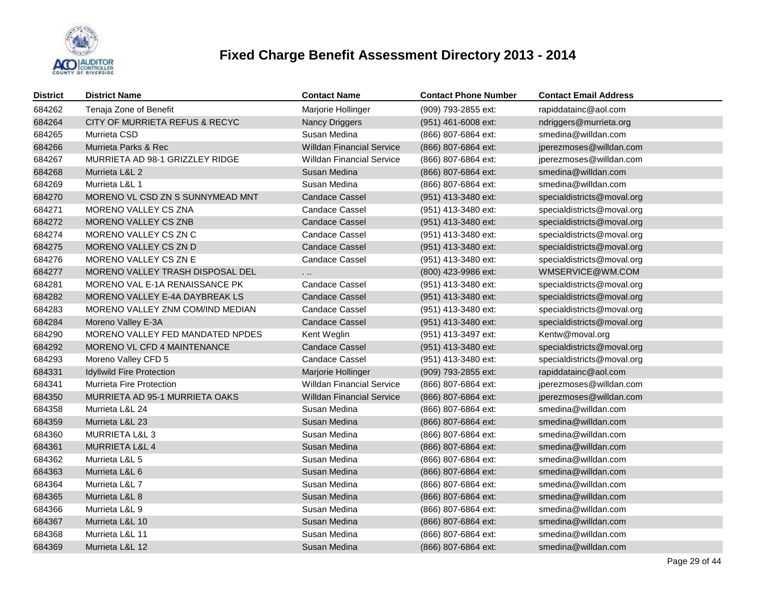# Fixed Charge Benefit Assessment Directory 2013 - 2014

| District | District Name | Contact Name | Contact Phone Number | Contact Email Address |
|---|---|---|---|---|
| 684262 | Tenaja Zone of Benefit | Marjorie Hollinger | (909) 793-2855 ext: | rapiddatainc@aol.com |
| 684264 | CITY OF MURRIETA REFUS & RECYC | Nancy Driggers | (951) 461-6008 ext: | ndriggers@murrieta.org |
| 684265 | Murrieta CSD | Susan Medina | (866) 807-6864 ext: | smedina@willdan.com |
| 684266 | Murrieta Parks & Rec | Willdan Financial Service | (866) 807-6864 ext: | jperezmoses@willdan.com |
| 684267 | MURRIETA AD 98-1 GRIZZLEY RIDGE | Willdan Financial Service | (866) 807-6864 ext: | jperezmoses@willdan.com |
| 684268 | Murrieta L&L 2 | Susan Medina | (866) 807-6864 ext: | smedina@willdan.com |
| 684269 | Murrieta L&L 1 | Susan Medina | (866) 807-6864 ext: | smedina@willdan.com |
| 684270 | MORENO VL CSD ZN S SUNNYMEAD MNT | Candace Cassel | (951) 413-3480 ext: | specialdistricts@moval.org |
| 684271 | MORENO VALLEY CS ZNA | Candace Cassel | (951) 413-3480 ext: | specialdistricts@moval.org |
| 684272 | MORENO VALLEY CS ZNB | Candace Cassel | (951) 413-3480 ext: | specialdistricts@moval.org |
| 684274 | MORENO VALLEY CS ZN C | Candace Cassel | (951) 413-3480 ext: | specialdistricts@moval.org |
| 684275 | MORENO VALLEY CS ZN D | Candace Cassel | (951) 413-3480 ext: | specialdistricts@moval.org |
| 684276 | MORENO VALLEY CS ZN E | Candace Cassel | (951) 413-3480 ext: | specialdistricts@moval.org |
| 684277 | MORENO VALLEY TRASH DISPOSAL DEL | . .. | (800) 423-9986 ext: | WMSERVICE@WM.COM |
| 684281 | MORENO VAL E-1A RENAISSANCE PK | Candace Cassel | (951) 413-3480 ext: | specialdistricts@moval.org |
| 684282 | MORENO VALLEY E-4A DAYBREAK LS | Candace Cassel | (951) 413-3480 ext: | specialdistricts@moval.org |
| 684283 | MORENO VALLEY ZNM COM/IND MEDIAN | Candace Cassel | (951) 413-3480 ext: | specialdistricts@moval.org |
| 684284 | Moreno Valley E-3A | Candace Cassel | (951) 413-3480 ext: | specialdistricts@moval.org |
| 684290 | MORENO VALLEY FED MANDATED NPDES | Kent Weglin | (951) 413-3497 ext: | Kentw@moval.org |
| 684292 | MORENO VL CFD 4 MAINTENANCE | Candace Cassel | (951) 413-3480 ext: | specialdistricts@moval.org |
| 684293 | Moreno Valley CFD 5 | Candace Cassel | (951) 413-3480 ext: | specialdistricts@moval.org |
| 684331 | Idyllwild Fire Protection | Marjorie Hollinger | (909) 793-2855 ext: | rapiddatainc@aol.com |
| 684341 | Murrieta Fire Protection | Willdan Financial Service | (866) 807-6864 ext: | jperezmoses@willdan.com |
| 684350 | MURRIETA AD 95-1 MURRIETA OAKS | Willdan Financial Service | (866) 807-6864 ext: | jperezmoses@willdan.com |
| 684358 | Murrieta L&L 24 | Susan Medina | (866) 807-6864 ext: | smedina@willdan.com |
| 684359 | Murrieta L&L 23 | Susan Medina | (866) 807-6864 ext: | smedina@willdan.com |
| 684360 | MURRIETA L&L 3 | Susan Medina | (866) 807-6864 ext: | smedina@willdan.com |
| 684361 | MURRIETA L&L 4 | Susan Medina | (866) 807-6864 ext: | smedina@willdan.com |
| 684362 | Murrieta L&L 5 | Susan Medina | (866) 807-6864 ext: | smedina@willdan.com |
| 684363 | Murrieta L&L 6 | Susan Medina | (866) 807-6864 ext: | smedina@willdan.com |
| 684364 | Murrieta L&L 7 | Susan Medina | (866) 807-6864 ext: | smedina@willdan.com |
| 684365 | Murrieta L&L 8 | Susan Medina | (866) 807-6864 ext: | smedina@willdan.com |
| 684366 | Murrieta L&L 9 | Susan Medina | (866) 807-6864 ext: | smedina@willdan.com |
| 684367 | Murrieta L&L 10 | Susan Medina | (866) 807-6864 ext: | smedina@willdan.com |
| 684368 | Murrieta L&L 11 | Susan Medina | (866) 807-6864 ext: | smedina@willdan.com |
| 684369 | Murrieta L&L 12 | Susan Medina | (866) 807-6864 ext: | smedina@willdan.com |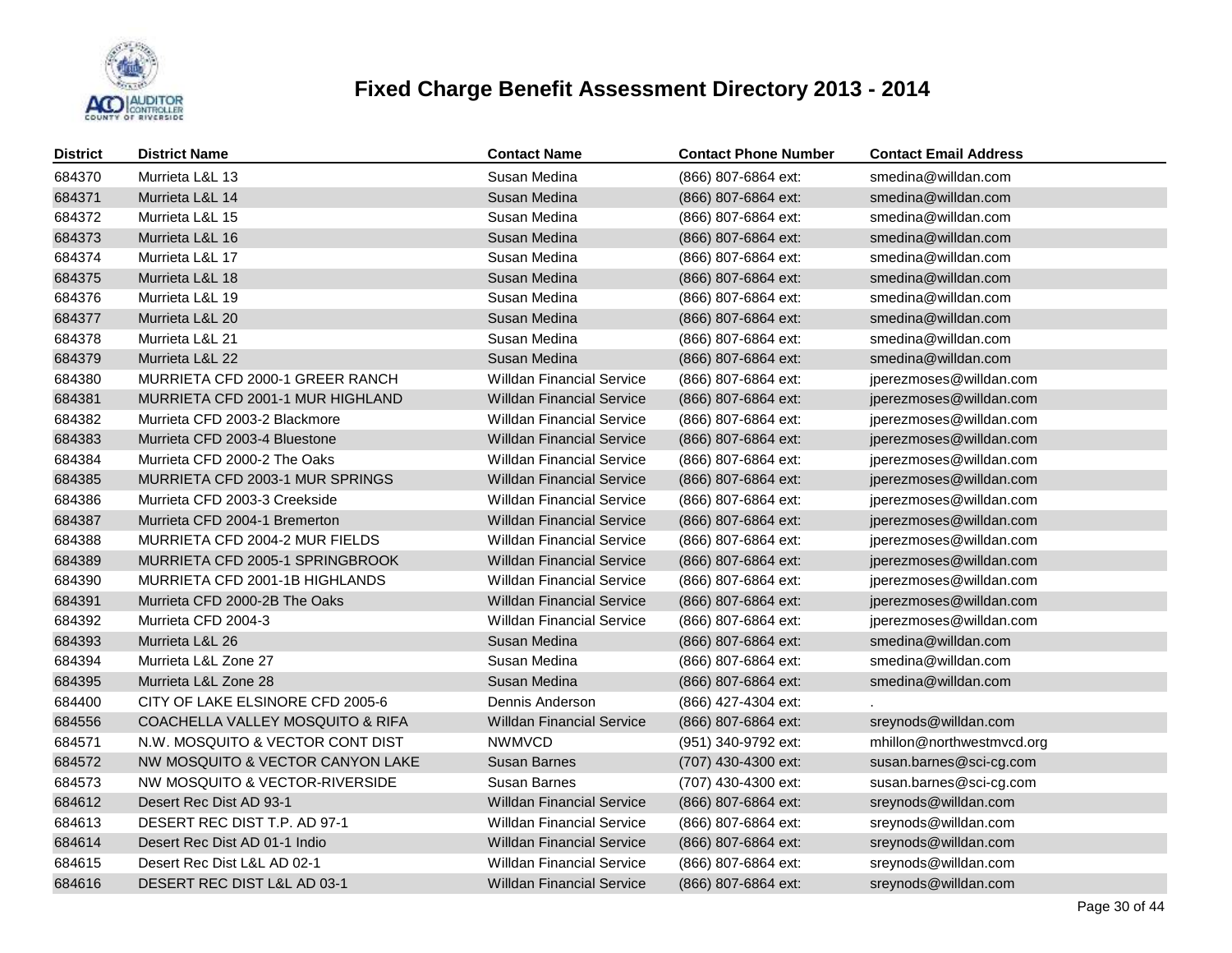# Fixed Charge Benefit Assessment Directory 2013 - 2014

| District | District Name | Contact Name | Contact Phone Number | Contact Email Address |
|---|---|---|---|---|
| 684370 | Murrieta L&L 13 | Susan Medina | (866) 807-6864 ext: | smedina@willdan.com |
| 684371 | Murrieta L&L 14 | Susan Medina | (866) 807-6864 ext: | smedina@willdan.com |
| 684372 | Murrieta L&L 15 | Susan Medina | (866) 807-6864 ext: | smedina@willdan.com |
| 684373 | Murrieta L&L 16 | Susan Medina | (866) 807-6864 ext: | smedina@willdan.com |
| 684374 | Murrieta L&L 17 | Susan Medina | (866) 807-6864 ext: | smedina@willdan.com |
| 684375 | Murrieta L&L 18 | Susan Medina | (866) 807-6864 ext: | smedina@willdan.com |
| 684376 | Murrieta L&L 19 | Susan Medina | (866) 807-6864 ext: | smedina@willdan.com |
| 684377 | Murrieta L&L 20 | Susan Medina | (866) 807-6864 ext: | smedina@willdan.com |
| 684378 | Murrieta L&L 21 | Susan Medina | (866) 807-6864 ext: | smedina@willdan.com |
| 684379 | Murrieta L&L 22 | Susan Medina | (866) 807-6864 ext: | smedina@willdan.com |
| 684380 | MURRIETA CFD 2000-1 GREER RANCH | Willdan Financial Service | (866) 807-6864 ext: | jperezmoses@willdan.com |
| 684381 | MURRIETA CFD 2001-1 MUR HIGHLAND | Willdan Financial Service | (866) 807-6864 ext: | jperezmoses@willdan.com |
| 684382 | Murrieta CFD 2003-2 Blackmore | Willdan Financial Service | (866) 807-6864 ext: | jperezmoses@willdan.com |
| 684383 | Murrieta CFD 2003-4 Bluestone | Willdan Financial Service | (866) 807-6864 ext: | jperezmoses@willdan.com |
| 684384 | Murrieta CFD 2000-2 The Oaks | Willdan Financial Service | (866) 807-6864 ext: | jperezmoses@willdan.com |
| 684385 | MURRIETA CFD 2003-1 MUR SPRINGS | Willdan Financial Service | (866) 807-6864 ext: | jperezmoses@willdan.com |
| 684386 | Murrieta CFD 2003-3 Creekside | Willdan Financial Service | (866) 807-6864 ext: | jperezmoses@willdan.com |
| 684387 | Murrieta CFD 2004-1 Bremerton | Willdan Financial Service | (866) 807-6864 ext: | jperezmoses@willdan.com |
| 684388 | MURRIETA CFD 2004-2 MUR FIELDS | Willdan Financial Service | (866) 807-6864 ext: | jperezmoses@willdan.com |
| 684389 | MURRIETA CFD 2005-1 SPRINGBROOK | Willdan Financial Service | (866) 807-6864 ext: | jperezmoses@willdan.com |
| 684390 | MURRIETA CFD 2001-1B HIGHLANDS | Willdan Financial Service | (866) 807-6864 ext: | jperezmoses@willdan.com |
| 684391 | Murrieta CFD 2000-2B The Oaks | Willdan Financial Service | (866) 807-6864 ext: | jperezmoses@willdan.com |
| 684392 | Murrieta CFD 2004-3 | Willdan Financial Service | (866) 807-6864 ext: | jperezmoses@willdan.com |
| 684393 | Murrieta L&L 26 | Susan Medina | (866) 807-6864 ext: | smedina@willdan.com |
| 684394 | Murrieta L&L Zone 27 | Susan Medina | (866) 807-6864 ext: | smedina@willdan.com |
| 684395 | Murrieta L&L Zone 28 | Susan Medina | (866) 807-6864 ext: | smedina@willdan.com |
| 684400 | CITY OF LAKE ELSINORE CFD 2005-6 | Dennis Anderson | (866) 427-4304 ext: | . |
| 684556 | COACHELLA VALLEY MOSQUITO & RIFA | Willdan Financial Service | (866) 807-6864 ext: | sreynods@willdan.com |
| 684571 | N.W. MOSQUITO & VECTOR CONT DIST | NWMVCD | (951) 340-9792 ext: | mhillon@northwestmvcd.org |
| 684572 | NW MOSQUITO & VECTOR CANYON LAKE | Susan Barnes | (707) 430-4300 ext: | susan.barnes@sci-cg.com |
| 684573 | NW MOSQUITO & VECTOR-RIVERSIDE | Susan Barnes | (707) 430-4300 ext: | susan.barnes@sci-cg.com |
| 684612 | Desert Rec Dist AD 93-1 | Willdan Financial Service | (866) 807-6864 ext: | sreynods@willdan.com |
| 684613 | DESERT REC DIST T.P. AD 97-1 | Willdan Financial Service | (866) 807-6864 ext: | sreynods@willdan.com |
| 684614 | Desert Rec Dist AD 01-1 Indio | Willdan Financial Service | (866) 807-6864 ext: | sreynods@willdan.com |
| 684615 | Desert Rec Dist L&L AD 02-1 | Willdan Financial Service | (866) 807-6864 ext: | sreynods@willdan.com |
| 684616 | DESERT REC DIST L&L AD 03-1 | Willdan Financial Service | (866) 807-6864 ext: | sreynods@willdan.com |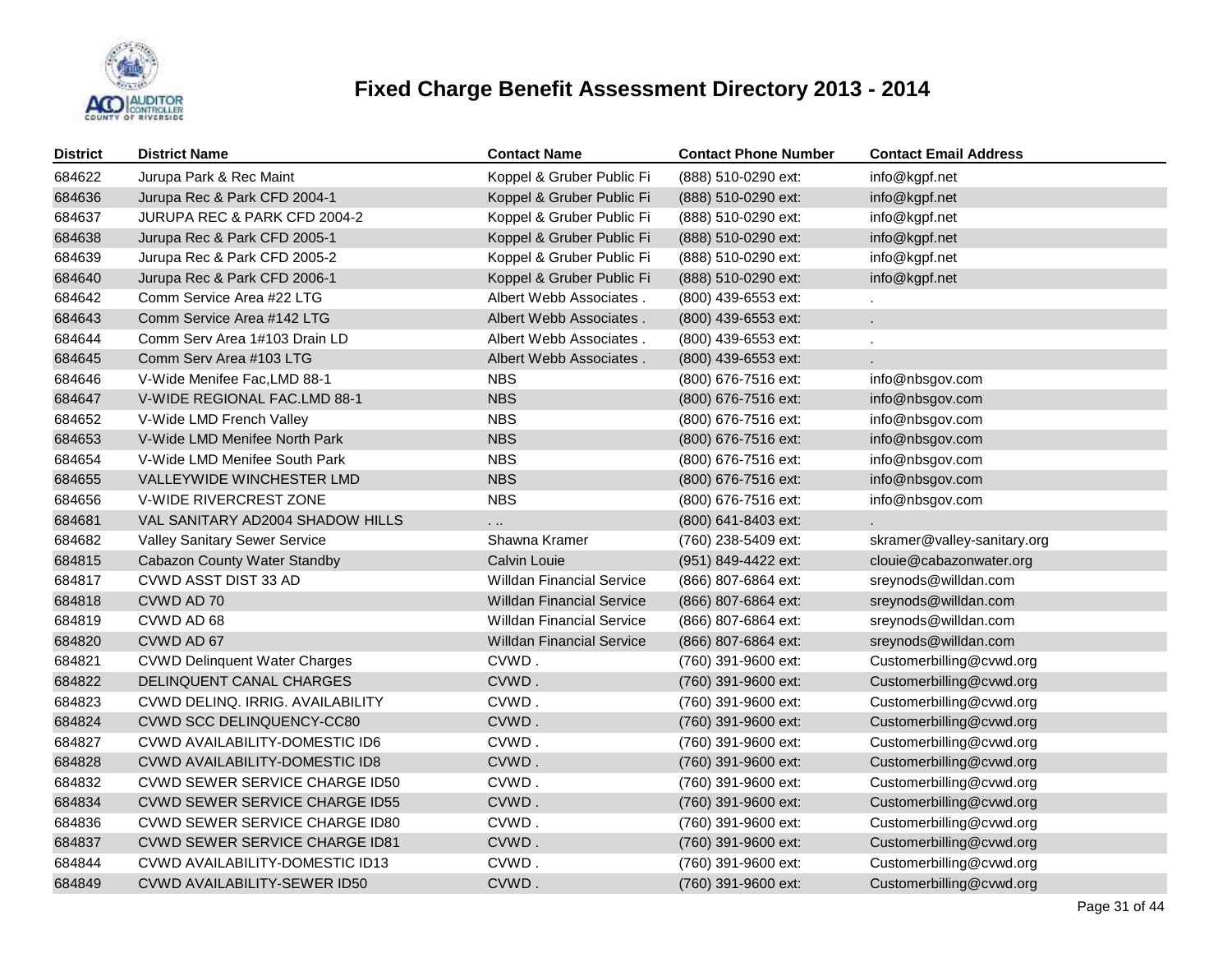# Fixed Charge Benefit Assessment Directory 2013 - 2014

| District | District Name | Contact Name | Contact Phone Number | Contact Email Address |
|---|---|---|---|---|
| 684622 | Jurupa Park & Rec Maint | Koppel & Gruber Public Fi | (888) 510-0290 ext: | info@kgpf.net |
| 684636 | Jurupa Rec & Park CFD 2004-1 | Koppel & Gruber Public Fi | (888) 510-0290 ext: | info@kgpf.net |
| 684637 | JURUPA REC & PARK CFD 2004-2 | Koppel & Gruber Public Fi | (888) 510-0290 ext: | info@kgpf.net |
| 684638 | Jurupa Rec & Park CFD 2005-1 | Koppel & Gruber Public Fi | (888) 510-0290 ext: | info@kgpf.net |
| 684639 | Jurupa Rec & Park CFD 2005-2 | Koppel & Gruber Public Fi | (888) 510-0290 ext: | info@kgpf.net |
| 684640 | Jurupa Rec & Park CFD 2006-1 | Koppel & Gruber Public Fi | (888) 510-0290 ext: | info@kgpf.net |
| 684642 | Comm Service Area #22 LTG | Albert Webb Associates . | (800) 439-6553 ext: | . |
| 684643 | Comm Service Area #142 LTG | Albert Webb Associates . | (800) 439-6553 ext: | . |
| 684644 | Comm Serv Area 1#103 Drain LD | Albert Webb Associates . | (800) 439-6553 ext: | . |
| 684645 | Comm Serv Area #103 LTG | Albert Webb Associates . | (800) 439-6553 ext: | . |
| 684646 | V-Wide Menifee Fac,LMD 88-1 | NBS | (800) 676-7516 ext: | info@nbsgov.com |
| 684647 | V-WIDE REGIONAL FAC.LMD 88-1 | NBS | (800) 676-7516 ext: | info@nbsgov.com |
| 684652 | V-Wide LMD French Valley | NBS | (800) 676-7516 ext: | info@nbsgov.com |
| 684653 | V-Wide LMD Menifee North Park | NBS | (800) 676-7516 ext: | info@nbsgov.com |
| 684654 | V-Wide LMD Menifee South Park | NBS | (800) 676-7516 ext: | info@nbsgov.com |
| 684655 | VALLEYWIDE WINCHESTER LMD | NBS | (800) 676-7516 ext: | info@nbsgov.com |
| 684656 | V-WIDE RIVERCREST ZONE | NBS | (800) 676-7516 ext: | info@nbsgov.com |
| 684681 | VAL SANITARY AD2004 SHADOW HILLS | . .. | (800) 641-8403 ext: | . |
| 684682 | Valley Sanitary Sewer Service | Shawna Kramer | (760) 238-5409 ext: | skramer@valley-sanitary.org |
| 684815 | Cabazon County Water Standby | Calvin Louie | (951) 849-4422 ext: | clouie@cabazonwater.org |
| 684817 | CVWD ASST DIST 33 AD | Willdan Financial Service | (866) 807-6864 ext: | sreynods@willdan.com |
| 684818 | CVWD AD 70 | Willdan Financial Service | (866) 807-6864 ext: | sreynods@willdan.com |
| 684819 | CVWD AD 68 | Willdan Financial Service | (866) 807-6864 ext: | sreynods@willdan.com |
| 684820 | CVWD AD 67 | Willdan Financial Service | (866) 807-6864 ext: | sreynods@willdan.com |
| 684821 | CVWD Delinquent Water Charges | CVWD . | (760) 391-9600 ext: | Customerbilling@cvwd.org |
| 684822 | DELINQUENT CANAL CHARGES | CVWD . | (760) 391-9600 ext: | Customerbilling@cvwd.org |
| 684823 | CVWD DELINQ. IRRIG. AVAILABILITY | CVWD . | (760) 391-9600 ext: | Customerbilling@cvwd.org |
| 684824 | CVWD SCC DELINQUENCY-CC80 | CVWD . | (760) 391-9600 ext: | Customerbilling@cvwd.org |
| 684827 | CVWD AVAILABILITY-DOMESTIC ID6 | CVWD . | (760) 391-9600 ext: | Customerbilling@cvwd.org |
| 684828 | CVWD AVAILABILITY-DOMESTIC ID8 | CVWD . | (760) 391-9600 ext: | Customerbilling@cvwd.org |
| 684832 | CVWD SEWER SERVICE CHARGE ID50 | CVWD . | (760) 391-9600 ext: | Customerbilling@cvwd.org |
| 684834 | CVWD SEWER SERVICE CHARGE ID55 | CVWD . | (760) 391-9600 ext: | Customerbilling@cvwd.org |
| 684836 | CVWD SEWER SERVICE CHARGE ID80 | CVWD . | (760) 391-9600 ext: | Customerbilling@cvwd.org |
| 684837 | CVWD SEWER SERVICE CHARGE ID81 | CVWD . | (760) 391-9600 ext: | Customerbilling@cvwd.org |
| 684844 | CVWD AVAILABILITY-DOMESTIC ID13 | CVWD . | (760) 391-9600 ext: | Customerbilling@cvwd.org |
| 684849 | CVWD AVAILABILITY-SEWER ID50 | CVWD . | (760) 391-9600 ext: | Customerbilling@cvwd.org |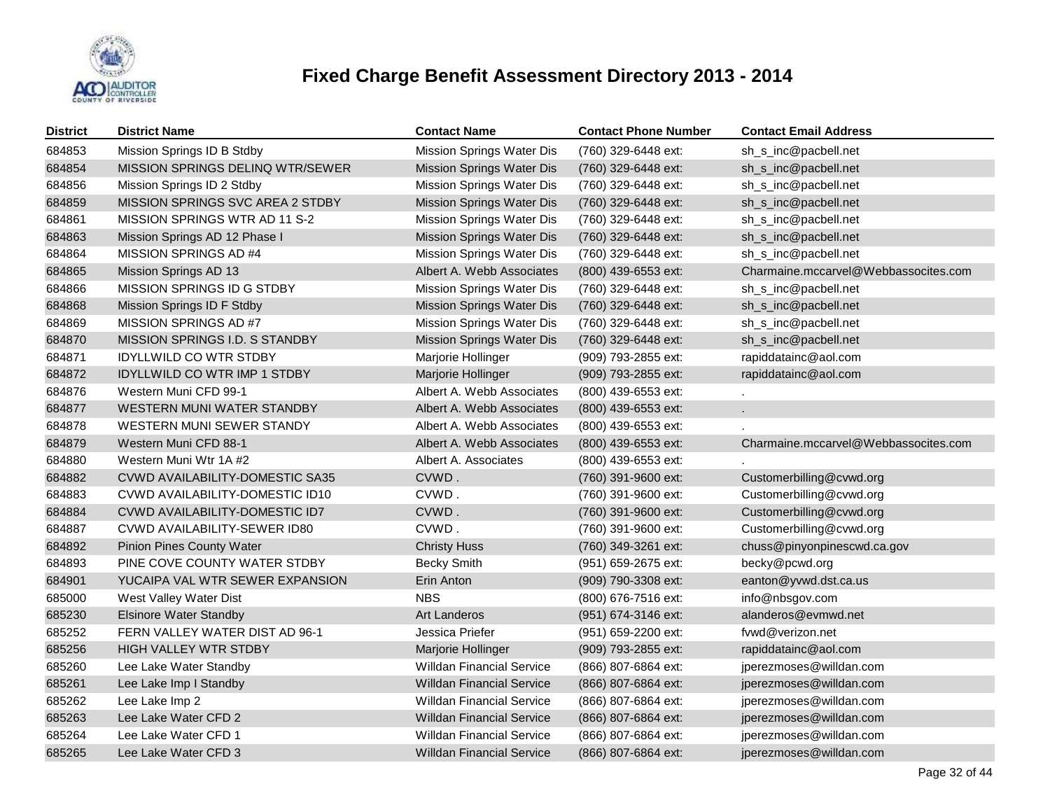# Fixed Charge Benefit Assessment Directory 2013 - 2014

| District | District Name | Contact Name | Contact Phone Number | Contact Email Address |
|---|---|---|---|---|
| 684853 | Mission Springs ID B Stdby | Mission Springs Water Dis | (760) 329-6448 ext: | sh_s_inc@pacbell.net |
| 684854 | MISSION SPRINGS DELINQ WTR/SEWER | Mission Springs Water Dis | (760) 329-6448 ext: | sh_s_inc@pacbell.net |
| 684856 | Mission Springs ID 2 Stdby | Mission Springs Water Dis | (760) 329-6448 ext: | sh_s_inc@pacbell.net |
| 684859 | MISSION SPRINGS SVC AREA 2 STDBY | Mission Springs Water Dis | (760) 329-6448 ext: | sh_s_inc@pacbell.net |
| 684861 | MISSION SPRINGS WTR AD 11 S-2 | Mission Springs Water Dis | (760) 329-6448 ext: | sh_s_inc@pacbell.net |
| 684863 | Mission Springs AD 12 Phase I | Mission Springs Water Dis | (760) 329-6448 ext: | sh_s_inc@pacbell.net |
| 684864 | MISSION SPRINGS AD #4 | Mission Springs Water Dis | (760) 329-6448 ext: | sh_s_inc@pacbell.net |
| 684865 | Mission Springs AD 13 | Albert A. Webb Associates | (800) 439-6553 ext: | Charmaine.mccarvel@Webbassocites.com |
| 684866 | MISSION SPRINGS ID G STDBY | Mission Springs Water Dis | (760) 329-6448 ext: | sh_s_inc@pacbell.net |
| 684868 | Mission Springs ID F Stdby | Mission Springs Water Dis | (760) 329-6448 ext: | sh_s_inc@pacbell.net |
| 684869 | MISSION SPRINGS AD #7 | Mission Springs Water Dis | (760) 329-6448 ext: | sh_s_inc@pacbell.net |
| 684870 | MISSION SPRINGS I.D. S STANDBY | Mission Springs Water Dis | (760) 329-6448 ext: | sh_s_inc@pacbell.net |
| 684871 | IDYLLWILD CO WTR STDBY | Marjorie Hollinger | (909) 793-2855 ext: | rapiddatainc@aol.com |
| 684872 | IDYLLWILD CO WTR IMP 1 STDBY | Marjorie Hollinger | (909) 793-2855 ext: | rapiddatainc@aol.com |
| 684876 | Western Muni CFD 99-1 | Albert A. Webb Associates | (800) 439-6553 ext: | . |
| 684877 | WESTERN MUNI WATER STANDBY | Albert A. Webb Associates | (800) 439-6553 ext: | . |
| 684878 | WESTERN MUNI SEWER STANDY | Albert A. Webb Associates | (800) 439-6553 ext: | . |
| 684879 | Western Muni CFD 88-1 | Albert A. Webb Associates | (800) 439-6553 ext: | Charmaine.mccarvel@Webbassocites.com |
| 684880 | Western Muni Wtr 1A #2 | Albert A. Associates | (800) 439-6553 ext: | . |
| 684882 | CVWD AVAILABILITY-DOMESTIC SA35 | CVWD . | (760) 391-9600 ext: | Customerbilling@cvwd.org |
| 684883 | CVWD AVAILABILITY-DOMESTIC ID10 | CVWD . | (760) 391-9600 ext: | Customerbilling@cvwd.org |
| 684884 | CVWD AVAILABILITY-DOMESTIC ID7 | CVWD . | (760) 391-9600 ext: | Customerbilling@cvwd.org |
| 684887 | CVWD AVAILABILITY-SEWER ID80 | CVWD . | (760) 391-9600 ext: | Customerbilling@cvwd.org |
| 684892 | Pinion Pines County Water | Christy Huss | (760) 349-3261 ext: | chuss@pinyonpinescwd.ca.gov |
| 684893 | PINE COVE COUNTY WATER STDBY | Becky Smith | (951) 659-2675 ext: | becky@pcwd.org |
| 684901 | YUCAIPA VAL WTR SEWER EXPANSION | Erin Anton | (909) 790-3308 ext: | eanton@yvwd.dst.ca.us |
| 685000 | West Valley Water Dist | NBS | (800) 676-7516 ext: | info@nbsgov.com |
| 685230 | Elsinore Water Standby | Art Landeros | (951) 674-3146 ext: | alanderos@evmwd.net |
| 685252 | FERN VALLEY WATER DIST AD 96-1 | Jessica Priefer | (951) 659-2200 ext: | fvwd@verizon.net |
| 685256 | HIGH VALLEY WTR STDBY | Marjorie Hollinger | (909) 793-2855 ext: | rapiddatainc@aol.com |
| 685260 | Lee Lake Water Standby | Willdan Financial Service | (866) 807-6864 ext: | jperezmoses@willdan.com |
| 685261 | Lee Lake Imp I Standby | Willdan Financial Service | (866) 807-6864 ext: | jperezmoses@willdan.com |
| 685262 | Lee Lake Imp 2 | Willdan Financial Service | (866) 807-6864 ext: | jperezmoses@willdan.com |
| 685263 | Lee Lake Water CFD 2 | Willdan Financial Service | (866) 807-6864 ext: | jperezmoses@willdan.com |
| 685264 | Lee Lake Water CFD 1 | Willdan Financial Service | (866) 807-6864 ext: | jperezmoses@willdan.com |
| 685265 | Lee Lake Water CFD 3 | Willdan Financial Service | (866) 807-6864 ext: | jperezmoses@willdan.com |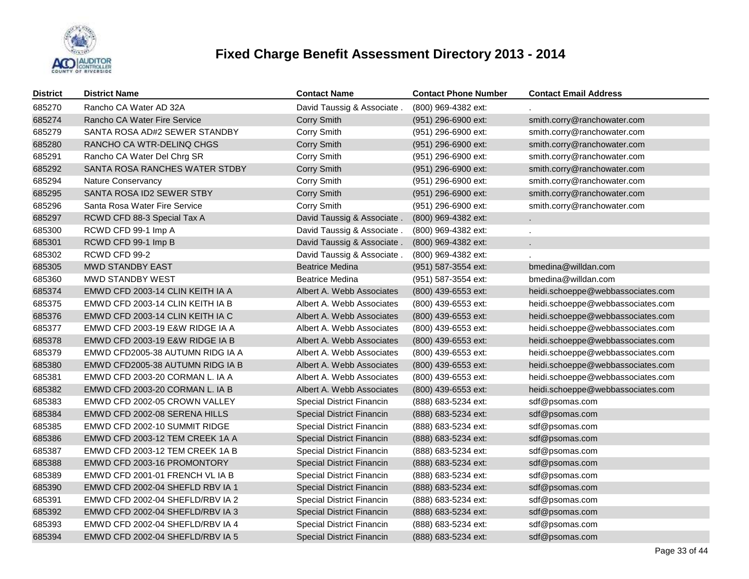# Fixed Charge Benefit Assessment Directory 2013 - 2014

| District | District Name | Contact Name | Contact Phone Number | Contact Email Address |
|---|---|---|---|---|
| 685270 | Rancho CA Water AD 32A | David Taussig & Associate . | (800) 969-4382 ext: | . |
| 685274 | Rancho CA Water Fire Service | Corry Smith | (951) 296-6900 ext: | smith.corry@ranchowater.com |
| 685279 | SANTA ROSA AD#2 SEWER STANDBY | Corry Smith | (951) 296-6900 ext: | smith.corry@ranchowater.com |
| 685280 | RANCHO CA WTR-DELINQ CHGS | Corry Smith | (951) 296-6900 ext: | smith.corry@ranchowater.com |
| 685291 | Rancho CA Water Del Chrg SR | Corry Smith | (951) 296-6900 ext: | smith.corry@ranchowater.com |
| 685292 | SANTA ROSA RANCHES WATER STDBY | Corry Smith | (951) 296-6900 ext: | smith.corry@ranchowater.com |
| 685294 | Nature Conservancy | Corry Smith | (951) 296-6900 ext: | smith.corry@ranchowater.com |
| 685295 | SANTA ROSA ID2 SEWER STBY | Corry Smith | (951) 296-6900 ext: | smith.corry@ranchowater.com |
| 685296 | Santa Rosa Water Fire Service | Corry Smith | (951) 296-6900 ext: | smith.corry@ranchowater.com |
| 685297 | RCWD CFD 88-3 Special Tax A | David Taussig & Associate . | (800) 969-4382 ext: | . |
| 685300 | RCWD CFD 99-1 Imp A | David Taussig & Associate . | (800) 969-4382 ext: | . |
| 685301 | RCWD CFD 99-1 Imp B | David Taussig & Associate . | (800) 969-4382 ext: | . |
| 685302 | RCWD CFD 99-2 | David Taussig & Associate . | (800) 969-4382 ext: | . |
| 685305 | MWD STANDBY EAST | Beatrice Medina | (951) 587-3554 ext: | bmedina@willdan.com |
| 685360 | MWD STANDBY WEST | Beatrice Medina | (951) 587-3554 ext: | bmedina@willdan.com |
| 685374 | EMWD CFD 2003-14 CLIN KEITH IA A | Albert A. Webb Associates | (800) 439-6553 ext: | heidi.schoeppe@webbassociates.com |
| 685375 | EMWD CFD 2003-14 CLIN KEITH IA B | Albert A. Webb Associates | (800) 439-6553 ext: | heidi.schoeppe@webbassociates.com |
| 685376 | EMWD CFD 2003-14 CLIN KEITH IA C | Albert A. Webb Associates | (800) 439-6553 ext: | heidi.schoeppe@webbassociates.com |
| 685377 | EMWD CFD 2003-19 E&W RIDGE IA A | Albert A. Webb Associates | (800) 439-6553 ext: | heidi.schoeppe@webbassociates.com |
| 685378 | EMWD CFD 2003-19 E&W RIDGE IA B | Albert A. Webb Associates | (800) 439-6553 ext: | heidi.schoeppe@webbassociates.com |
| 685379 | EMWD CFD2005-38 AUTUMN RIDG IA A | Albert A. Webb Associates | (800) 439-6553 ext: | heidi.schoeppe@webbassociates.com |
| 685380 | EMWD CFD2005-38 AUTUMN RIDG IA B | Albert A. Webb Associates | (800) 439-6553 ext: | heidi.schoeppe@webbassociates.com |
| 685381 | EMWD CFD 2003-20 CORMAN L. IA A | Albert A. Webb Associates | (800) 439-6553 ext: | heidi.schoeppe@webbassociates.com |
| 685382 | EMWD CFD 2003-20 CORMAN L. IA B | Albert A. Webb Associates | (800) 439-6553 ext: | heidi.schoeppe@webbassociates.com |
| 685383 | EMWD CFD 2002-05 CROWN VALLEY | Special District Financin | (888) 683-5234 ext: | sdf@psomas.com |
| 685384 | EMWD CFD 2002-08 SERENA HILLS | Special District Financin | (888) 683-5234 ext: | sdf@psomas.com |
| 685385 | EMWD CFD 2002-10 SUMMIT RIDGE | Special District Financin | (888) 683-5234 ext: | sdf@psomas.com |
| 685386 | EMWD CFD 2003-12 TEM CREEK 1A A | Special District Financin | (888) 683-5234 ext: | sdf@psomas.com |
| 685387 | EMWD CFD 2003-12 TEM CREEK 1A B | Special District Financin | (888) 683-5234 ext: | sdf@psomas.com |
| 685388 | EMWD CFD 2003-16 PROMONTORY | Special District Financin | (888) 683-5234 ext: | sdf@psomas.com |
| 685389 | EMWD CFD 2001-01 FRENCH VL IA B | Special District Financin | (888) 683-5234 ext: | sdf@psomas.com |
| 685390 | EMWD CFD 2002-04 SHEFLD RBV IA 1 | Special District Financin | (888) 683-5234 ext: | sdf@psomas.com |
| 685391 | EMWD CFD 2002-04 SHEFLD/RBV IA 2 | Special District Financin | (888) 683-5234 ext: | sdf@psomas.com |
| 685392 | EMWD CFD 2002-04 SHEFLD/RBV IA 3 | Special District Financin | (888) 683-5234 ext: | sdf@psomas.com |
| 685393 | EMWD CFD 2002-04 SHEFLD/RBV IA 4 | Special District Financin | (888) 683-5234 ext: | sdf@psomas.com |
| 685394 | EMWD CFD 2002-04 SHEFLD/RBV IA 5 | Special District Financin | (888) 683-5234 ext: | sdf@psomas.com |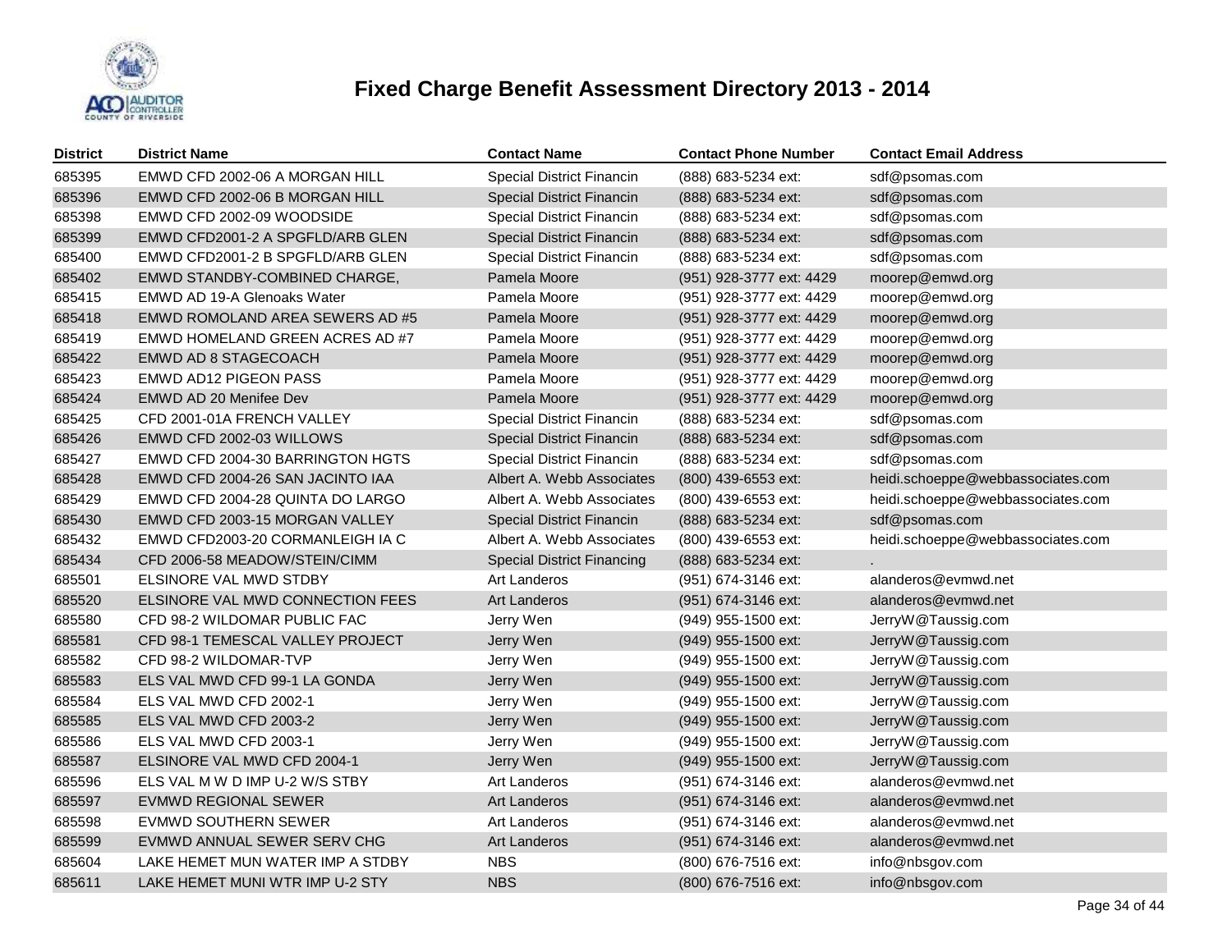# Fixed Charge Benefit Assessment Directory 2013 - 2014

| District | District Name | Contact Name | Contact Phone Number | Contact Email Address |
|---|---|---|---|---|
| 685395 | EMWD CFD 2002-06 A MORGAN HILL | Special District Financin | (888) 683-5234 ext: | sdf@psomas.com |
| 685396 | EMWD CFD 2002-06 B MORGAN HILL | Special District Financin | (888) 683-5234 ext: | sdf@psomas.com |
| 685398 | EMWD CFD 2002-09 WOODSIDE | Special District Financin | (888) 683-5234 ext: | sdf@psomas.com |
| 685399 | EMWD CFD2001-2 A SPGFLD/ARB GLEN | Special District Financin | (888) 683-5234 ext: | sdf@psomas.com |
| 685400 | EMWD CFD2001-2 B SPGFLD/ARB GLEN | Special District Financin | (888) 683-5234 ext: | sdf@psomas.com |
| 685402 | EMWD STANDBY-COMBINED CHARGE, | Pamela Moore | (951) 928-3777 ext: 4429 | moorep@emwd.org |
| 685415 | EMWD AD 19-A Glenoaks Water | Pamela Moore | (951) 928-3777 ext: 4429 | moorep@emwd.org |
| 685418 | EMWD ROMOLAND AREA SEWERS AD #5 | Pamela Moore | (951) 928-3777 ext: 4429 | moorep@emwd.org |
| 685419 | EMWD HOMELAND GREEN ACRES AD #7 | Pamela Moore | (951) 928-3777 ext: 4429 | moorep@emwd.org |
| 685422 | EMWD AD 8 STAGECOACH | Pamela Moore | (951) 928-3777 ext: 4429 | moorep@emwd.org |
| 685423 | EMWD AD12 PIGEON PASS | Pamela Moore | (951) 928-3777 ext: 4429 | moorep@emwd.org |
| 685424 | EMWD AD 20 Menifee Dev | Pamela Moore | (951) 928-3777 ext: 4429 | moorep@emwd.org |
| 685425 | CFD 2001-01A FRENCH VALLEY | Special District Financin | (888) 683-5234 ext: | sdf@psomas.com |
| 685426 | EMWD CFD 2002-03 WILLOWS | Special District Financin | (888) 683-5234 ext: | sdf@psomas.com |
| 685427 | EMWD CFD 2004-30 BARRINGTON HGTS | Special District Financin | (888) 683-5234 ext: | sdf@psomas.com |
| 685428 | EMWD CFD 2004-26 SAN JACINTO IAA | Albert A. Webb Associates | (800) 439-6553 ext: | heidi.schoeppe@webbassociates.com |
| 685429 | EMWD CFD 2004-28 QUINTA DO LARGO | Albert A. Webb Associates | (800) 439-6553 ext: | heidi.schoeppe@webbassociates.com |
| 685430 | EMWD CFD 2003-15 MORGAN VALLEY | Special District Financin | (888) 683-5234 ext: | sdf@psomas.com |
| 685432 | EMWD CFD2003-20 CORMANLEIGH IA C | Albert A. Webb Associates | (800) 439-6553 ext: | heidi.schoeppe@webbassociates.com |
| 685434 | CFD 2006-58 MEADOW/STEIN/CIMM | Special District Financing | (888) 683-5234 ext: | . |
| 685501 | ELSINORE VAL MWD STDBY | Art Landeros | (951) 674-3146 ext: | alanderos@evmwd.net |
| 685520 | ELSINORE VAL MWD CONNECTION FEES | Art Landeros | (951) 674-3146 ext: | alanderos@evmwd.net |
| 685580 | CFD 98-2 WILDOMAR PUBLIC FAC | Jerry Wen | (949) 955-1500 ext: | JerryW@Taussig.com |
| 685581 | CFD 98-1 TEMESCAL VALLEY PROJECT | Jerry Wen | (949) 955-1500 ext: | JerryW@Taussig.com |
| 685582 | CFD 98-2 WILDOMAR-TVP | Jerry Wen | (949) 955-1500 ext: | JerryW@Taussig.com |
| 685583 | ELS VAL MWD CFD 99-1 LA GONDA | Jerry Wen | (949) 955-1500 ext: | JerryW@Taussig.com |
| 685584 | ELS VAL MWD CFD 2002-1 | Jerry Wen | (949) 955-1500 ext: | JerryW@Taussig.com |
| 685585 | ELS VAL MWD CFD 2003-2 | Jerry Wen | (949) 955-1500 ext: | JerryW@Taussig.com |
| 685586 | ELS VAL MWD CFD 2003-1 | Jerry Wen | (949) 955-1500 ext: | JerryW@Taussig.com |
| 685587 | ELSINORE VAL MWD CFD 2004-1 | Jerry Wen | (949) 955-1500 ext: | JerryW@Taussig.com |
| 685596 | ELS VAL M W D IMP U-2 W/S STBY | Art Landeros | (951) 674-3146 ext: | alanderos@evmwd.net |
| 685597 | EVMWD REGIONAL SEWER | Art Landeros | (951) 674-3146 ext: | alanderos@evmwd.net |
| 685598 | EVMWD SOUTHERN SEWER | Art Landeros | (951) 674-3146 ext: | alanderos@evmwd.net |
| 685599 | EVMWD ANNUAL SEWER SERV CHG | Art Landeros | (951) 674-3146 ext: | alanderos@evmwd.net |
| 685604 | LAKE HEMET MUN WATER IMP A STDBY | NBS | (800) 676-7516 ext: | info@nbsgov.com |
| 685611 | LAKE HEMET MUNI WTR IMP U-2 STY | NBS | (800) 676-7516 ext: | info@nbsgov.com |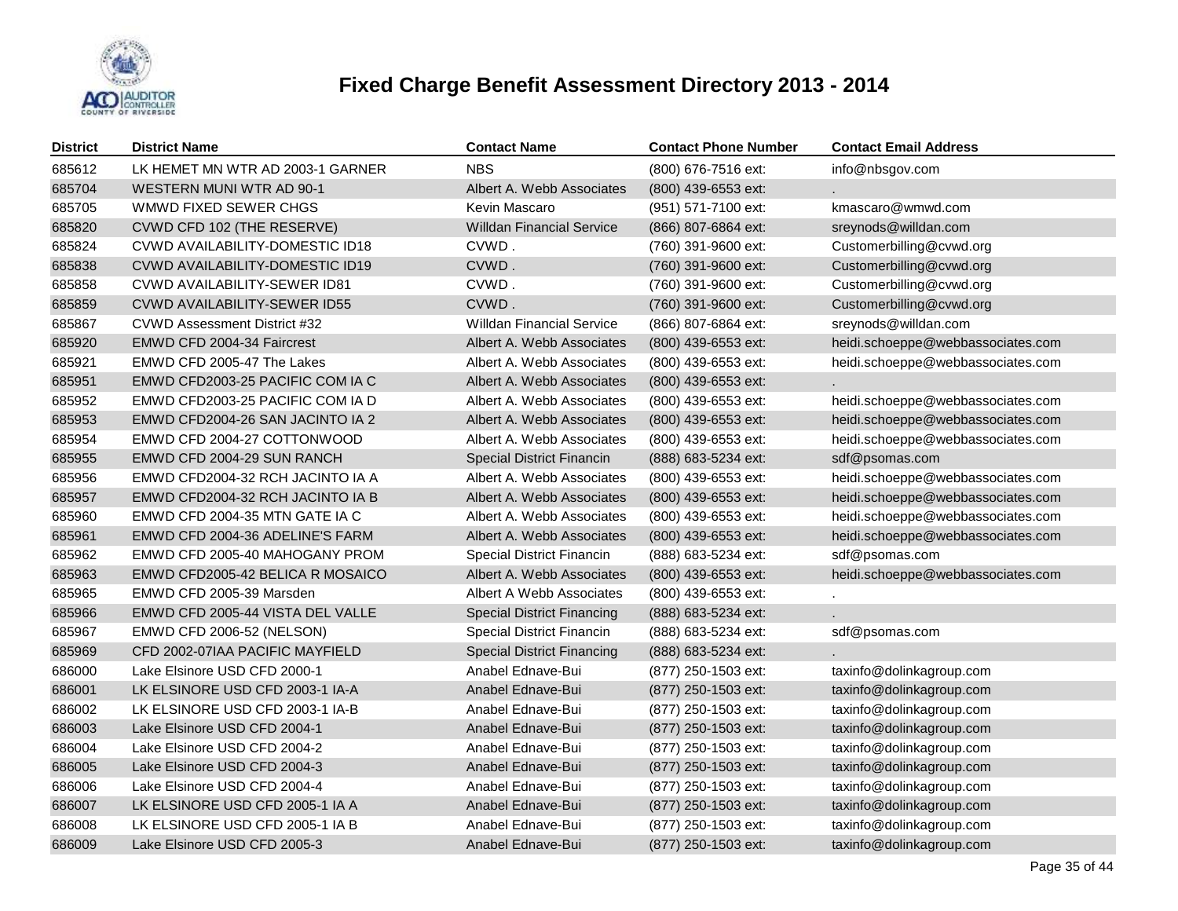# Fixed Charge Benefit Assessment Directory 2013 - 2014

| District | District Name | Contact Name | Contact Phone Number | Contact Email Address |
|---|---|---|---|---|
| 685612 | LK HEMET MN WTR AD 2003-1 GARNER | NBS | (800) 676-7516 ext: | info@nbsgov.com |
| 685704 | WESTERN MUNI WTR AD 90-1 | Albert A. Webb Associates | (800) 439-6553 ext: | . |
| 685705 | WMWD FIXED SEWER CHGS | Kevin Mascaro | (951) 571-7100 ext: | kmascaro@wmwd.com |
| 685820 | CVWD CFD 102 (THE RESERVE) | Willdan Financial Service | (866) 807-6864 ext: | sreynods@willdan.com |
| 685824 | CVWD AVAILABILITY-DOMESTIC ID18 | CVWD . | (760) 391-9600 ext: | Customerbilling@cvwd.org |
| 685838 | CVWD AVAILABILITY-DOMESTIC ID19 | CVWD . | (760) 391-9600 ext: | Customerbilling@cvwd.org |
| 685858 | CVWD AVAILABILITY-SEWER ID81 | CVWD . | (760) 391-9600 ext: | Customerbilling@cvwd.org |
| 685859 | CVWD AVAILABILITY-SEWER ID55 | CVWD . | (760) 391-9600 ext: | Customerbilling@cvwd.org |
| 685867 | CVWD Assessment District #32 | Willdan Financial Service | (866) 807-6864 ext: | sreynods@willdan.com |
| 685920 | EMWD CFD 2004-34 Faircrest | Albert A. Webb Associates | (800) 439-6553 ext: | heidi.schoeppe@webbassociates.com |
| 685921 | EMWD CFD 2005-47 The Lakes | Albert A. Webb Associates | (800) 439-6553 ext: | heidi.schoeppe@webbassociates.com |
| 685951 | EMWD CFD2003-25 PACIFIC COM IA C | Albert A. Webb Associates | (800) 439-6553 ext: | . |
| 685952 | EMWD CFD2003-25 PACIFIC COM IA D | Albert A. Webb Associates | (800) 439-6553 ext: | heidi.schoeppe@webbassociates.com |
| 685953 | EMWD CFD2004-26 SAN JACINTO IA 2 | Albert A. Webb Associates | (800) 439-6553 ext: | heidi.schoeppe@webbassociates.com |
| 685954 | EMWD CFD 2004-27 COTTONWOOD | Albert A. Webb Associates | (800) 439-6553 ext: | heidi.schoeppe@webbassociates.com |
| 685955 | EMWD CFD 2004-29 SUN RANCH | Special District Financin | (888) 683-5234 ext: | sdf@psomas.com |
| 685956 | EMWD CFD2004-32 RCH JACINTO IA A | Albert A. Webb Associates | (800) 439-6553 ext: | heidi.schoeppe@webbassociates.com |
| 685957 | EMWD CFD2004-32 RCH JACINTO IA B | Albert A. Webb Associates | (800) 439-6553 ext: | heidi.schoeppe@webbassociates.com |
| 685960 | EMWD CFD 2004-35 MTN GATE IA C | Albert A. Webb Associates | (800) 439-6553 ext: | heidi.schoeppe@webbassociates.com |
| 685961 | EMWD CFD 2004-36 ADELINE'S FARM | Albert A. Webb Associates | (800) 439-6553 ext: | heidi.schoeppe@webbassociates.com |
| 685962 | EMWD CFD 2005-40 MAHOGANY PROM | Special District Financin | (888) 683-5234 ext: | sdf@psomas.com |
| 685963 | EMWD CFD2005-42 BELICA R MOSAICO | Albert A. Webb Associates | (800) 439-6553 ext: | heidi.schoeppe@webbassociates.com |
| 685965 | EMWD CFD 2005-39 Marsden | Albert A Webb Associates | (800) 439-6553 ext: | . |
| 685966 | EMWD CFD 2005-44 VISTA DEL VALLE | Special District Financing | (888) 683-5234 ext: | . |
| 685967 | EMWD CFD 2006-52 (NELSON) | Special District Financin | (888) 683-5234 ext: | sdf@psomas.com |
| 685969 | CFD 2002-07IAA PACIFIC MAYFIELD | Special District Financing | (888) 683-5234 ext: | . |
| 686000 | Lake Elsinore USD CFD 2000-1 | Anabel Ednave-Bui | (877) 250-1503 ext: | taxinfo@dolinkagroup.com |
| 686001 | LK ELSINORE USD CFD 2003-1 IA-A | Anabel Ednave-Bui | (877) 250-1503 ext: | taxinfo@dolinkagroup.com |
| 686002 | LK ELSINORE USD CFD 2003-1 IA-B | Anabel Ednave-Bui | (877) 250-1503 ext: | taxinfo@dolinkagroup.com |
| 686003 | Lake Elsinore USD CFD 2004-1 | Anabel Ednave-Bui | (877) 250-1503 ext: | taxinfo@dolinkagroup.com |
| 686004 | Lake Elsinore USD CFD 2004-2 | Anabel Ednave-Bui | (877) 250-1503 ext: | taxinfo@dolinkagroup.com |
| 686005 | Lake Elsinore USD CFD 2004-3 | Anabel Ednave-Bui | (877) 250-1503 ext: | taxinfo@dolinkagroup.com |
| 686006 | Lake Elsinore USD CFD 2004-4 | Anabel Ednave-Bui | (877) 250-1503 ext: | taxinfo@dolinkagroup.com |
| 686007 | LK ELSINORE USD CFD 2005-1 IA A | Anabel Ednave-Bui | (877) 250-1503 ext: | taxinfo@dolinkagroup.com |
| 686008 | LK ELSINORE USD CFD 2005-1 IA B | Anabel Ednave-Bui | (877) 250-1503 ext: | taxinfo@dolinkagroup.com |
| 686009 | Lake Elsinore USD CFD 2005-3 | Anabel Ednave-Bui | (877) 250-1503 ext: | taxinfo@dolinkagroup.com |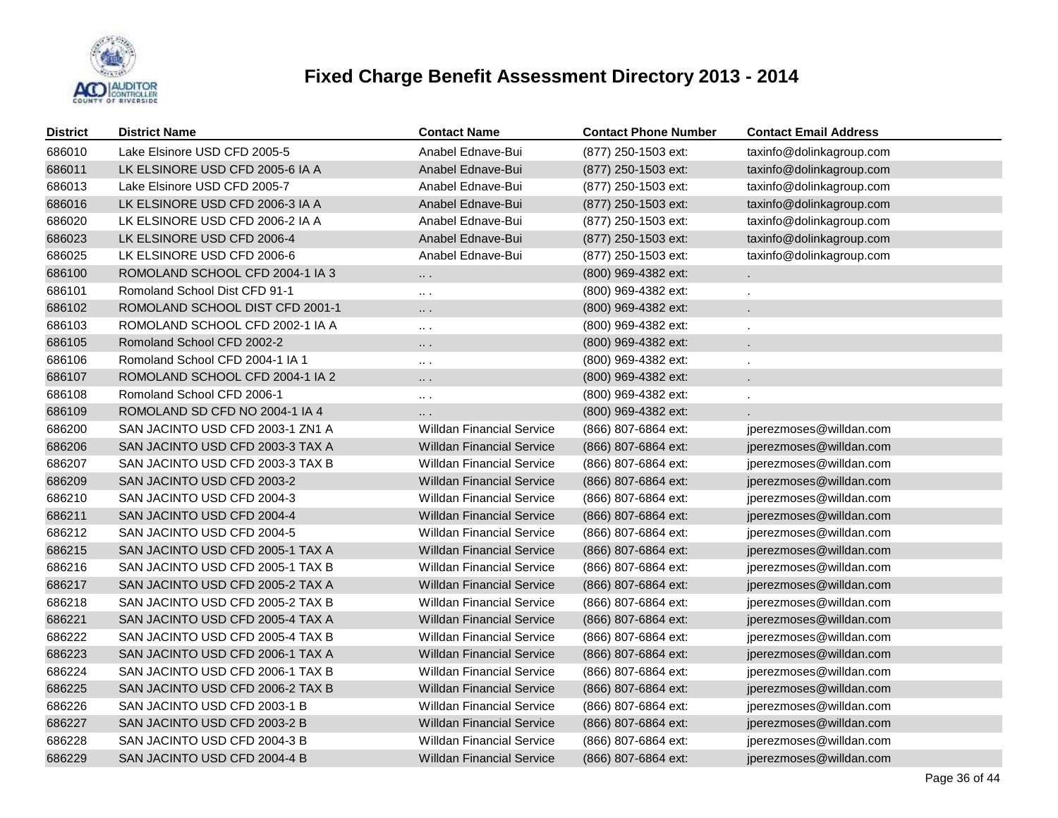# Fixed Charge Benefit Assessment Directory 2013 - 2014

| District | District Name | Contact Name | Contact Phone Number | Contact Email Address |
|---|---|---|---|---|
| 686010 | Lake Elsinore USD CFD 2005-5 | Anabel Ednave-Bui | (877) 250-1503 ext: | taxinfo@dolinkagroup.com |
| 686011 | LK ELSINORE USD CFD 2005-6 IA A | Anabel Ednave-Bui | (877) 250-1503 ext: | taxinfo@dolinkagroup.com |
| 686013 | Lake Elsinore USD CFD 2005-7 | Anabel Ednave-Bui | (877) 250-1503 ext: | taxinfo@dolinkagroup.com |
| 686016 | LK ELSINORE USD CFD 2006-3 IA A | Anabel Ednave-Bui | (877) 250-1503 ext: | taxinfo@dolinkagroup.com |
| 686020 | LK ELSINORE USD CFD 2006-2 IA A | Anabel Ednave-Bui | (877) 250-1503 ext: | taxinfo@dolinkagroup.com |
| 686023 | LK ELSINORE USD CFD 2006-4 | Anabel Ednave-Bui | (877) 250-1503 ext: | taxinfo@dolinkagroup.com |
| 686025 | LK ELSINORE USD CFD 2006-6 | Anabel Ednave-Bui | (877) 250-1503 ext: | taxinfo@dolinkagroup.com |
| 686100 | ROMOLAND SCHOOL CFD 2004-1 IA 3 | .. . | (800) 969-4382 ext: | . |
| 686101 | Romoland School Dist CFD 91-1 | .. . | (800) 969-4382 ext: | . |
| 686102 | ROMOLAND SCHOOL DIST CFD 2001-1 | .. . | (800) 969-4382 ext: | . |
| 686103 | ROMOLAND SCHOOL CFD 2002-1 IA A | .. . | (800) 969-4382 ext: | . |
| 686105 | Romoland School CFD 2002-2 | .. . | (800) 969-4382 ext: | . |
| 686106 | Romoland School CFD 2004-1 IA 1 | .. . | (800) 969-4382 ext: | . |
| 686107 | ROMOLAND SCHOOL CFD 2004-1 IA 2 | .. . | (800) 969-4382 ext: | . |
| 686108 | Romoland School CFD 2006-1 | .. . | (800) 969-4382 ext: | . |
| 686109 | ROMOLAND SD CFD NO 2004-1 IA 4 | .. . | (800) 969-4382 ext: | . |
| 686200 | SAN JACINTO USD CFD 2003-1 ZN1 A | Willdan Financial Service | (866) 807-6864 ext: | jperezmoses@willdan.com |
| 686206 | SAN JACINTO USD CFD 2003-3 TAX A | Willdan Financial Service | (866) 807-6864 ext: | jperezmoses@willdan.com |
| 686207 | SAN JACINTO USD CFD 2003-3 TAX B | Willdan Financial Service | (866) 807-6864 ext: | jperezmoses@willdan.com |
| 686209 | SAN JACINTO USD CFD 2003-2 | Willdan Financial Service | (866) 807-6864 ext: | jperezmoses@willdan.com |
| 686210 | SAN JACINTO USD CFD 2004-3 | Willdan Financial Service | (866) 807-6864 ext: | jperezmoses@willdan.com |
| 686211 | SAN JACINTO USD CFD 2004-4 | Willdan Financial Service | (866) 807-6864 ext: | jperezmoses@willdan.com |
| 686212 | SAN JACINTO USD CFD 2004-5 | Willdan Financial Service | (866) 807-6864 ext: | jperezmoses@willdan.com |
| 686215 | SAN JACINTO USD CFD 2005-1 TAX A | Willdan Financial Service | (866) 807-6864 ext: | jperezmoses@willdan.com |
| 686216 | SAN JACINTO USD CFD 2005-1 TAX B | Willdan Financial Service | (866) 807-6864 ext: | jperezmoses@willdan.com |
| 686217 | SAN JACINTO USD CFD 2005-2 TAX A | Willdan Financial Service | (866) 807-6864 ext: | jperezmoses@willdan.com |
| 686218 | SAN JACINTO USD CFD 2005-2 TAX B | Willdan Financial Service | (866) 807-6864 ext: | jperezmoses@willdan.com |
| 686221 | SAN JACINTO USD CFD 2005-4 TAX A | Willdan Financial Service | (866) 807-6864 ext: | jperezmoses@willdan.com |
| 686222 | SAN JACINTO USD CFD 2005-4 TAX B | Willdan Financial Service | (866) 807-6864 ext: | jperezmoses@willdan.com |
| 686223 | SAN JACINTO USD CFD 2006-1 TAX A | Willdan Financial Service | (866) 807-6864 ext: | jperezmoses@willdan.com |
| 686224 | SAN JACINTO USD CFD 2006-1 TAX B | Willdan Financial Service | (866) 807-6864 ext: | jperezmoses@willdan.com |
| 686225 | SAN JACINTO USD CFD 2006-2 TAX B | Willdan Financial Service | (866) 807-6864 ext: | jperezmoses@willdan.com |
| 686226 | SAN JACINTO USD CFD 2003-1 B | Willdan Financial Service | (866) 807-6864 ext: | jperezmoses@willdan.com |
| 686227 | SAN JACINTO USD CFD 2003-2 B | Willdan Financial Service | (866) 807-6864 ext: | jperezmoses@willdan.com |
| 686228 | SAN JACINTO USD CFD 2004-3 B | Willdan Financial Service | (866) 807-6864 ext: | jperezmoses@willdan.com |
| 686229 | SAN JACINTO USD CFD 2004-4 B | Willdan Financial Service | (866) 807-6864 ext: | jperezmoses@willdan.com |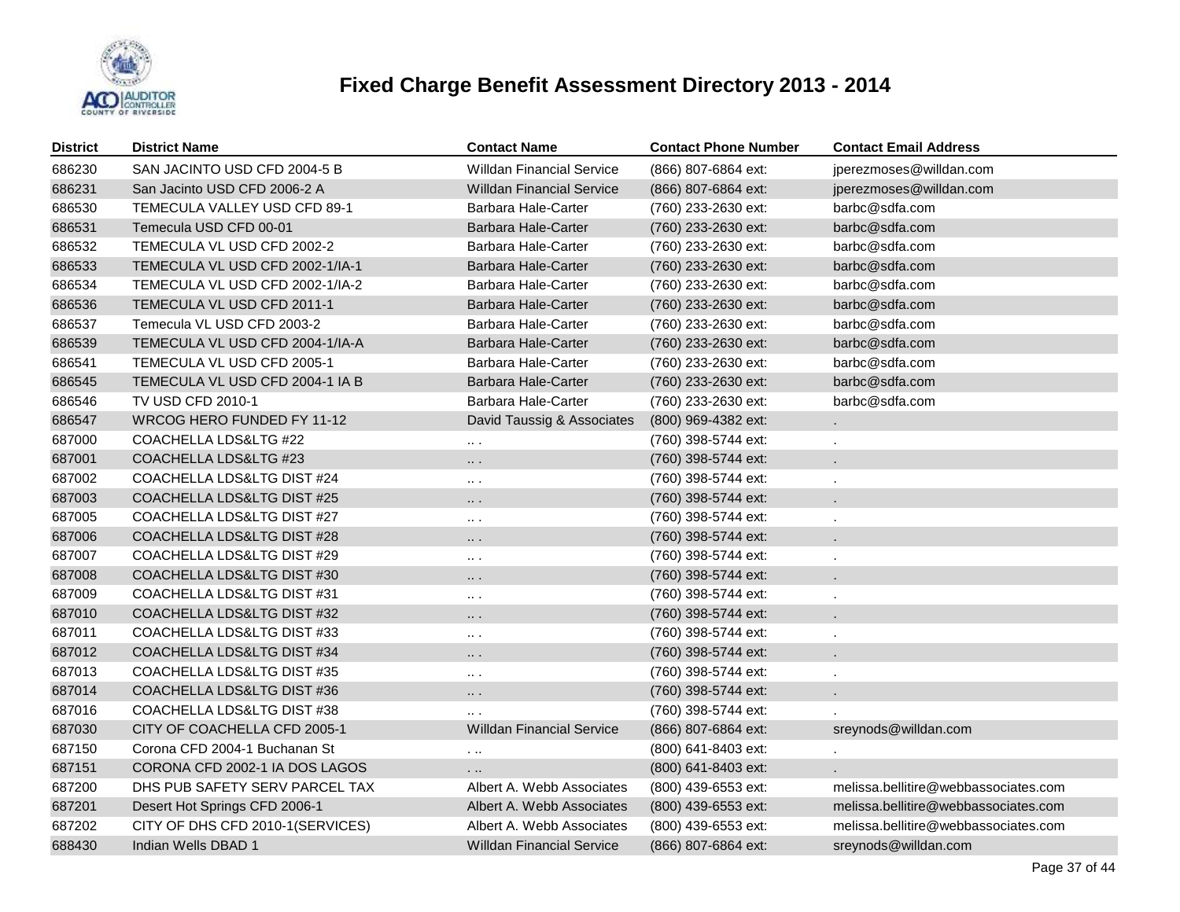# Fixed Charge Benefit Assessment Directory 2013 - 2014

| District | District Name | Contact Name | Contact Phone Number | Contact Email Address |
|---|---|---|---|---|
| 686230 | SAN JACINTO USD CFD 2004-5 B | Willdan Financial Service | (866) 807-6864 ext: | jperezmoses@willdan.com |
| 686231 | San Jacinto USD CFD 2006-2 A | Willdan Financial Service | (866) 807-6864 ext: | jperezmoses@willdan.com |
| 686530 | TEMECULA VALLEY USD CFD 89-1 | Barbara Hale-Carter | (760) 233-2630 ext: | barbc@sdfa.com |
| 686531 | Temecula USD CFD 00-01 | Barbara Hale-Carter | (760) 233-2630 ext: | barbc@sdfa.com |
| 686532 | TEMECULA VL USD CFD 2002-2 | Barbara Hale-Carter | (760) 233-2630 ext: | barbc@sdfa.com |
| 686533 | TEMECULA VL USD CFD 2002-1/IA-1 | Barbara Hale-Carter | (760) 233-2630 ext: | barbc@sdfa.com |
| 686534 | TEMECULA VL USD CFD 2002-1/IA-2 | Barbara Hale-Carter | (760) 233-2630 ext: | barbc@sdfa.com |
| 686536 | TEMECULA VL USD CFD 2011-1 | Barbara Hale-Carter | (760) 233-2630 ext: | barbc@sdfa.com |
| 686537 | Temecula VL USD CFD 2003-2 | Barbara Hale-Carter | (760) 233-2630 ext: | barbc@sdfa.com |
| 686539 | TEMECULA VL USD CFD 2004-1/IA-A | Barbara Hale-Carter | (760) 233-2630 ext: | barbc@sdfa.com |
| 686541 | TEMECULA VL USD CFD 2005-1 | Barbara Hale-Carter | (760) 233-2630 ext: | barbc@sdfa.com |
| 686545 | TEMECULA VL USD CFD 2004-1 IA B | Barbara Hale-Carter | (760) 233-2630 ext: | barbc@sdfa.com |
| 686546 | TV USD CFD 2010-1 | Barbara Hale-Carter | (760) 233-2630 ext: | barbc@sdfa.com |
| 686547 | WRCOG HERO FUNDED FY 11-12 | David Taussig & Associates | (800) 969-4382 ext: | . |
| 687000 | COACHELLA LDS&LTG #22 | .. . | (760) 398-5744 ext: | . |
| 687001 | COACHELLA LDS&LTG #23 | .. . | (760) 398-5744 ext: | . |
| 687002 | COACHELLA LDS&LTG DIST #24 | .. . | (760) 398-5744 ext: | . |
| 687003 | COACHELLA LDS&LTG DIST #25 | .. . | (760) 398-5744 ext: | . |
| 687005 | COACHELLA LDS&LTG DIST #27 | .. . | (760) 398-5744 ext: | . |
| 687006 | COACHELLA LDS&LTG DIST #28 | .. . | (760) 398-5744 ext: | . |
| 687007 | COACHELLA LDS&LTG DIST #29 | .. . | (760) 398-5744 ext: | . |
| 687008 | COACHELLA LDS&LTG DIST #30 | .. . | (760) 398-5744 ext: | . |
| 687009 | COACHELLA LDS&LTG DIST #31 | .. . | (760) 398-5744 ext: | . |
| 687010 | COACHELLA LDS&LTG DIST #32 | .. . | (760) 398-5744 ext: | . |
| 687011 | COACHELLA LDS&LTG DIST #33 | .. . | (760) 398-5744 ext: | . |
| 687012 | COACHELLA LDS&LTG DIST #34 | .. . | (760) 398-5744 ext: | . |
| 687013 | COACHELLA LDS&LTG DIST #35 | .. . | (760) 398-5744 ext: | . |
| 687014 | COACHELLA LDS&LTG DIST #36 | .. . | (760) 398-5744 ext: | . |
| 687016 | COACHELLA LDS&LTG DIST #38 | .. . | (760) 398-5744 ext: | . |
| 687030 | CITY OF COACHELLA CFD 2005-1 | Willdan Financial Service | (866) 807-6864 ext: | sreynods@willdan.com |
| 687150 | Corona CFD 2004-1 Buchanan St | . .. | (800) 641-8403 ext: | . |
| 687151 | CORONA CFD 2002-1 IA DOS LAGOS | . .. | (800) 641-8403 ext: | . |
| 687200 | DHS PUB SAFETY SERV PARCEL TAX | Albert A. Webb Associates | (800) 439-6553 ext: | melissa.bellitire@webbassociates.com |
| 687201 | Desert Hot Springs CFD 2006-1 | Albert A. Webb Associates | (800) 439-6553 ext: | melissa.bellitire@webbassociates.com |
| 687202 | CITY OF DHS CFD 2010-1(SERVICES) | Albert A. Webb Associates | (800) 439-6553 ext: | melissa.bellitire@webbassociates.com |
| 688430 | Indian Wells DBAD 1 | Willdan Financial Service | (866) 807-6864 ext: | sreynods@willdan.com |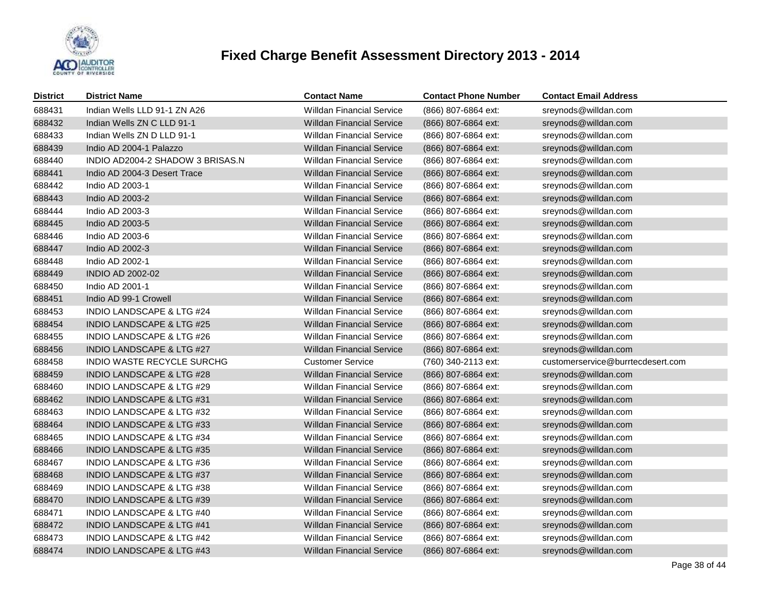# Fixed Charge Benefit Assessment Directory 2013 - 2014

| District | District Name | Contact Name | Contact Phone Number | Contact Email Address |
|---|---|---|---|---|
| 688431 | Indian Wells LLD 91-1 ZN A26 | Willdan Financial Service | (866) 807-6864 ext: | sreynods@willdan.com |
| 688432 | Indian Wells ZN C LLD 91-1 | Willdan Financial Service | (866) 807-6864 ext: | sreynods@willdan.com |
| 688433 | Indian Wells ZN D LLD 91-1 | Willdan Financial Service | (866) 807-6864 ext: | sreynods@willdan.com |
| 688439 | Indio AD 2004-1 Palazzo | Willdan Financial Service | (866) 807-6864 ext: | sreynods@willdan.com |
| 688440 | INDIO AD2004-2 SHADOW 3 BRISAS.N | Willdan Financial Service | (866) 807-6864 ext: | sreynods@willdan.com |
| 688441 | Indio AD 2004-3 Desert Trace | Willdan Financial Service | (866) 807-6864 ext: | sreynods@willdan.com |
| 688442 | Indio AD 2003-1 | Willdan Financial Service | (866) 807-6864 ext: | sreynods@willdan.com |
| 688443 | Indio AD 2003-2 | Willdan Financial Service | (866) 807-6864 ext: | sreynods@willdan.com |
| 688444 | Indio AD 2003-3 | Willdan Financial Service | (866) 807-6864 ext: | sreynods@willdan.com |
| 688445 | Indio AD 2003-5 | Willdan Financial Service | (866) 807-6864 ext: | sreynods@willdan.com |
| 688446 | Indio AD 2003-6 | Willdan Financial Service | (866) 807-6864 ext: | sreynods@willdan.com |
| 688447 | Indio AD 2002-3 | Willdan Financial Service | (866) 807-6864 ext: | sreynods@willdan.com |
| 688448 | Indio AD 2002-1 | Willdan Financial Service | (866) 807-6864 ext: | sreynods@willdan.com |
| 688449 | INDIO AD 2002-02 | Willdan Financial Service | (866) 807-6864 ext: | sreynods@willdan.com |
| 688450 | Indio AD 2001-1 | Willdan Financial Service | (866) 807-6864 ext: | sreynods@willdan.com |
| 688451 | Indio AD 99-1 Crowell | Willdan Financial Service | (866) 807-6864 ext: | sreynods@willdan.com |
| 688453 | INDIO LANDSCAPE & LTG #24 | Willdan Financial Service | (866) 807-6864 ext: | sreynods@willdan.com |
| 688454 | INDIO LANDSCAPE & LTG #25 | Willdan Financial Service | (866) 807-6864 ext: | sreynods@willdan.com |
| 688455 | INDIO LANDSCAPE & LTG #26 | Willdan Financial Service | (866) 807-6864 ext: | sreynods@willdan.com |
| 688456 | INDIO LANDSCAPE & LTG #27 | Willdan Financial Service | (866) 807-6864 ext: | sreynods@willdan.com |
| 688458 | INDIO WASTE RECYCLE SURCHG | Customer Service | (760) 340-2113 ext: | customerservice@burrtecdesert.com |
| 688459 | INDIO LANDSCAPE & LTG #28 | Willdan Financial Service | (866) 807-6864 ext: | sreynods@willdan.com |
| 688460 | INDIO LANDSCAPE & LTG #29 | Willdan Financial Service | (866) 807-6864 ext: | sreynods@willdan.com |
| 688462 | INDIO LANDSCAPE & LTG #31 | Willdan Financial Service | (866) 807-6864 ext: | sreynods@willdan.com |
| 688463 | INDIO LANDSCAPE & LTG #32 | Willdan Financial Service | (866) 807-6864 ext: | sreynods@willdan.com |
| 688464 | INDIO LANDSCAPE & LTG #33 | Willdan Financial Service | (866) 807-6864 ext: | sreynods@willdan.com |
| 688465 | INDIO LANDSCAPE & LTG #34 | Willdan Financial Service | (866) 807-6864 ext: | sreynods@willdan.com |
| 688466 | INDIO LANDSCAPE & LTG #35 | Willdan Financial Service | (866) 807-6864 ext: | sreynods@willdan.com |
| 688467 | INDIO LANDSCAPE & LTG #36 | Willdan Financial Service | (866) 807-6864 ext: | sreynods@willdan.com |
| 688468 | INDIO LANDSCAPE & LTG #37 | Willdan Financial Service | (866) 807-6864 ext: | sreynods@willdan.com |
| 688469 | INDIO LANDSCAPE & LTG #38 | Willdan Financial Service | (866) 807-6864 ext: | sreynods@willdan.com |
| 688470 | INDIO LANDSCAPE & LTG #39 | Willdan Financial Service | (866) 807-6864 ext: | sreynods@willdan.com |
| 688471 | INDIO LANDSCAPE & LTG #40 | Willdan Financial Service | (866) 807-6864 ext: | sreynods@willdan.com |
| 688472 | INDIO LANDSCAPE & LTG #41 | Willdan Financial Service | (866) 807-6864 ext: | sreynods@willdan.com |
| 688473 | INDIO LANDSCAPE & LTG #42 | Willdan Financial Service | (866) 807-6864 ext: | sreynods@willdan.com |
| 688474 | INDIO LANDSCAPE & LTG #43 | Willdan Financial Service | (866) 807-6864 ext: | sreynods@willdan.com |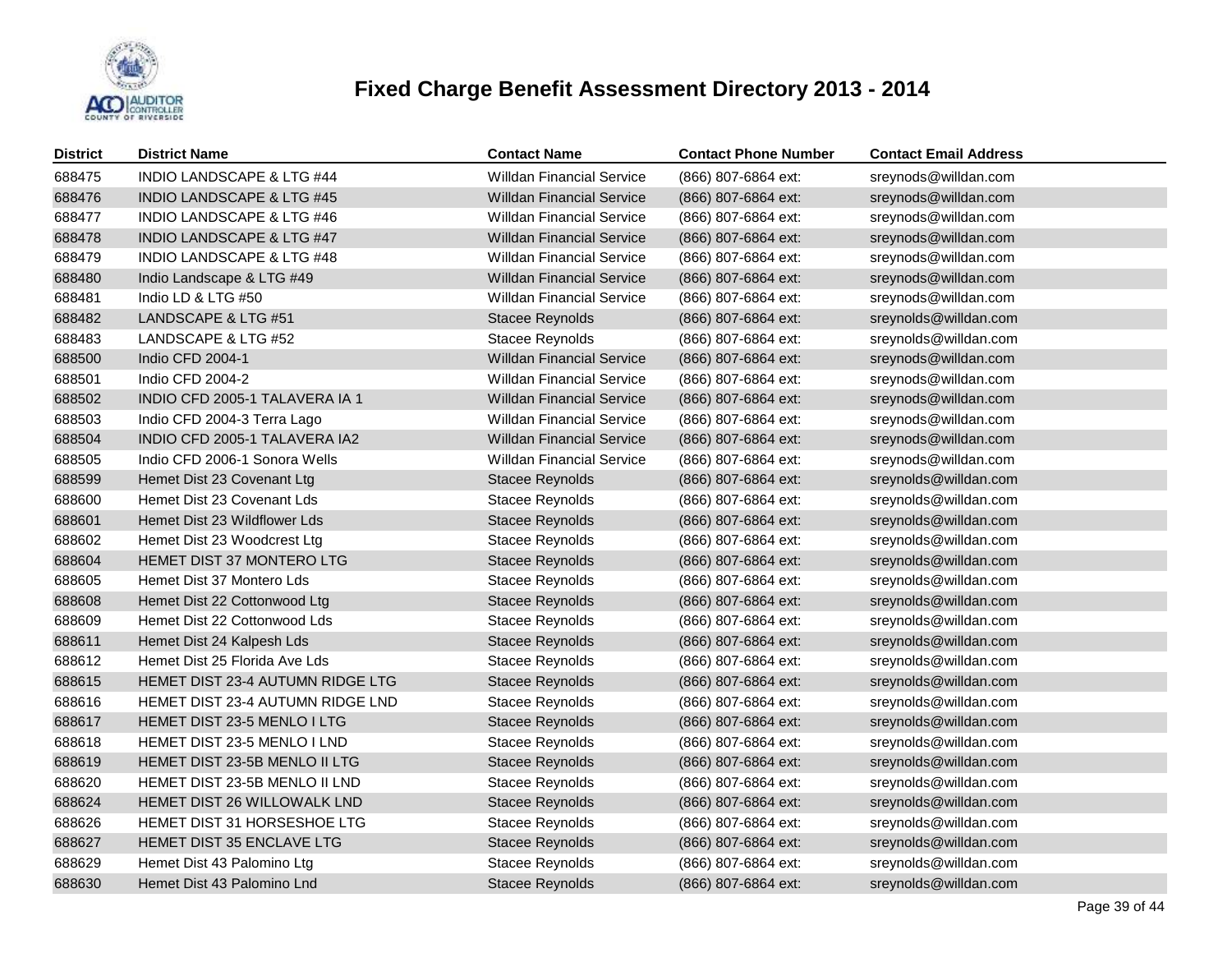# Fixed Charge Benefit Assessment Directory 2013 - 2014

| District | District Name | Contact Name | Contact Phone Number | Contact Email Address |
|---|---|---|---|---|
| 688475 | INDIO LANDSCAPE & LTG #44 | Willdan Financial Service | (866) 807-6864 ext: | sreynods@willdan.com |
| 688476 | INDIO LANDSCAPE & LTG #45 | Willdan Financial Service | (866) 807-6864 ext: | sreynods@willdan.com |
| 688477 | INDIO LANDSCAPE & LTG #46 | Willdan Financial Service | (866) 807-6864 ext: | sreynods@willdan.com |
| 688478 | INDIO LANDSCAPE & LTG #47 | Willdan Financial Service | (866) 807-6864 ext: | sreynods@willdan.com |
| 688479 | INDIO LANDSCAPE & LTG #48 | Willdan Financial Service | (866) 807-6864 ext: | sreynods@willdan.com |
| 688480 | Indio Landscape & LTG #49 | Willdan Financial Service | (866) 807-6864 ext: | sreynods@willdan.com |
| 688481 | Indio LD & LTG #50 | Willdan Financial Service | (866) 807-6864 ext: | sreynods@willdan.com |
| 688482 | LANDSCAPE & LTG #51 | Stacee Reynolds | (866) 807-6864 ext: | sreynolds@willdan.com |
| 688483 | LANDSCAPE & LTG #52 | Stacee Reynolds | (866) 807-6864 ext: | sreynolds@willdan.com |
| 688500 | Indio CFD 2004-1 | Willdan Financial Service | (866) 807-6864 ext: | sreynods@willdan.com |
| 688501 | Indio CFD 2004-2 | Willdan Financial Service | (866) 807-6864 ext: | sreynods@willdan.com |
| 688502 | INDIO CFD 2005-1 TALAVERA IA 1 | Willdan Financial Service | (866) 807-6864 ext: | sreynods@willdan.com |
| 688503 | Indio CFD 2004-3 Terra Lago | Willdan Financial Service | (866) 807-6864 ext: | sreynods@willdan.com |
| 688504 | INDIO CFD 2005-1 TALAVERA IA2 | Willdan Financial Service | (866) 807-6864 ext: | sreynods@willdan.com |
| 688505 | Indio CFD 2006-1 Sonora Wells | Willdan Financial Service | (866) 807-6864 ext: | sreynods@willdan.com |
| 688599 | Hemet Dist 23 Covenant Ltg | Stacee Reynolds | (866) 807-6864 ext: | sreynolds@willdan.com |
| 688600 | Hemet Dist 23 Covenant Lds | Stacee Reynolds | (866) 807-6864 ext: | sreynolds@willdan.com |
| 688601 | Hemet Dist 23 Wildflower Lds | Stacee Reynolds | (866) 807-6864 ext: | sreynolds@willdan.com |
| 688602 | Hemet Dist 23 Woodcrest Ltg | Stacee Reynolds | (866) 807-6864 ext: | sreynolds@willdan.com |
| 688604 | HEMET DIST 37 MONTERO LTG | Stacee Reynolds | (866) 807-6864 ext: | sreynolds@willdan.com |
| 688605 | Hemet Dist 37 Montero Lds | Stacee Reynolds | (866) 807-6864 ext: | sreynolds@willdan.com |
| 688608 | Hemet Dist 22 Cottonwood Ltg | Stacee Reynolds | (866) 807-6864 ext: | sreynolds@willdan.com |
| 688609 | Hemet Dist 22 Cottonwood Lds | Stacee Reynolds | (866) 807-6864 ext: | sreynolds@willdan.com |
| 688611 | Hemet Dist 24 Kalpesh Lds | Stacee Reynolds | (866) 807-6864 ext: | sreynolds@willdan.com |
| 688612 | Hemet Dist 25 Florida Ave Lds | Stacee Reynolds | (866) 807-6864 ext: | sreynolds@willdan.com |
| 688615 | HEMET DIST 23-4 AUTUMN RIDGE LTG | Stacee Reynolds | (866) 807-6864 ext: | sreynolds@willdan.com |
| 688616 | HEMET DIST 23-4 AUTUMN RIDGE LND | Stacee Reynolds | (866) 807-6864 ext: | sreynolds@willdan.com |
| 688617 | HEMET DIST 23-5 MENLO I LTG | Stacee Reynolds | (866) 807-6864 ext: | sreynolds@willdan.com |
| 688618 | HEMET DIST 23-5 MENLO I LND | Stacee Reynolds | (866) 807-6864 ext: | sreynolds@willdan.com |
| 688619 | HEMET DIST 23-5B MENLO II LTG | Stacee Reynolds | (866) 807-6864 ext: | sreynolds@willdan.com |
| 688620 | HEMET DIST 23-5B MENLO II LND | Stacee Reynolds | (866) 807-6864 ext: | sreynolds@willdan.com |
| 688624 | HEMET DIST 26 WILLOWALK LND | Stacee Reynolds | (866) 807-6864 ext: | sreynolds@willdan.com |
| 688626 | HEMET DIST 31 HORSESHOE LTG | Stacee Reynolds | (866) 807-6864 ext: | sreynolds@willdan.com |
| 688627 | HEMET DIST 35 ENCLAVE LTG | Stacee Reynolds | (866) 807-6864 ext: | sreynolds@willdan.com |
| 688629 | Hemet Dist 43 Palomino Ltg | Stacee Reynolds | (866) 807-6864 ext: | sreynolds@willdan.com |
| 688630 | Hemet Dist 43 Palomino Lnd | Stacee Reynolds | (866) 807-6864 ext: | sreynolds@willdan.com |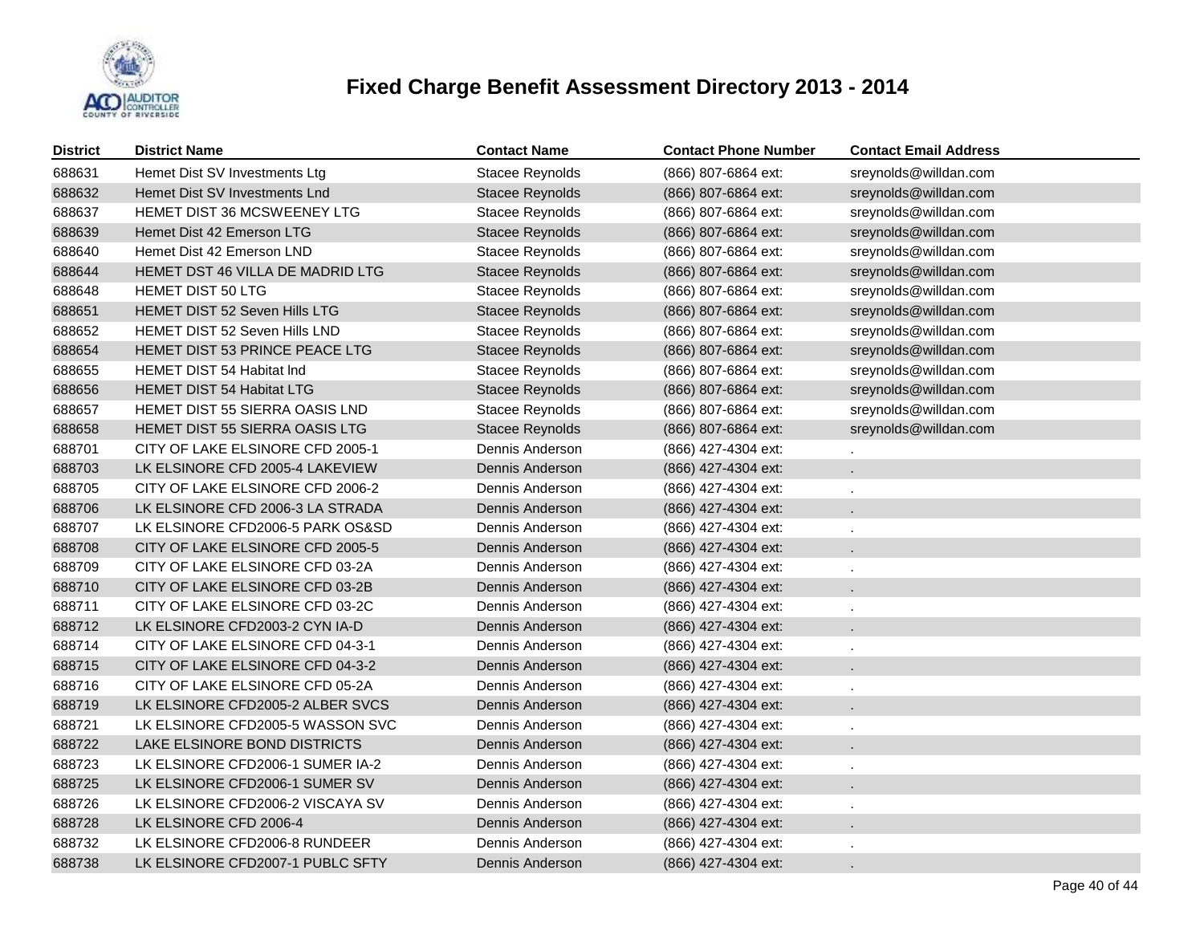# Fixed Charge Benefit Assessment Directory 2013 - 2014

| District | District Name | Contact Name | Contact Phone Number | Contact Email Address |
|---|---|---|---|---|
| 688631 | Hemet Dist SV Investments Ltg | Stacee Reynolds | (866) 807-6864 ext: | sreynolds@willdan.com |
| 688632 | Hemet Dist SV Investments Lnd | Stacee Reynolds | (866) 807-6864 ext: | sreynolds@willdan.com |
| 688637 | HEMET DIST 36 MCSWEENEY LTG | Stacee Reynolds | (866) 807-6864 ext: | sreynolds@willdan.com |
| 688639 | Hemet Dist 42 Emerson LTG | Stacee Reynolds | (866) 807-6864 ext: | sreynolds@willdan.com |
| 688640 | Hemet Dist 42 Emerson LND | Stacee Reynolds | (866) 807-6864 ext: | sreynolds@willdan.com |
| 688644 | HEMET DST 46 VILLA DE MADRID LTG | Stacee Reynolds | (866) 807-6864 ext: | sreynolds@willdan.com |
| 688648 | HEMET DIST 50 LTG | Stacee Reynolds | (866) 807-6864 ext: | sreynolds@willdan.com |
| 688651 | HEMET DIST 52 Seven Hills LTG | Stacee Reynolds | (866) 807-6864 ext: | sreynolds@willdan.com |
| 688652 | HEMET DIST 52 Seven Hills LND | Stacee Reynolds | (866) 807-6864 ext: | sreynolds@willdan.com |
| 688654 | HEMET DIST 53 PRINCE PEACE LTG | Stacee Reynolds | (866) 807-6864 ext: | sreynolds@willdan.com |
| 688655 | HEMET DIST 54 Habitat lnd | Stacee Reynolds | (866) 807-6864 ext: | sreynolds@willdan.com |
| 688656 | HEMET DIST 54 Habitat LTG | Stacee Reynolds | (866) 807-6864 ext: | sreynolds@willdan.com |
| 688657 | HEMET DIST 55 SIERRA OASIS LND | Stacee Reynolds | (866) 807-6864 ext: | sreynolds@willdan.com |
| 688658 | HEMET DIST 55 SIERRA OASIS LTG | Stacee Reynolds | (866) 807-6864 ext: | sreynolds@willdan.com |
| 688701 | CITY OF LAKE ELSINORE CFD 2005-1 | Dennis Anderson | (866) 427-4304 ext: | . |
| 688703 | LK ELSINORE CFD 2005-4 LAKEVIEW | Dennis Anderson | (866) 427-4304 ext: | . |
| 688705 | CITY OF LAKE ELSINORE CFD 2006-2 | Dennis Anderson | (866) 427-4304 ext: | . |
| 688706 | LK ELSINORE CFD 2006-3 LA STRADA | Dennis Anderson | (866) 427-4304 ext: | . |
| 688707 | LK ELSINORE CFD2006-5 PARK OS&SD | Dennis Anderson | (866) 427-4304 ext: | . |
| 688708 | CITY OF LAKE ELSINORE CFD 2005-5 | Dennis Anderson | (866) 427-4304 ext: | . |
| 688709 | CITY OF LAKE ELSINORE CFD 03-2A | Dennis Anderson | (866) 427-4304 ext: | . |
| 688710 | CITY OF LAKE ELSINORE CFD 03-2B | Dennis Anderson | (866) 427-4304 ext: | . |
| 688711 | CITY OF LAKE ELSINORE CFD 03-2C | Dennis Anderson | (866) 427-4304 ext: | . |
| 688712 | LK ELSINORE CFD2003-2 CYN IA-D | Dennis Anderson | (866) 427-4304 ext: | . |
| 688714 | CITY OF LAKE ELSINORE CFD 04-3-1 | Dennis Anderson | (866) 427-4304 ext: | . |
| 688715 | CITY OF LAKE ELSINORE CFD 04-3-2 | Dennis Anderson | (866) 427-4304 ext: | . |
| 688716 | CITY OF LAKE ELSINORE CFD 05-2A | Dennis Anderson | (866) 427-4304 ext: | . |
| 688719 | LK ELSINORE CFD2005-2 ALBER SVCS | Dennis Anderson | (866) 427-4304 ext: | . |
| 688721 | LK ELSINORE CFD2005-5 WASSON SVC | Dennis Anderson | (866) 427-4304 ext: | . |
| 688722 | LAKE ELSINORE BOND DISTRICTS | Dennis Anderson | (866) 427-4304 ext: | . |
| 688723 | LK ELSINORE CFD2006-1 SUMER IA-2 | Dennis Anderson | (866) 427-4304 ext: | . |
| 688725 | LK ELSINORE CFD2006-1 SUMER SV | Dennis Anderson | (866) 427-4304 ext: | . |
| 688726 | LK ELSINORE CFD2006-2 VISCAYA SV | Dennis Anderson | (866) 427-4304 ext: | . |
| 688728 | LK ELSINORE CFD 2006-4 | Dennis Anderson | (866) 427-4304 ext: | . |
| 688732 | LK ELSINORE CFD2006-8 RUNDEER | Dennis Anderson | (866) 427-4304 ext: | . |
| 688738 | LK ELSINORE CFD2007-1 PUBLC SFTY | Dennis Anderson | (866) 427-4304 ext: | . |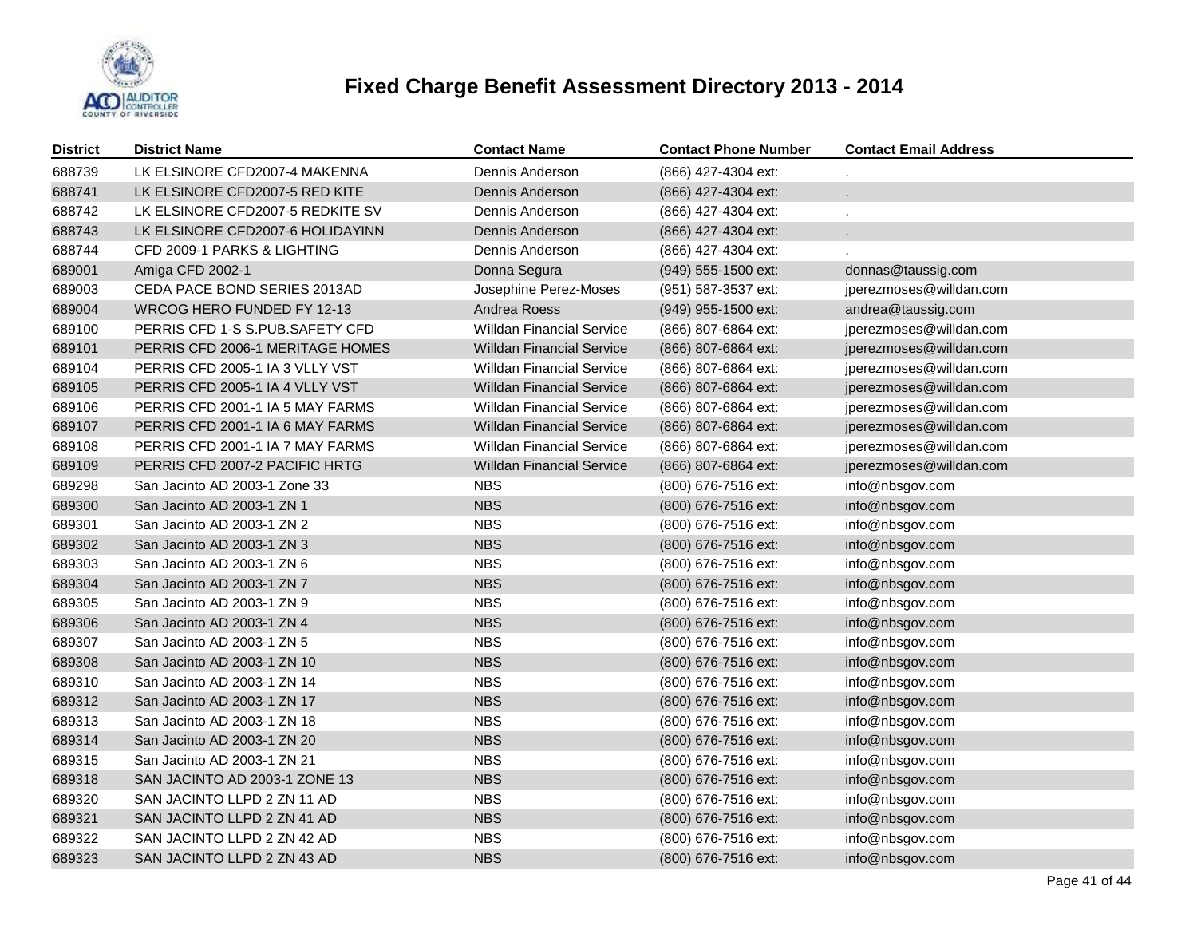# Fixed Charge Benefit Assessment Directory 2013 - 2014

| District | District Name | Contact Name | Contact Phone Number | Contact Email Address |
|---|---|---|---|---|
| 688739 | LK ELSINORE CFD2007-4 MAKENNA | Dennis Anderson | (866) 427-4304 ext: | . |
| 688741 | LK ELSINORE CFD2007-5 RED KITE | Dennis Anderson | (866) 427-4304 ext: | . |
| 688742 | LK ELSINORE CFD2007-5 REDKITE SV | Dennis Anderson | (866) 427-4304 ext: | . |
| 688743 | LK ELSINORE CFD2007-6 HOLIDAYINN | Dennis Anderson | (866) 427-4304 ext: | . |
| 688744 | CFD 2009-1 PARKS & LIGHTING | Dennis Anderson | (866) 427-4304 ext: | . |
| 689001 | Amiga CFD 2002-1 | Donna Segura | (949) 555-1500 ext: | donnas@taussig.com |
| 689003 | CEDA PACE BOND SERIES 2013AD | Josephine Perez-Moses | (951) 587-3537 ext: | jperezmoses@willdan.com |
| 689004 | WRCOG HERO FUNDED FY 12-13 | Andrea Roess | (949) 955-1500 ext: | andrea@taussig.com |
| 689100 | PERRIS CFD 1-S S.PUB.SAFETY CFD | Willdan Financial Service | (866) 807-6864 ext: | jperezmoses@willdan.com |
| 689101 | PERRIS CFD 2006-1 MERITAGE HOMES | Willdan Financial Service | (866) 807-6864 ext: | jperezmoses@willdan.com |
| 689104 | PERRIS CFD 2005-1 IA 3 VLLY VST | Willdan Financial Service | (866) 807-6864 ext: | jperezmoses@willdan.com |
| 689105 | PERRIS CFD 2005-1 IA 4 VLLY VST | Willdan Financial Service | (866) 807-6864 ext: | jperezmoses@willdan.com |
| 689106 | PERRIS CFD 2001-1 IA 5 MAY FARMS | Willdan Financial Service | (866) 807-6864 ext: | jperezmoses@willdan.com |
| 689107 | PERRIS CFD 2001-1 IA 6 MAY FARMS | Willdan Financial Service | (866) 807-6864 ext: | jperezmoses@willdan.com |
| 689108 | PERRIS CFD 2001-1 IA 7 MAY FARMS | Willdan Financial Service | (866) 807-6864 ext: | jperezmoses@willdan.com |
| 689109 | PERRIS CFD 2007-2 PACIFIC HRTG | Willdan Financial Service | (866) 807-6864 ext: | jperezmoses@willdan.com |
| 689298 | San Jacinto AD 2003-1 Zone 33 | NBS | (800) 676-7516 ext: | info@nbsgov.com |
| 689300 | San Jacinto AD 2003-1 ZN 1 | NBS | (800) 676-7516 ext: | info@nbsgov.com |
| 689301 | San Jacinto AD 2003-1 ZN 2 | NBS | (800) 676-7516 ext: | info@nbsgov.com |
| 689302 | San Jacinto AD 2003-1 ZN 3 | NBS | (800) 676-7516 ext: | info@nbsgov.com |
| 689303 | San Jacinto AD 2003-1 ZN 6 | NBS | (800) 676-7516 ext: | info@nbsgov.com |
| 689304 | San Jacinto AD 2003-1 ZN 7 | NBS | (800) 676-7516 ext: | info@nbsgov.com |
| 689305 | San Jacinto AD 2003-1 ZN 9 | NBS | (800) 676-7516 ext: | info@nbsgov.com |
| 689306 | San Jacinto AD 2003-1 ZN 4 | NBS | (800) 676-7516 ext: | info@nbsgov.com |
| 689307 | San Jacinto AD 2003-1 ZN 5 | NBS | (800) 676-7516 ext: | info@nbsgov.com |
| 689308 | San Jacinto AD 2003-1 ZN 10 | NBS | (800) 676-7516 ext: | info@nbsgov.com |
| 689310 | San Jacinto AD 2003-1 ZN 14 | NBS | (800) 676-7516 ext: | info@nbsgov.com |
| 689312 | San Jacinto AD 2003-1 ZN 17 | NBS | (800) 676-7516 ext: | info@nbsgov.com |
| 689313 | San Jacinto AD 2003-1 ZN 18 | NBS | (800) 676-7516 ext: | info@nbsgov.com |
| 689314 | San Jacinto AD 2003-1 ZN 20 | NBS | (800) 676-7516 ext: | info@nbsgov.com |
| 689315 | San Jacinto AD 2003-1 ZN 21 | NBS | (800) 676-7516 ext: | info@nbsgov.com |
| 689318 | SAN JACINTO AD 2003-1 ZONE 13 | NBS | (800) 676-7516 ext: | info@nbsgov.com |
| 689320 | SAN JACINTO LLPD 2 ZN 11 AD | NBS | (800) 676-7516 ext: | info@nbsgov.com |
| 689321 | SAN JACINTO LLPD 2 ZN 41 AD | NBS | (800) 676-7516 ext: | info@nbsgov.com |
| 689322 | SAN JACINTO LLPD 2 ZN 42 AD | NBS | (800) 676-7516 ext: | info@nbsgov.com |
| 689323 | SAN JACINTO LLPD 2 ZN 43 AD | NBS | (800) 676-7516 ext: | info@nbsgov.com |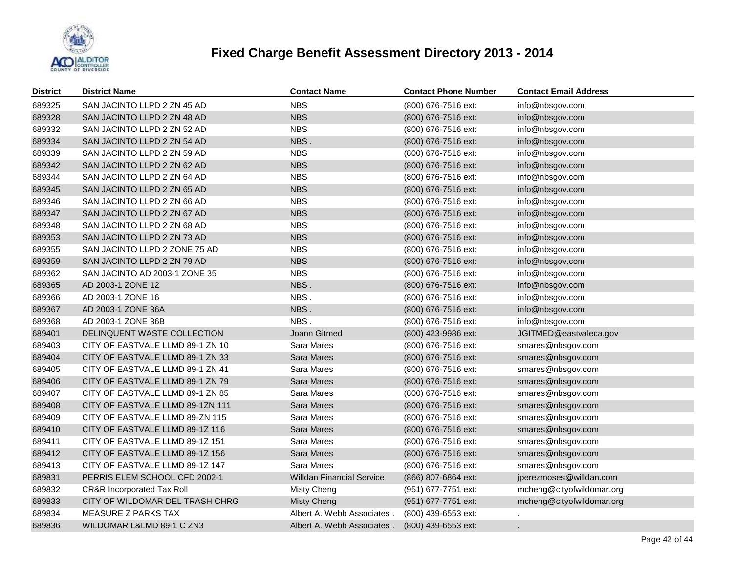# Fixed Charge Benefit Assessment Directory 2013 - 2014

| District | District Name | Contact Name | Contact Phone Number | Contact Email Address |
|---|---|---|---|---|
| 689325 | SAN JACINTO LLPD 2 ZN 45 AD | NBS | (800) 676-7516 ext: | info@nbsgov.com |
| 689328 | SAN JACINTO LLPD 2 ZN 48 AD | NBS | (800) 676-7516 ext: | info@nbsgov.com |
| 689332 | SAN JACINTO LLPD 2 ZN 52 AD | NBS | (800) 676-7516 ext: | info@nbsgov.com |
| 689334 | SAN JACINTO LLPD 2 ZN 54 AD | NBS . | (800) 676-7516 ext: | info@nbsgov.com |
| 689339 | SAN JACINTO LLPD 2 ZN 59 AD | NBS | (800) 676-7516 ext: | info@nbsgov.com |
| 689342 | SAN JACINTO LLPD 2 ZN 62 AD | NBS | (800) 676-7516 ext: | info@nbsgov.com |
| 689344 | SAN JACINTO LLPD 2 ZN 64 AD | NBS | (800) 676-7516 ext: | info@nbsgov.com |
| 689345 | SAN JACINTO LLPD 2 ZN 65 AD | NBS | (800) 676-7516 ext: | info@nbsgov.com |
| 689346 | SAN JACINTO LLPD 2 ZN 66 AD | NBS | (800) 676-7516 ext: | info@nbsgov.com |
| 689347 | SAN JACINTO LLPD 2 ZN 67 AD | NBS | (800) 676-7516 ext: | info@nbsgov.com |
| 689348 | SAN JACINTO LLPD 2 ZN 68 AD | NBS | (800) 676-7516 ext: | info@nbsgov.com |
| 689353 | SAN JACINTO LLPD 2 ZN 73 AD | NBS | (800) 676-7516 ext: | info@nbsgov.com |
| 689355 | SAN JACINTO LLPD 2 ZONE 75 AD | NBS | (800) 676-7516 ext: | info@nbsgov.com |
| 689359 | SAN JACINTO LLPD 2 ZN 79 AD | NBS | (800) 676-7516 ext: | info@nbsgov.com |
| 689362 | SAN JACINTO AD 2003-1 ZONE 35 | NBS | (800) 676-7516 ext: | info@nbsgov.com |
| 689365 | AD 2003-1 ZONE 12 | NBS . | (800) 676-7516 ext: | info@nbsgov.com |
| 689366 | AD 2003-1 ZONE 16 | NBS . | (800) 676-7516 ext: | info@nbsgov.com |
| 689367 | AD 2003-1 ZONE 36A | NBS . | (800) 676-7516 ext: | info@nbsgov.com |
| 689368 | AD 2003-1 ZONE 36B | NBS . | (800) 676-7516 ext: | info@nbsgov.com |
| 689401 | DELINQUENT WASTE COLLECTION | Joann Gitmed | (800) 423-9986 ext: | JGITMED@eastvaleca.gov |
| 689403 | CITY OF EASTVALE LLMD 89-1 ZN 10 | Sara Mares | (800) 676-7516 ext: | smares@nbsgov.com |
| 689404 | CITY OF EASTVALE LLMD 89-1 ZN 33 | Sara Mares | (800) 676-7516 ext: | smares@nbsgov.com |
| 689405 | CITY OF EASTVALE LLMD 89-1 ZN 41 | Sara Mares | (800) 676-7516 ext: | smares@nbsgov.com |
| 689406 | CITY OF EASTVALE LLMD 89-1 ZN 79 | Sara Mares | (800) 676-7516 ext: | smares@nbsgov.com |
| 689407 | CITY OF EASTVALE LLMD 89-1 ZN 85 | Sara Mares | (800) 676-7516 ext: | smares@nbsgov.com |
| 689408 | CITY OF EASTVALE LLMD 89-1ZN 111 | Sara Mares | (800) 676-7516 ext: | smares@nbsgov.com |
| 689409 | CITY OF EASTVALE LLMD 89-ZN 115 | Sara Mares | (800) 676-7516 ext: | smares@nbsgov.com |
| 689410 | CITY OF EASTVALE LLMD 89-1Z 116 | Sara Mares | (800) 676-7516 ext: | smares@nbsgov.com |
| 689411 | CITY OF EASTVALE LLMD 89-1Z 151 | Sara Mares | (800) 676-7516 ext: | smares@nbsgov.com |
| 689412 | CITY OF EASTVALE LLMD 89-1Z 156 | Sara Mares | (800) 676-7516 ext: | smares@nbsgov.com |
| 689413 | CITY OF EASTVALE LLMD 89-1Z 147 | Sara Mares | (800) 676-7516 ext: | smares@nbsgov.com |
| 689831 | PERRIS ELEM SCHOOL CFD 2002-1 | Willdan Financial Service | (866) 807-6864 ext: | jperezmoses@willdan.com |
| 689832 | CR&R Incorporated Tax Roll | Misty Cheng | (951) 677-7751 ext: | mcheng@cityofwildomar.org |
| 689833 | CITY OF WILDOMAR DEL TRASH CHRG | Misty Cheng | (951) 677-7751 ext: | mcheng@cityofwildomar.org |
| 689834 | MEASURE Z PARKS TAX | Albert A. Webb Associates . | (800) 439-6553 ext: | . |
| 689836 | WILDOMAR L&LMD 89-1 C ZN3 | Albert A. Webb Associates . | (800) 439-6553 ext: | . |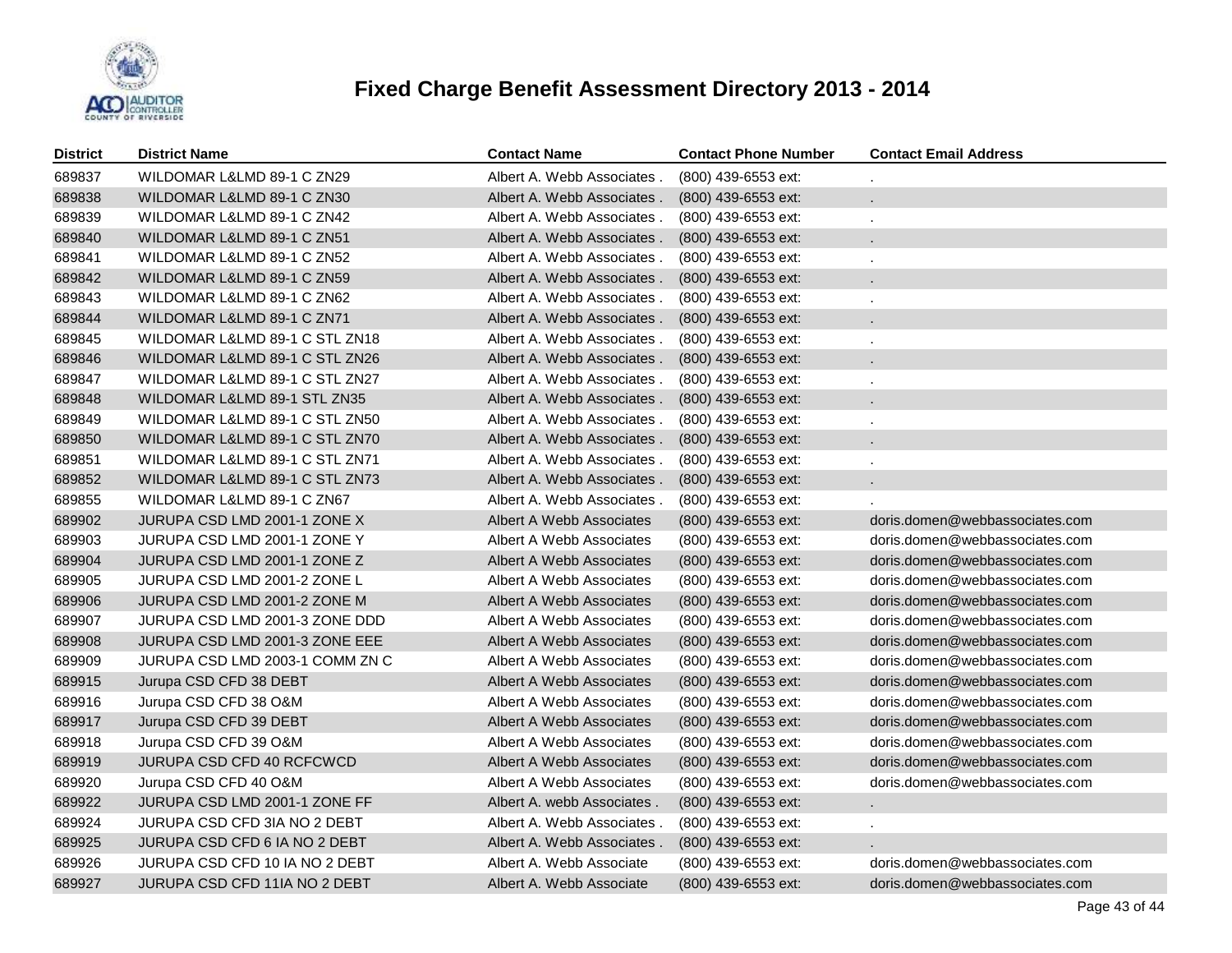# Fixed Charge Benefit Assessment Directory 2013 - 2014

| District | District Name | Contact Name | Contact Phone Number | Contact Email Address |
|---|---|---|---|---|
| 689837 | WILDOMAR L&LMD 89-1 C ZN29 | Albert A. Webb Associates . | (800) 439-6553 ext: | . |
| 689838 | WILDOMAR L&LMD 89-1 C ZN30 | Albert A. Webb Associates . | (800) 439-6553 ext: | . |
| 689839 | WILDOMAR L&LMD 89-1 C ZN42 | Albert A. Webb Associates . | (800) 439-6553 ext: | . |
| 689840 | WILDOMAR L&LMD 89-1 C ZN51 | Albert A. Webb Associates . | (800) 439-6553 ext: | . |
| 689841 | WILDOMAR L&LMD 89-1 C ZN52 | Albert A. Webb Associates . | (800) 439-6553 ext: | . |
| 689842 | WILDOMAR L&LMD 89-1 C ZN59 | Albert A. Webb Associates . | (800) 439-6553 ext: | . |
| 689843 | WILDOMAR L&LMD 89-1 C ZN62 | Albert A. Webb Associates . | (800) 439-6553 ext: | . |
| 689844 | WILDOMAR L&LMD 89-1 C ZN71 | Albert A. Webb Associates . | (800) 439-6553 ext: | . |
| 689845 | WILDOMAR L&LMD 89-1 C STL ZN18 | Albert A. Webb Associates . | (800) 439-6553 ext: | . |
| 689846 | WILDOMAR L&LMD 89-1 C STL ZN26 | Albert A. Webb Associates . | (800) 439-6553 ext: | . |
| 689847 | WILDOMAR L&LMD 89-1 C STL ZN27 | Albert A. Webb Associates . | (800) 439-6553 ext: | . |
| 689848 | WILDOMAR L&LMD 89-1 STL ZN35 | Albert A. Webb Associates . | (800) 439-6553 ext: | . |
| 689849 | WILDOMAR L&LMD 89-1 C STL ZN50 | Albert A. Webb Associates . | (800) 439-6553 ext: | . |
| 689850 | WILDOMAR L&LMD 89-1 C STL ZN70 | Albert A. Webb Associates . | (800) 439-6553 ext: | . |
| 689851 | WILDOMAR L&LMD 89-1 C STL ZN71 | Albert A. Webb Associates . | (800) 439-6553 ext: | . |
| 689852 | WILDOMAR L&LMD 89-1 C STL ZN73 | Albert A. Webb Associates . | (800) 439-6553 ext: | . |
| 689855 | WILDOMAR L&LMD 89-1 C ZN67 | Albert A. Webb Associates . | (800) 439-6553 ext: | . |
| 689902 | JURUPA CSD LMD 2001-1 ZONE X | Albert A Webb Associates | (800) 439-6553 ext: | doris.domen@webbassociates.com |
| 689903 | JURUPA CSD LMD 2001-1 ZONE Y | Albert A Webb Associates | (800) 439-6553 ext: | doris.domen@webbassociates.com |
| 689904 | JURUPA CSD LMD 2001-1 ZONE Z | Albert A Webb Associates | (800) 439-6553 ext: | doris.domen@webbassociates.com |
| 689905 | JURUPA CSD LMD 2001-2 ZONE L | Albert A Webb Associates | (800) 439-6553 ext: | doris.domen@webbassociates.com |
| 689906 | JURUPA CSD LMD 2001-2 ZONE M | Albert A Webb Associates | (800) 439-6553 ext: | doris.domen@webbassociates.com |
| 689907 | JURUPA CSD LMD 2001-3 ZONE DDD | Albert A Webb Associates | (800) 439-6553 ext: | doris.domen@webbassociates.com |
| 689908 | JURUPA CSD LMD 2001-3 ZONE EEE | Albert A Webb Associates | (800) 439-6553 ext: | doris.domen@webbassociates.com |
| 689909 | JURUPA CSD LMD 2003-1 COMM ZN C | Albert A Webb Associates | (800) 439-6553 ext: | doris.domen@webbassociates.com |
| 689915 | Jurupa CSD CFD 38 DEBT | Albert A Webb Associates | (800) 439-6553 ext: | doris.domen@webbassociates.com |
| 689916 | Jurupa CSD CFD 38 O&M | Albert A Webb Associates | (800) 439-6553 ext: | doris.domen@webbassociates.com |
| 689917 | Jurupa CSD CFD 39 DEBT | Albert A Webb Associates | (800) 439-6553 ext: | doris.domen@webbassociates.com |
| 689918 | Jurupa CSD CFD 39 O&M | Albert A Webb Associates | (800) 439-6553 ext: | doris.domen@webbassociates.com |
| 689919 | JURUPA CSD CFD 40 RCFCWCD | Albert A Webb Associates | (800) 439-6553 ext: | doris.domen@webbassociates.com |
| 689920 | Jurupa CSD CFD 40 O&M | Albert A Webb Associates | (800) 439-6553 ext: | doris.domen@webbassociates.com |
| 689922 | JURUPA CSD LMD 2001-1 ZONE FF | Albert A. webb Associates . | (800) 439-6553 ext: | . |
| 689924 | JURUPA CSD CFD 3IA NO 2 DEBT | Albert A. Webb Associates . | (800) 439-6553 ext: | . |
| 689925 | JURUPA CSD CFD 6 IA NO 2 DEBT | Albert A. Webb Associates . | (800) 439-6553 ext: | . |
| 689926 | JURUPA CSD CFD 10 IA NO 2 DEBT | Albert A. Webb Associate | (800) 439-6553 ext: | doris.domen@webbassociates.com |
| 689927 | JURUPA CSD CFD 11IA NO 2 DEBT | Albert A. Webb Associate | (800) 439-6553 ext: | doris.domen@webbassociates.com |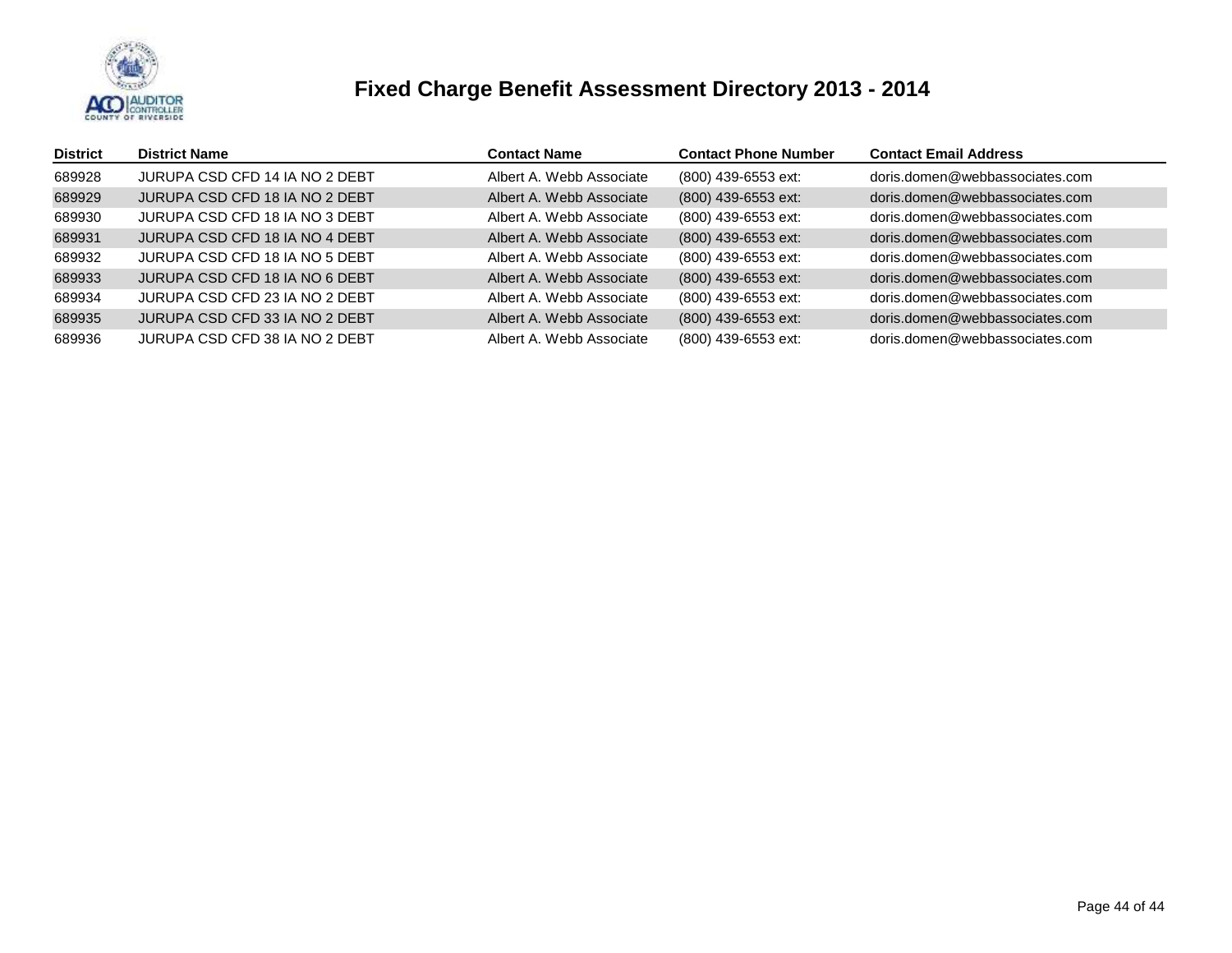# Fixed Charge Benefit Assessment Directory 2013 - 2014

| District | District Name | Contact Name | Contact Phone Number | Contact Email Address |
|---|---|---|---|---|
| 689928 | JURUPA CSD CFD 14 IA NO 2 DEBT | Albert A. Webb Associate | (800) 439-6553 ext: | doris.domen@webbassociates.com |
| 689929 | JURUPA CSD CFD 18 IA NO 2 DEBT | Albert A. Webb Associate | (800) 439-6553 ext: | doris.domen@webbassociates.com |
| 689930 | JURUPA CSD CFD 18 IA NO 3 DEBT | Albert A. Webb Associate | (800) 439-6553 ext: | doris.domen@webbassociates.com |
| 689931 | JURUPA CSD CFD 18 IA NO 4 DEBT | Albert A. Webb Associate | (800) 439-6553 ext: | doris.domen@webbassociates.com |
| 689932 | JURUPA CSD CFD 18 IA NO 5 DEBT | Albert A. Webb Associate | (800) 439-6553 ext: | doris.domen@webbassociates.com |
| 689933 | JURUPA CSD CFD 18 IA NO 6 DEBT | Albert A. Webb Associate | (800) 439-6553 ext: | doris.domen@webbassociates.com |
| 689934 | JURUPA CSD CFD 23 IA NO 2 DEBT | Albert A. Webb Associate | (800) 439-6553 ext: | doris.domen@webbassociates.com |
| 689935 | JURUPA CSD CFD 33 IA NO 2 DEBT | Albert A. Webb Associate | (800) 439-6553 ext: | doris.domen@webbassociates.com |
| 689936 | JURUPA CSD CFD 38 IA NO 2 DEBT | Albert A. Webb Associate | (800) 439-6553 ext: | doris.domen@webbassociates.com |